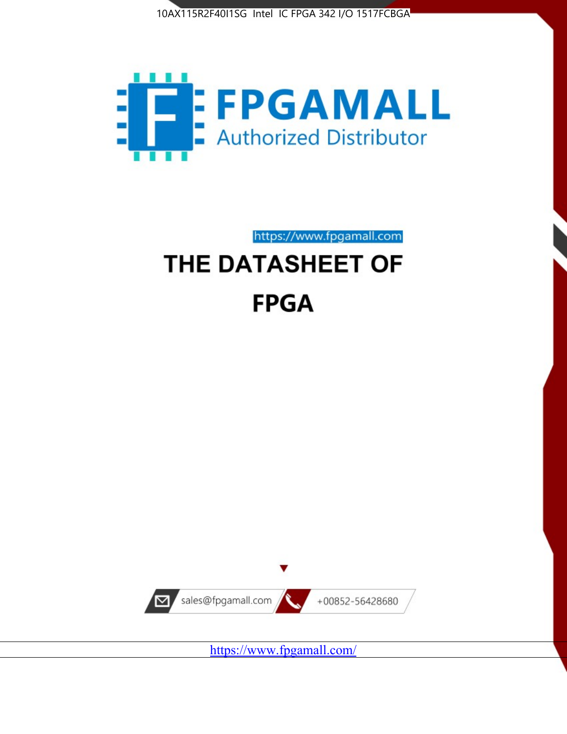10AX115R2F40I1SG Intel IC FPGA 342 I/O 1517FCBGA

FPGAMALL

Authorized Distributor

https://www.fpgamall.com

# THE DATASHEET OF

# FPGA

sales@fpgamall.com

+00852-56428680

https://www.fpgamall.com/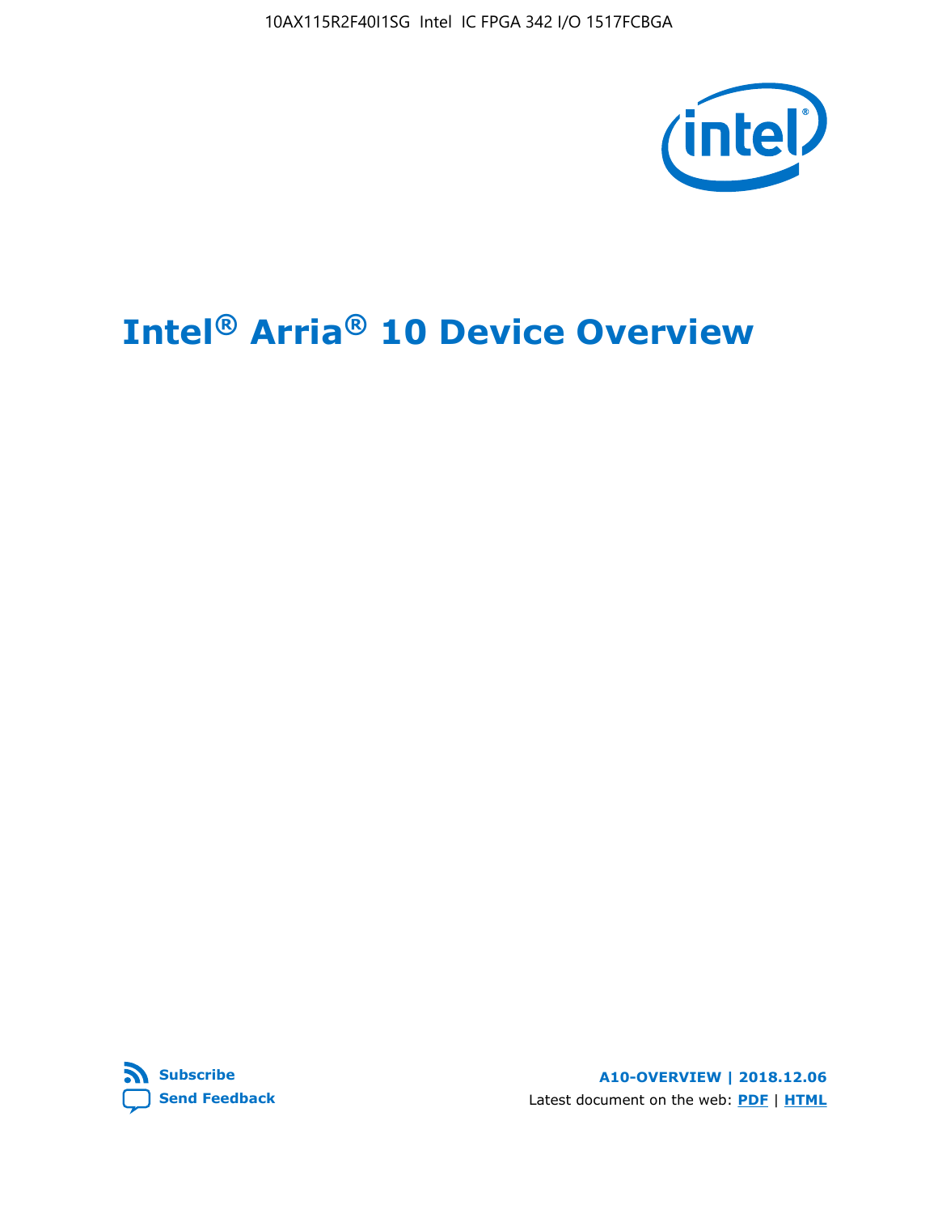# Intel® Arria® 10 Device Overview

A10-OVERVIEW | 2018.12.06

Subscribe

Send Feedback

Latest document on the web: PDF | HTML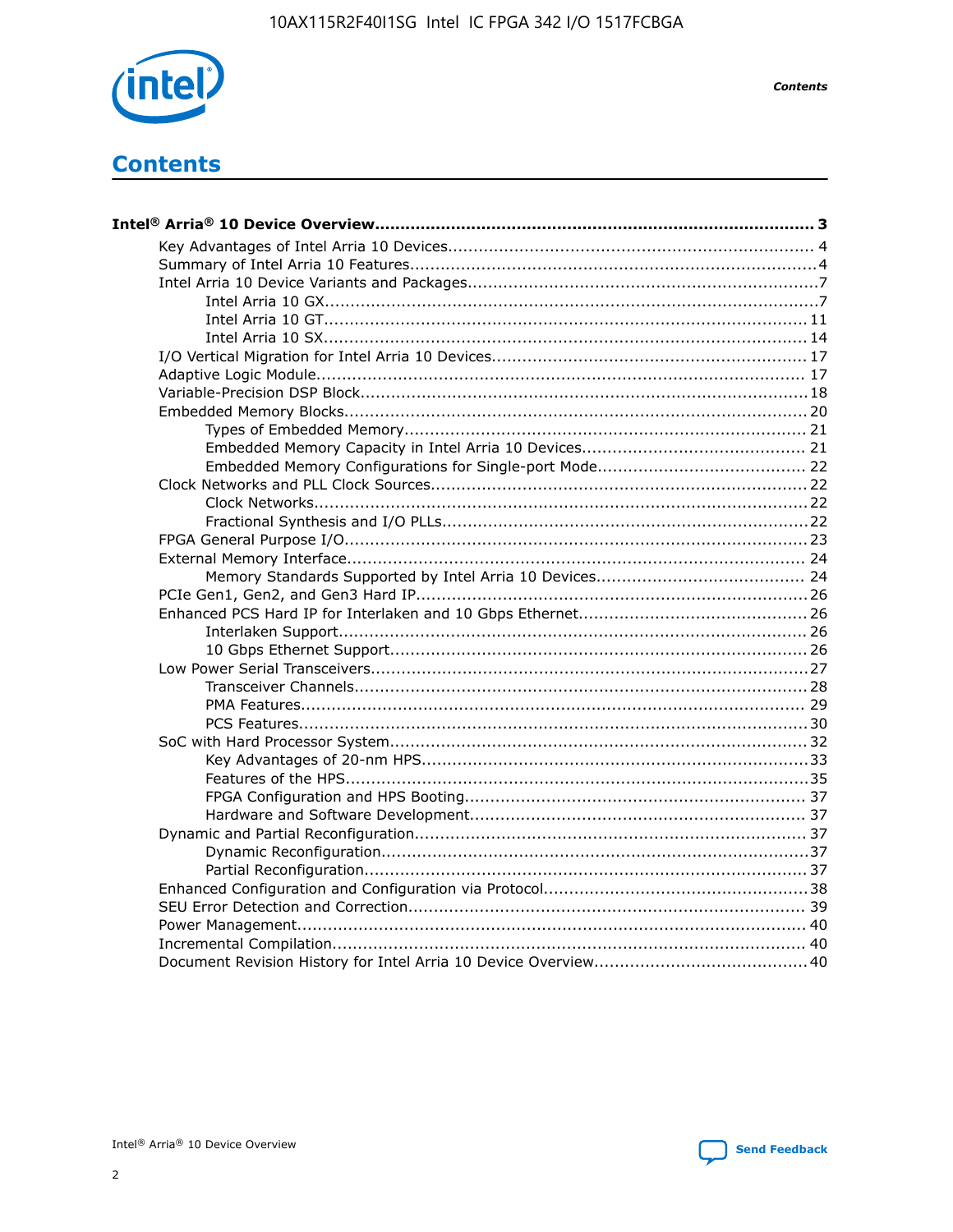# Contents

**Intel® Arria® 10 Device Overview....................................................................................... 3**

- Key Advantages of Intel Arria 10 Devices........................................................................ 4
- Summary of Intel Arria 10 Features................................................................................4
- Intel Arria 10 Device Variants and Packages.....................................................................7
    - Intel Arria 10 GX.................................................................................................7
    - Intel Arria 10 GT............................................................................................... 11
    - Intel Arria 10 SX............................................................................................... 14
- I/O Vertical Migration for Intel Arria 10 Devices.............................................................. 17
- Adaptive Logic Module................................................................................................ 17
- Variable-Precision DSP Block........................................................................................18
- Embedded Memory Blocks........................................................................................... 20
    - Types of Embedded Memory............................................................................... 21
    - Embedded Memory Capacity in Intel Arria 10 Devices............................................ 21
    - Embedded Memory Configurations for Single-port Mode......................................... 22
- Clock Networks and PLL Clock Sources.......................................................................... 22
    - Clock Networks.................................................................................................22
    - Fractional Synthesis and I/O PLLs........................................................................22
- FPGA General Purpose I/O...........................................................................................23
- External Memory Interface.......................................................................................... 24
    - Memory Standards Supported by Intel Arria 10 Devices......................................... 24
- PCIe Gen1, Gen2, and Gen3 Hard IP.............................................................................26
- Enhanced PCS Hard IP for Interlaken and 10 Gbps Ethernet.............................................26
    - Interlaken Support............................................................................................ 26
    - 10 Gbps Ethernet Support.................................................................................. 26
- Low Power Serial Transceivers......................................................................................27
    - Transceiver Channels.........................................................................................28
    - PMA Features................................................................................................... 29
    - PCS Features....................................................................................................30
- SoC with Hard Processor System.................................................................................. 32
    - Key Advantages of 20-nm HPS............................................................................33
    - Features of the HPS...........................................................................................35
    - FPGA Configuration and HPS Booting................................................................... 37
    - Hardware and Software Development.................................................................. 37
- Dynamic and Partial Reconfiguration............................................................................. 37
    - Dynamic Reconfiguration....................................................................................37
    - Partial Reconfiguration.......................................................................................37
- Enhanced Configuration and Configuration via Protocol....................................................38
- SEU Error Detection and Correction.............................................................................. 39
- Power Management.................................................................................................... 40
- Incremental Compilation............................................................................................. 40
- Document Revision History for Intel Arria 10 Device Overview.......................................... 40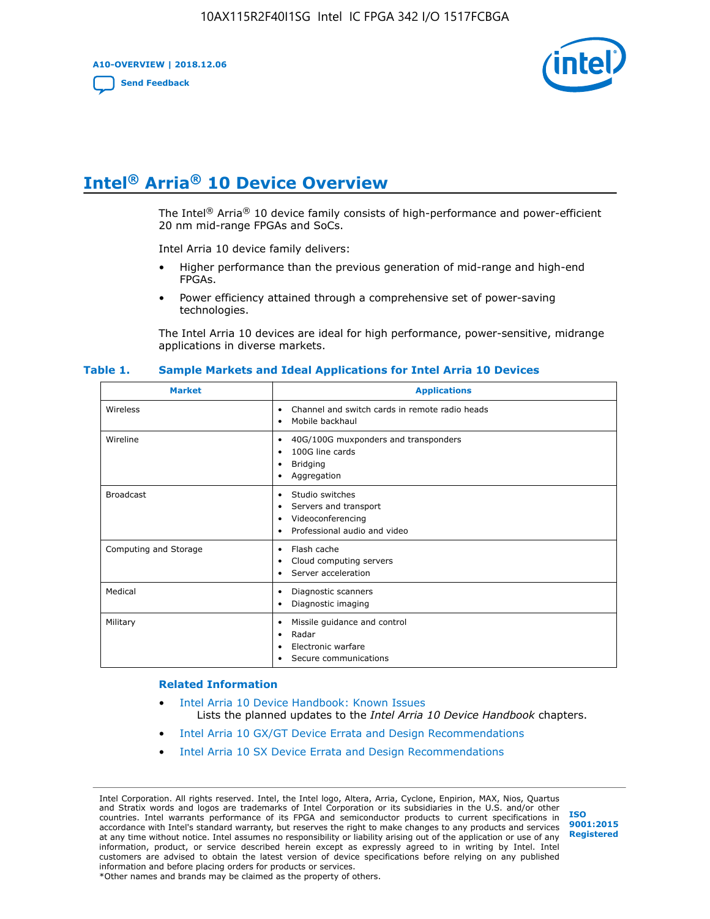# Intel® Arria® 10 Device Overview

The Intel® Arria® 10 device family consists of high-performance and power-efficient 20 nm mid-range FPGAs and SoCs.

Intel Arria 10 device family delivers:

- Higher performance than the previous generation of mid-range and high-end FPGAs.
- Power efficiency attained through a comprehensive set of power-saving technologies.

The Intel Arria 10 devices are ideal for high performance, power-sensitive, midrange applications in diverse markets.

**Table 1. Sample Markets and Ideal Applications for Intel Arria 10 Devices**

| Market | Applications |
| --- | --- |
| Wireless | • Channel and switch cards in remote radio heads<br>• Mobile backhaul |
| Wireline | • 40G/100G muxponders and transponders<br>• 100G line cards<br>• Bridging<br>• Aggregation |
| Broadcast | • Studio switches<br>• Servers and transport<br>• Videoconferencing<br>• Professional audio and video |
| Computing and Storage | • Flash cache<br>• Cloud computing servers<br>• Server acceleration |
| Medical | • Diagnostic scanners<br>• Diagnostic imaging |
| Military | • Missile guidance and control<br>• Radar<br>• Electronic warfare<br>• Secure communications |

### Related Information

- Intel Arria 10 Device Handbook: Known Issues
  Lists the planned updates to the *Intel Arria 10 Device Handbook* chapters.
- Intel Arria 10 GX/GT Device Errata and Design Recommendations
- Intel Arria 10 SX Device Errata and Design Recommendations

Intel Corporation. All rights reserved. Intel, the Intel logo, Altera, Arria, Cyclone, Enpirion, MAX, Nios, Quartus and Stratix words and logos are trademarks of Intel Corporation or its subsidiaries in the U.S. and/or other countries. Intel warrants performance of its FPGA and semiconductor products to current specifications in accordance with Intel's standard warranty, but reserves the right to make changes to any products and services at any time without notice. Intel assumes no responsibility or liability arising out of the application or use of any information, product, or service described herein except as expressly agreed to in writing by Intel. Intel customers are advised to obtain the latest version of device specifications before relying on any published information and before placing orders for products or services.
*Other names and brands may be claimed as the property of others.

ISO 9001:2015 Registered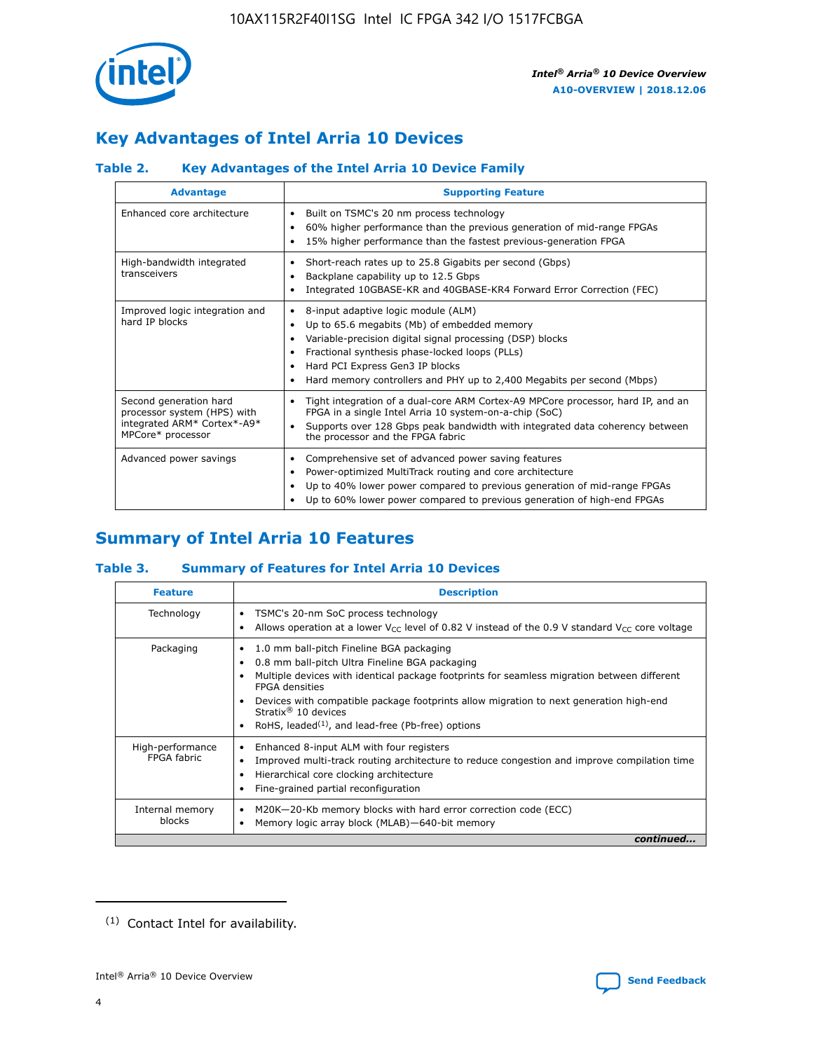## Key Advantages of Intel Arria 10 Devices

### Table 2. Key Advantages of the Intel Arria 10 Device Family

| Advantage | Supporting Feature |
|---|---|
| Enhanced core architecture | • Built on TSMC's 20 nm process technology<br>• 60% higher performance than the previous generation of mid-range FPGAs<br>• 15% higher performance than the fastest previous-generation FPGA |
| High-bandwidth integrated transceivers | • Short-reach rates up to 25.8 Gigabits per second (Gbps)<br>• Backplane capability up to 12.5 Gbps<br>• Integrated 10GBASE-KR and 40GBASE-KR4 Forward Error Correction (FEC) |
| Improved logic integration and hard IP blocks | • 8-input adaptive logic module (ALM)<br>• Up to 65.6 megabits (Mb) of embedded memory<br>• Variable-precision digital signal processing (DSP) blocks<br>• Fractional synthesis phase-locked loops (PLLs)<br>• Hard PCI Express Gen3 IP blocks<br>• Hard memory controllers and PHY up to 2,400 Megabits per second (Mbps) |
| Second generation hard processor system (HPS) with integrated ARM* Cortex*-A9* MPCore* processor | • Tight integration of a dual-core ARM Cortex-A9 MPCore processor, hard IP, and an FPGA in a single Intel Arria 10 system-on-a-chip (SoC)<br>• Supports over 128 Gbps peak bandwidth with integrated data coherency between the processor and the FPGA fabric |
| Advanced power savings | • Comprehensive set of advanced power saving features<br>• Power-optimized MultiTrack routing and core architecture<br>• Up to 40% lower power compared to previous generation of mid-range FPGAs<br>• Up to 60% lower power compared to previous generation of high-end FPGAs |

## Summary of Intel Arria 10 Features

### Table 3. Summary of Features for Intel Arria 10 Devices

| Feature | Description |
|---|---|
| Technology | • TSMC's 20-nm SoC process technology<br>• Allows operation at a lower $V_{CC}$ level of 0.82 V instead of the 0.9 V standard $V_{CC}$ core voltage |
| Packaging | • 1.0 mm ball-pitch Fineline BGA packaging<br>• 0.8 mm ball-pitch Ultra Fineline BGA packaging<br>• Multiple devices with identical package footprints for seamless migration between different FPGA densities<br>• Devices with compatible package footprints allow migration to next generation high-end Stratix® 10 devices<br>• RoHS, leaded[(1)], and lead-free (Pb-free) options |
| High-performance FPGA fabric | • Enhanced 8-input ALM with four registers<br>• Improved multi-track routing architecture to reduce congestion and improve compilation time<br>• Hierarchical core clocking architecture<br>• Fine-grained partial reconfiguration |
| Internal memory blocks | • M20K—20-Kb memory blocks with hard error correction code (ECC)<br>• Memory logic array block (MLAB)—640-bit memory |

*continued...*

(1) Contact Intel for availability.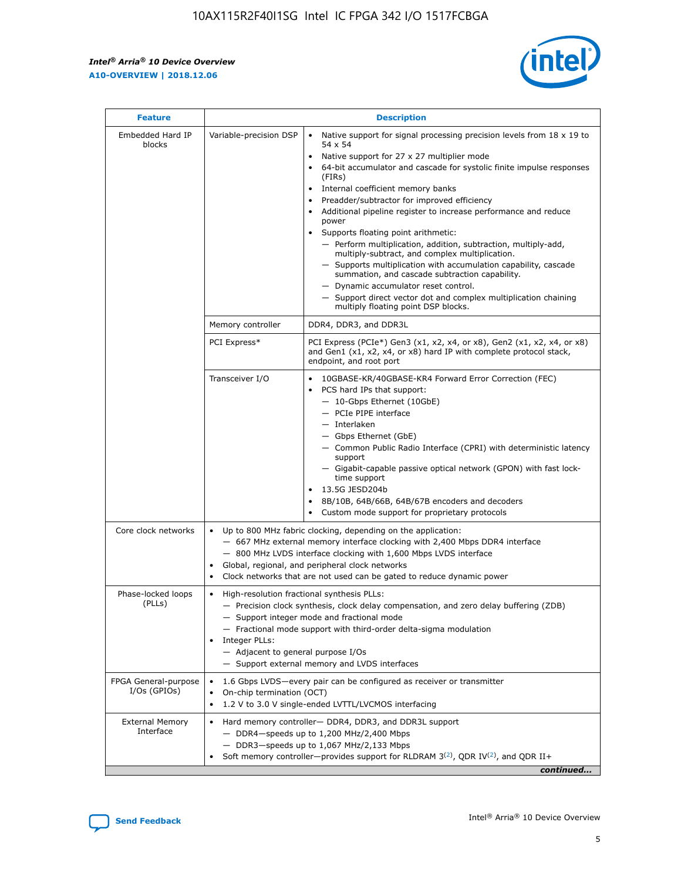| Feature | Description | |
|---|---|---|
| Embedded Hard IP blocks | Variable-precision DSP | • Native support for signal processing precision levels from 18 x 19 to 54 x 54<br>• Native support for 27 x 27 multiplier mode<br>• 64-bit accumulator and cascade for systolic finite impulse responses (FIRs)<br>• Internal coefficient memory banks<br>• Preadder/subtractor for improved efficiency<br>• Additional pipeline register to increase performance and reduce power<br>• Supports floating point arithmetic:<br>— Perform multiplication, addition, subtraction, multiply-add, multiply-subtract, and complex multiplication.<br>— Supports multiplication with accumulation capability, cascade summation, and cascade subtraction capability.<br>— Dynamic accumulator reset control.<br>— Support direct vector dot and complex multiplication chaining multiply floating point DSP blocks. |
| | Memory controller | DDR4, DDR3, and DDR3L |
| | PCI Express* | PCI Express (PCIe*) Gen3 (x1, x2, x4, or x8), Gen2 (x1, x2, x4, or x8) and Gen1 (x1, x2, x4, or x8) hard IP with complete protocol stack, endpoint, and root port |
| | Transceiver I/O | • 10GBASE-KR/40GBASE-KR4 Forward Error Correction (FEC)<br>• PCS hard IPs that support:<br>— 10-Gbps Ethernet (10GbE)<br>— PCIe PIPE interface<br>— Interlaken<br>— Gbps Ethernet (GbE)<br>— Common Public Radio Interface (CPRI) with deterministic latency support<br>— Gigabit-capable passive optical network (GPON) with fast lock-time support<br>• 13.5G JESD204b<br>• 8B/10B, 64B/66B, 64B/67B encoders and decoders<br>• Custom mode support for proprietary protocols |
| Core clock networks | • Up to 800 MHz fabric clocking, depending on the application:<br>— 667 MHz external memory interface clocking with 2,400 Mbps DDR4 interface<br>— 800 MHz LVDS interface clocking with 1,600 Mbps LVDS interface<br>• Global, regional, and peripheral clock networks<br>• Clock networks that are not used can be gated to reduce dynamic power | |
| Phase-locked loops (PLLs) | • High-resolution fractional synthesis PLLs:<br>— Precision clock synthesis, clock delay compensation, and zero delay buffering (ZDB)<br>— Support integer mode and fractional mode<br>— Fractional mode support with third-order delta-sigma modulation<br>• Integer PLLs:<br>— Adjacent to general purpose I/Os<br>— Support external memory and LVDS interfaces | |
| FPGA General-purpose I/Os (GPIOs) | • 1.6 Gbps LVDS—every pair can be configured as receiver or transmitter<br>• On-chip termination (OCT)<br>• 1.2 V to 3.0 V single-ended LVTTL/LVCMOS interfacing | |
| External Memory Interface | • Hard memory controller— DDR4, DDR3, and DDR3L support<br>— DDR4—speeds up to 1,200 MHz/2,400 Mbps<br>— DDR3—speeds up to 1,067 MHz/2,133 Mbps<br>• Soft memory controller—provides support for RLDRAM 3[(2)], QDR IV[(2)], and QDR II+ | |

*continued...*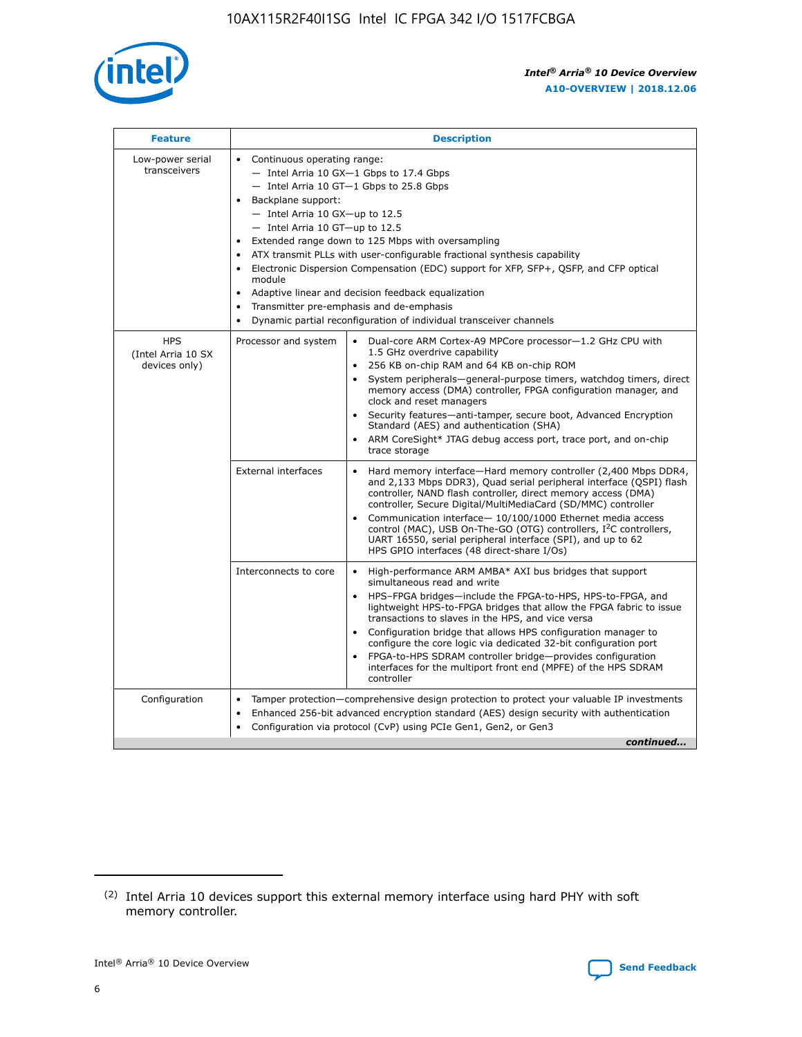| Feature | Description | |
|---|---|---|
| Low-power serial transceivers | • Continuous operating range:<br>— Intel Arria 10 GX—1 Gbps to 17.4 Gbps<br>— Intel Arria 10 GT—1 Gbps to 25.8 Gbps<br>• Backplane support:<br>— Intel Arria 10 GX—up to 12.5<br>— Intel Arria 10 GT—up to 12.5<br>• Extended range down to 125 Mbps with oversampling<br>• ATX transmit PLLs with user-configurable fractional synthesis capability<br>• Electronic Dispersion Compensation (EDC) support for XFP, SFP+, QSFP, and CFP optical module<br>• Adaptive linear and decision feedback equalization<br>• Transmitter pre-emphasis and de-emphasis<br>• Dynamic partial reconfiguration of individual transceiver channels | |
| HPS (Intel Arria 10 SX devices only) | Processor and system | • Dual-core ARM Cortex-A9 MPCore processor—1.2 GHz CPU with 1.5 GHz overdrive capability<br>• 256 KB on-chip RAM and 64 KB on-chip ROM<br>• System peripherals—general-purpose timers, watchdog timers, direct memory access (DMA) controller, FPGA configuration manager, and clock and reset managers<br>• Security features—anti-tamper, secure boot, Advanced Encryption Standard (AES) and authentication (SHA)<br>• ARM CoreSight* JTAG debug access port, trace port, and on-chip trace storage |
| | External interfaces | • Hard memory interface—Hard memory controller (2,400 Mbps DDR4, and 2,133 Mbps DDR3), Quad serial peripheral interface (QSPI) flash controller, NAND flash controller, direct memory access (DMA) controller, Secure Digital/MultiMediaCard (SD/MMC) controller<br>• Communication interface— 10/100/1000 Ethernet media access control (MAC), USB On-The-GO (OTG) controllers, I$^2$C controllers, UART 16550, serial peripheral interface (SPI), and up to 62 HPS GPIO interfaces (48 direct-share I/Os) |
| | Interconnects to core | • High-performance ARM AMBA* AXI bus bridges that support simultaneous read and write<br>• HPS–FPGA bridges—include the FPGA-to-HPS, HPS-to-FPGA, and lightweight HPS-to-FPGA bridges that allow the FPGA fabric to issue transactions to slaves in the HPS, and vice versa<br>• Configuration bridge that allows HPS configuration manager to configure the core logic via dedicated 32-bit configuration port<br>• FPGA-to-HPS SDRAM controller bridge—provides configuration interfaces for the multiport front end (MPFE) of the HPS SDRAM controller |
| Configuration | • Tamper protection—comprehensive design protection to protect your valuable IP investments<br>• Enhanced 256-bit advanced encryption standard (AES) design security with authentication<br>• Configuration via protocol (CvP) using PCIe Gen1, Gen2, or Gen3 | |

*continued...*

(2) Intel Arria 10 devices support this external memory interface using hard PHY with soft memory controller.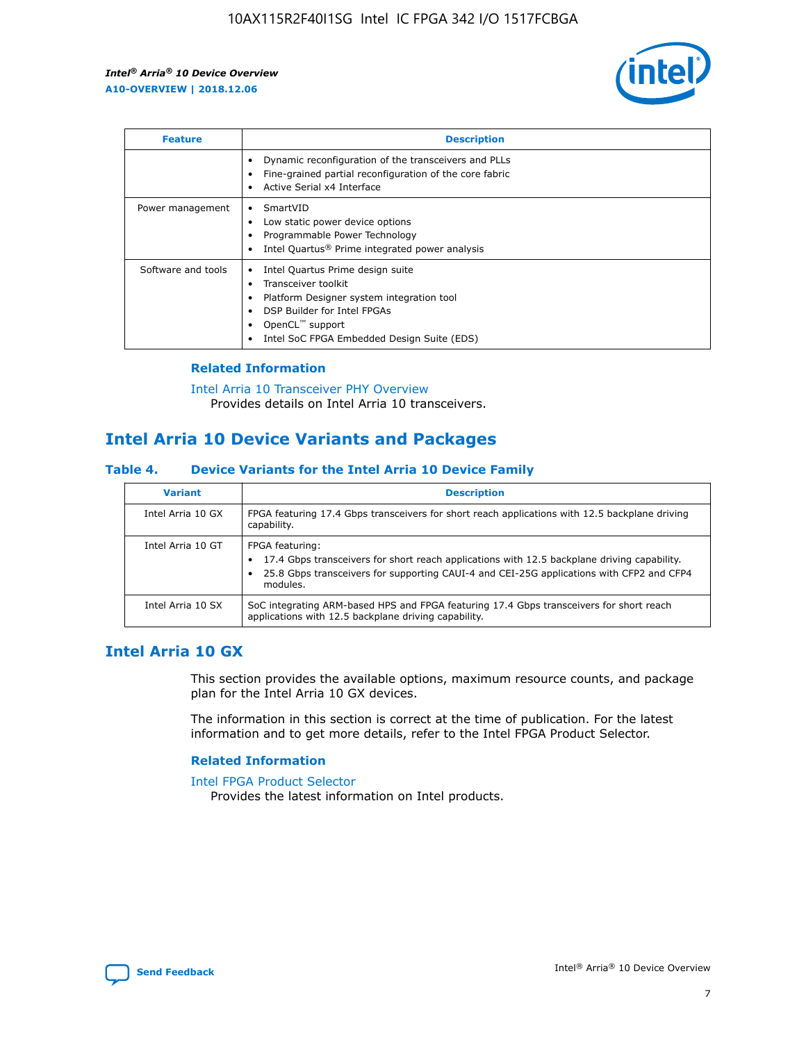| Feature | Description |
| --- | --- |
| | • Dynamic reconfiguration of the transceivers and PLLs<br>• Fine-grained partial reconfiguration of the core fabric<br>• Active Serial x4 Interface |
| Power management | • SmartVID<br>• Low static power device options<br>• Programmable Power Technology<br>• Intel Quartus® Prime integrated power analysis |
| Software and tools | • Intel Quartus Prime design suite<br>• Transceiver toolkit<br>• Platform Designer system integration tool<br>• DSP Builder for Intel FPGAs<br>• OpenCL™ support<br>• Intel SoC FPGA Embedded Design Suite (EDS) |

**Related Information**

Intel Arria 10 Transceiver PHY Overview
Provides details on Intel Arria 10 transceivers.

## Intel Arria 10 Device Variants and Packages

### Table 4. Device Variants for the Intel Arria 10 Device Family

| Variant | Description |
| --- | --- |
| Intel Arria 10 GX | FPGA featuring 17.4 Gbps transceivers for short reach applications with 12.5 backplane driving capability. |
| Intel Arria 10 GT | FPGA featuring:<br>• 17.4 Gbps transceivers for short reach applications with 12.5 backplane driving capability.<br>• 25.8 Gbps transceivers for supporting CAUI-4 and CEI-25G applications with CFP2 and CFP4 modules. |
| Intel Arria 10 SX | SoC integrating ARM-based HPS and FPGA featuring 17.4 Gbps transceivers for short reach applications with 12.5 backplane driving capability. |

## Intel Arria 10 GX

This section provides the available options, maximum resource counts, and package plan for the Intel Arria 10 GX devices.

The information in this section is correct at the time of publication. For the latest information and to get more details, refer to the Intel FPGA Product Selector.

**Related Information**

Intel FPGA Product Selector
Provides the latest information on Intel products.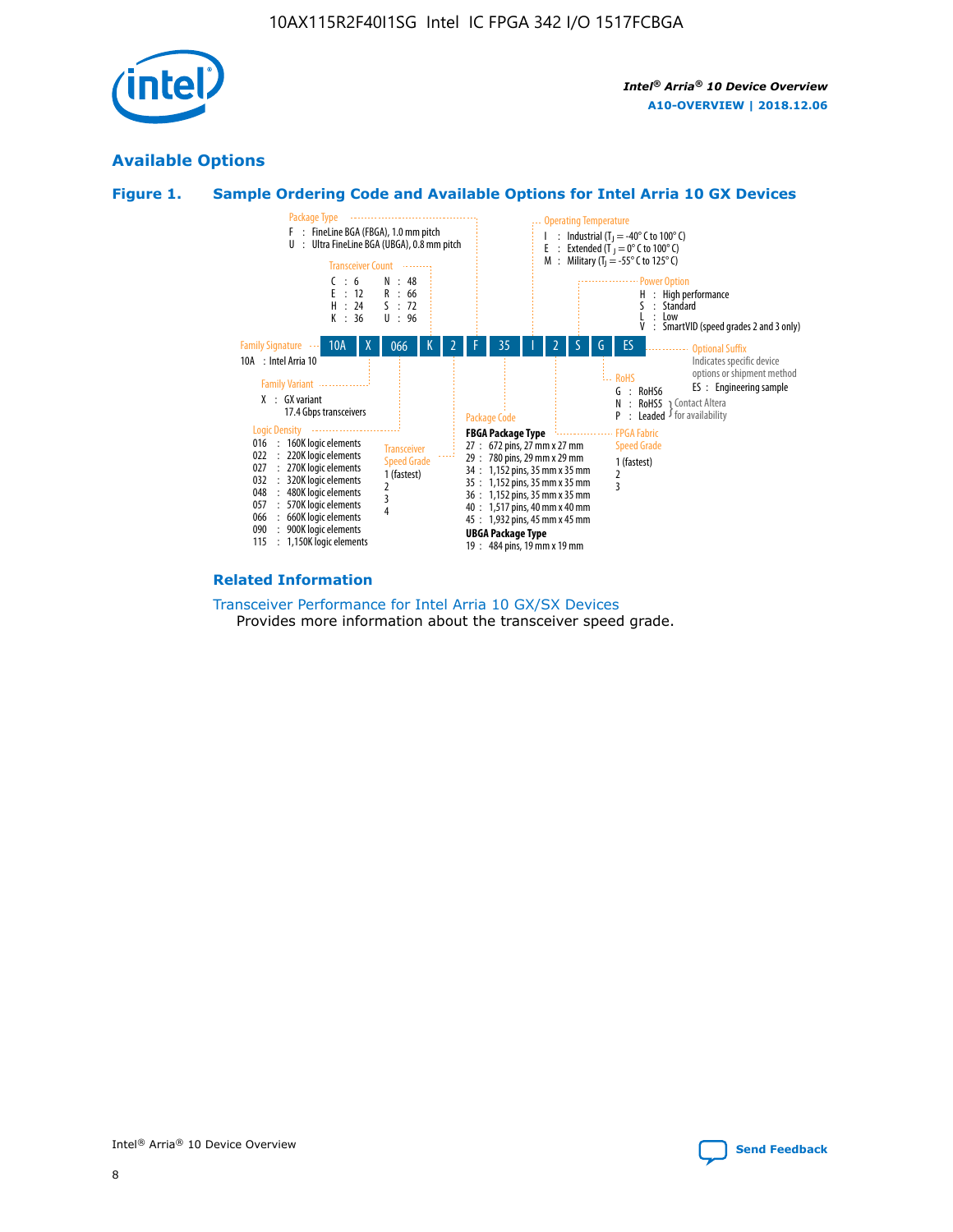## Available Options

### Figure 1. Sample Ordering Code and Available Options for Intel Arria 10 GX Devices

**Sample ordering code:** 10A X 066 K 2 F 35 I 2 S G ES

**Family Signature**
- 10A : Intel Arria 10

**Family Variant**
- X : GX variant, 17.4 Gbps transceivers

**Logic Density**
- 016 : 160K logic elements
- 022 : 220K logic elements
- 027 : 270K logic elements
- 032 : 320K logic elements
- 048 : 480K logic elements
- 057 : 570K logic elements
- 066 : 660K logic elements
- 090 : 900K logic elements
- 115 : 1,150K logic elements

**Transceiver Count**
- C : 6
- E : 12
- H : 24
- K : 36
- N : 48
- R : 66
- S : 72
- U : 96

**Transceiver Speed Grade**
- 1 (fastest)
- 2
- 3
- 4

**Package Type**
- F : FineLine BGA (FBGA), 1.0 mm pitch
- U : Ultra FineLine BGA (UBGA), 0.8 mm pitch

**Package Code**

FBGA Package Type
- 27 : 672 pins, 27 mm x 27 mm
- 29 : 780 pins, 29 mm x 29 mm
- 34 : 1,152 pins, 35 mm x 35 mm
- 35 : 1,152 pins, 35 mm x 35 mm
- 36 : 1,152 pins, 35 mm x 35 mm
- 40 : 1,517 pins, 40 mm x 40 mm
- 45 : 1,932 pins, 45 mm x 45 mm

UBGA Package Type
- 19 : 484 pins, 19 mm x 19 mm

**Operating Temperature**
- I : Industrial ($T_J$ = -40° C to 100° C)
- E : Extended ($T_J$ = 0° C to 100° C)
- M : Military ($T_J$ = -55° C to 125° C)

**FPGA Fabric Speed Grade**
- 1 (fastest)
- 2
- 3

**Power Option**
- H : High performance
- S : Standard
- L : Low
- V : SmartVID (speed grades 2 and 3 only)

**RoHS**
- G : RoHS6
- N : RoHS5 (Contact Altera for availability)
- P : Leaded (Contact Altera for availability)

**Optional Suffix**

Indicates specific device options or shipment method
- ES : Engineering sample

#### Related Information

Transceiver Performance for Intel Arria 10 GX/SX Devices
Provides more information about the transceiver speed grade.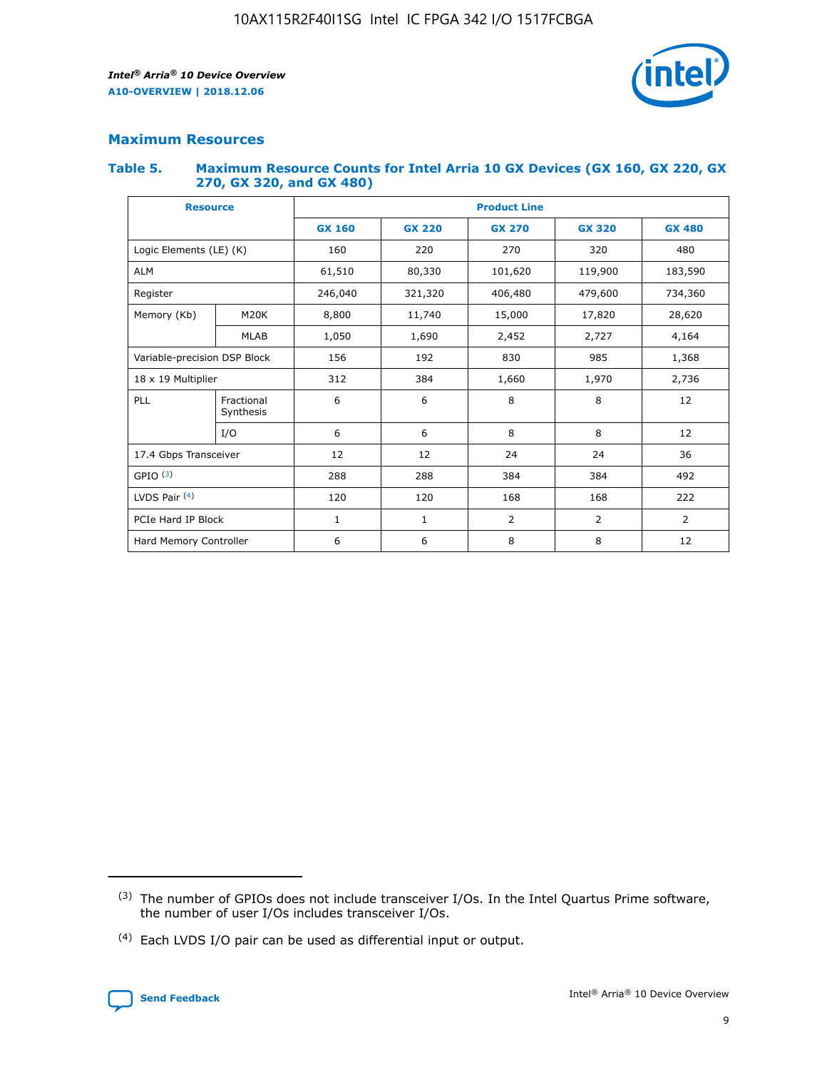## Maximum Resources

### Table 5. Maximum Resource Counts for Intel Arria 10 GX Devices (GX 160, GX 220, GX 270, GX 320, and GX 480)

| Resource | | Product Line | | | | |
|---|---|---|---|---|---|---|
| | | GX 160 | GX 220 | GX 270 | GX 320 | GX 480 |
| Logic Elements (LE) (K) | | 160 | 220 | 270 | 320 | 480 |
| ALM | | 61,510 | 80,330 | 101,620 | 119,900 | 183,590 |
| Register | | 246,040 | 321,320 | 406,480 | 479,600 | 734,360 |
| Memory (Kb) | M20K | 8,800 | 11,740 | 15,000 | 17,820 | 28,620 |
| | MLAB | 1,050 | 1,690 | 2,452 | 2,727 | 4,164 |
| Variable-precision DSP Block | | 156 | 192 | 830 | 985 | 1,368 |
| 18 x 19 Multiplier | | 312 | 384 | 1,660 | 1,970 | 2,736 |
| PLL | Fractional Synthesis | 6 | 6 | 8 | 8 | 12 |
| | I/O | 6 | 6 | 8 | 8 | 12 |
| 17.4 Gbps Transceiver | | 12 | 12 | 24 | 24 | 36 |
| GPIO [(3)] | | 288 | 288 | 384 | 384 | 492 |
| LVDS Pair [(4)] | | 120 | 120 | 168 | 168 | 222 |
| PCIe Hard IP Block | | 1 | 1 | 2 | 2 | 2 |
| Hard Memory Controller | | 6 | 6 | 8 | 8 | 12 |

(3) The number of GPIOs does not include transceiver I/Os. In the Intel Quartus Prime software, the number of user I/Os includes transceiver I/Os.

(4) Each LVDS I/O pair can be used as differential input or output.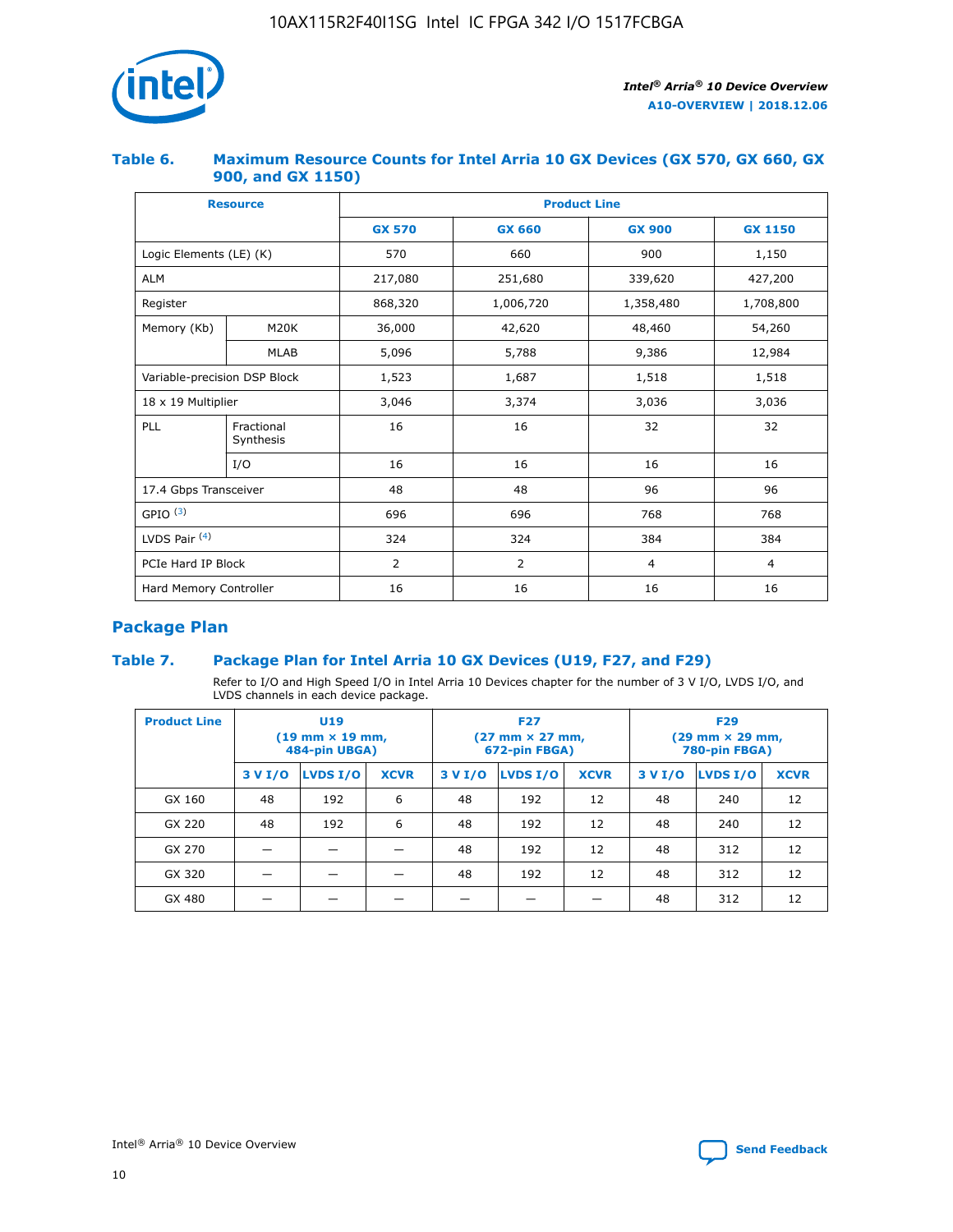## Table 6. Maximum Resource Counts for Intel Arria 10 GX Devices (GX 570, GX 660, GX 900, and GX 1150)

| Resource | | Product Line | | | |
|---|---|---|---|---|---|
| | | GX 570 | GX 660 | GX 900 | GX 1150 |
| Logic Elements (LE) (K) | | 570 | 660 | 900 | 1,150 |
| ALM | | 217,080 | 251,680 | 339,620 | 427,200 |
| Register | | 868,320 | 1,006,720 | 1,358,480 | 1,708,800 |
| Memory (Kb) | M20K | 36,000 | 42,620 | 48,460 | 54,260 |
| | MLAB | 5,096 | 5,788 | 9,386 | 12,984 |
| Variable-precision DSP Block | | 1,523 | 1,687 | 1,518 | 1,518 |
| 18 x 19 Multiplier | | 3,046 | 3,374 | 3,036 | 3,036 |
| PLL | Fractional Synthesis | 16 | 16 | 32 | 32 |
| | I/O | 16 | 16 | 16 | 16 |
| 17.4 Gbps Transceiver | | 48 | 48 | 96 | 96 |
| GPIO [(3)] | | 696 | 696 | 768 | 768 |
| LVDS Pair [(4)] | | 324 | 324 | 384 | 384 |
| PCIe Hard IP Block | | 2 | 2 | 4 | 4 |
| Hard Memory Controller | | 16 | 16 | 16 | 16 |

## Package Plan

## Table 7. Package Plan for Intel Arria 10 GX Devices (U19, F27, and F29)

Refer to I/O and High Speed I/O in Intel Arria 10 Devices chapter for the number of 3 V I/O, LVDS I/O, and LVDS channels in each device package.

| Product Line | U19 (19 mm × 19 mm, 484-pin UBGA) | | | F27 (27 mm × 27 mm, 672-pin FBGA) | | | F29 (29 mm × 29 mm, 780-pin FBGA) | | |
|---|---|---|---|---|---|---|---|---|---|
| | 3 V I/O | LVDS I/O | XCVR | 3 V I/O | LVDS I/O | XCVR | 3 V I/O | LVDS I/O | XCVR |
| GX 160 | 48 | 192 | 6 | 48 | 192 | 12 | 48 | 240 | 12 |
| GX 220 | 48 | 192 | 6 | 48 | 192 | 12 | 48 | 240 | 12 |
| GX 270 | — | — | — | 48 | 192 | 12 | 48 | 312 | 12 |
| GX 320 | — | — | — | 48 | 192 | 12 | 48 | 312 | 12 |
| GX 480 | — | — | — | — | — | — | 48 | 312 | 12 |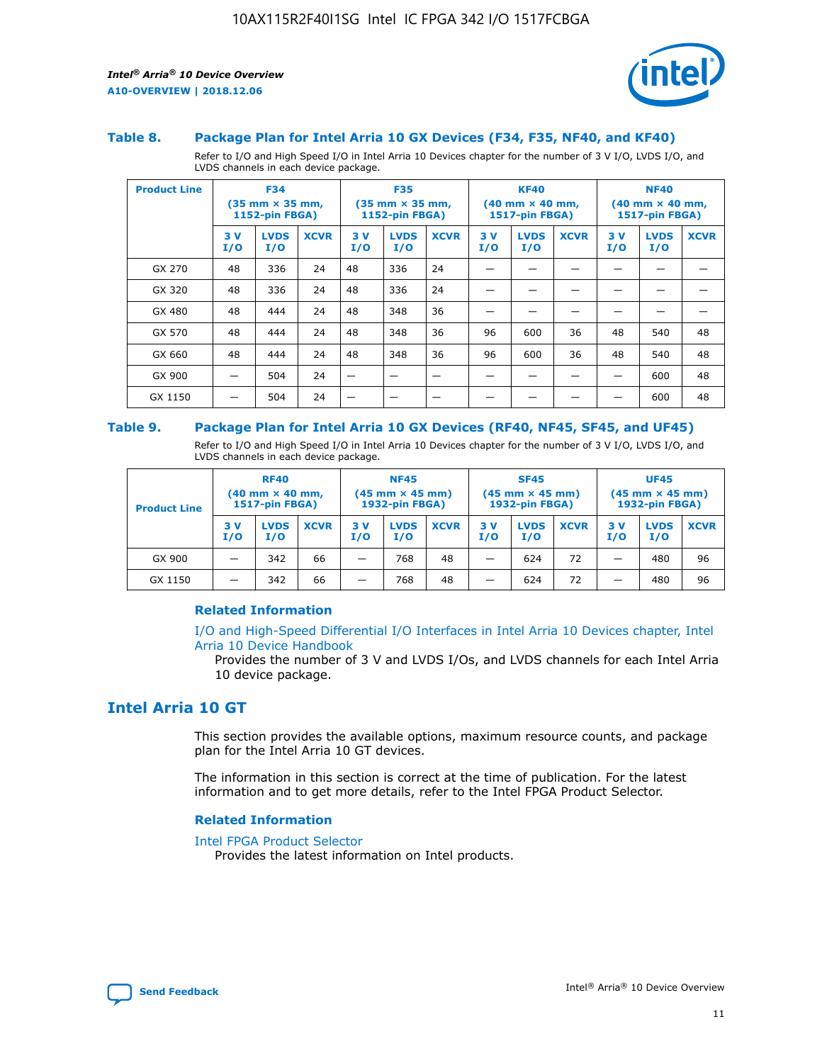### Table 8. Package Plan for Intel Arria 10 GX Devices (F34, F35, NF40, and KF40)

Refer to I/O and High Speed I/O in Intel Arria 10 Devices chapter for the number of 3 V I/O, LVDS I/O, and LVDS channels in each device package.

| Product Line | F34 (35 mm × 35 mm, 1152-pin FBGA) | | | F35 (35 mm × 35 mm, 1152-pin FBGA) | | | KF40 (40 mm × 40 mm, 1517-pin FBGA) | | | NF40 (40 mm × 40 mm, 1517-pin FBGA) | | |
|---|---|---|---|---|---|---|---|---|---|---|---|---|
| | 3 V I/O | LVDS I/O | XCVR | 3 V I/O | LVDS I/O | XCVR | 3 V I/O | LVDS I/O | XCVR | 3 V I/O | LVDS I/O | XCVR |
| GX 270 | 48 | 336 | 24 | 48 | 336 | 24 | — | — | — | — | — | — |
| GX 320 | 48 | 336 | 24 | 48 | 336 | 24 | — | — | — | — | — | — |
| GX 480 | 48 | 444 | 24 | 48 | 348 | 36 | — | — | — | — | — | — |
| GX 570 | 48 | 444 | 24 | 48 | 348 | 36 | 96 | 600 | 36 | 48 | 540 | 48 |
| GX 660 | 48 | 444 | 24 | 48 | 348 | 36 | 96 | 600 | 36 | 48 | 540 | 48 |
| GX 900 | — | 504 | 24 | — | — | — | — | — | — | — | 600 | 48 |
| GX 1150 | — | 504 | 24 | — | — | — | — | — | — | — | 600 | 48 |

### Table 9. Package Plan for Intel Arria 10 GX Devices (RF40, NF45, SF45, and UF45)

Refer to I/O and High Speed I/O in Intel Arria 10 Devices chapter for the number of 3 V I/O, LVDS I/O, and LVDS channels in each device package.

| Product Line | RF40 (40 mm × 40 mm, 1517-pin FBGA) | | | NF45 (45 mm × 45 mm) 1932-pin FBGA) | | | SF45 (45 mm × 45 mm) 1932-pin FBGA) | | | UF45 (45 mm × 45 mm) 1932-pin FBGA) | | |
|---|---|---|---|---|---|---|---|---|---|---|---|---|
| | 3 V I/O | LVDS I/O | XCVR | 3 V I/O | LVDS I/O | XCVR | 3 V I/O | LVDS I/O | XCVR | 3 V I/O | LVDS I/O | XCVR |
| GX 900 | — | 342 | 66 | — | 768 | 48 | — | 624 | 72 | — | 480 | 96 |
| GX 1150 | — | 342 | 66 | — | 768 | 48 | — | 624 | 72 | — | 480 | 96 |

#### Related Information

I/O and High-Speed Differential I/O Interfaces in Intel Arria 10 Devices chapter, Intel Arria 10 Device Handbook

Provides the number of 3 V and LVDS I/Os, and LVDS channels for each Intel Arria 10 device package.

## Intel Arria 10 GT

This section provides the available options, maximum resource counts, and package plan for the Intel Arria 10 GT devices.

The information in this section is correct at the time of publication. For the latest information and to get more details, refer to the Intel FPGA Product Selector.

#### Related Information

Intel FPGA Product Selector

Provides the latest information on Intel products.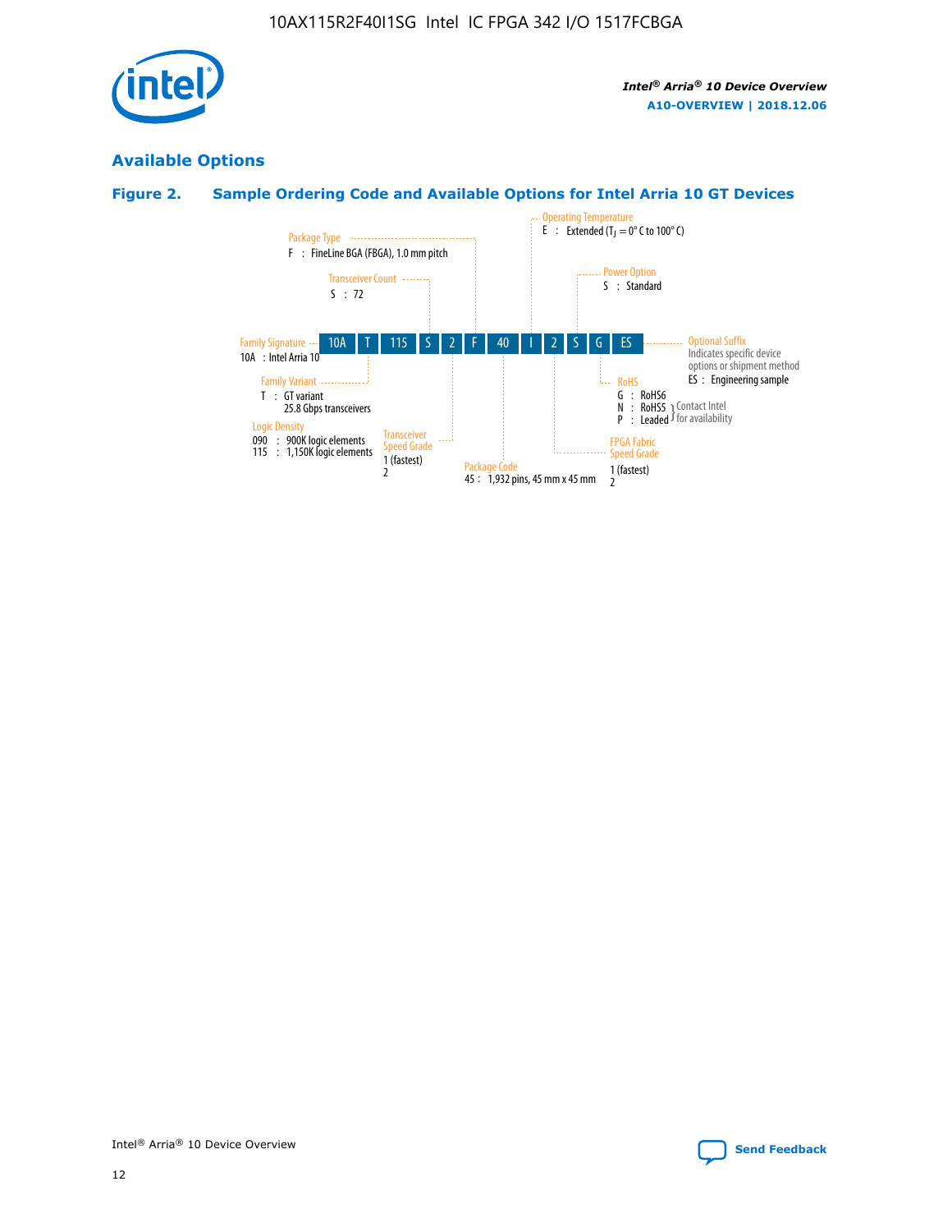## Available Options

### Figure 2. Sample Ordering Code and Available Options for Intel Arria 10 GT Devices

Sample ordering code: 10A T 115 S 2 F 40 I 2 S G ES

- **Family Signature**
  - 10A : Intel Arria 10
- **Family Variant**
  - T : GT variant, 25.8 Gbps transceivers
- **Logic Density**
  - 090 : 900K logic elements
  - 115 : 1,150K logic elements
- **Transceiver Count**
  - S : 72
- **Transceiver Speed Grade**
  - 1 (fastest)
  - 2
- **Package Type**
  - F : FineLine BGA (FBGA), 1.0 mm pitch
- **Package Code**
  - 45 : 1,932 pins, 45 mm x 45 mm
- **Operating Temperature**
  - E : Extended ($T_J$ = 0° C to 100° C)
- **FPGA Fabric Speed Grade**
  - 1 (fastest)
  - 2
- **Power Option**
  - S : Standard
- **RoHS**
  - G : RoHS6
  - N : RoHS5 (Contact Intel for availability)
  - P : Leaded (Contact Intel for availability)
- **Optional Suffix**
  - Indicates specific device options or shipment method
  - ES : Engineering sample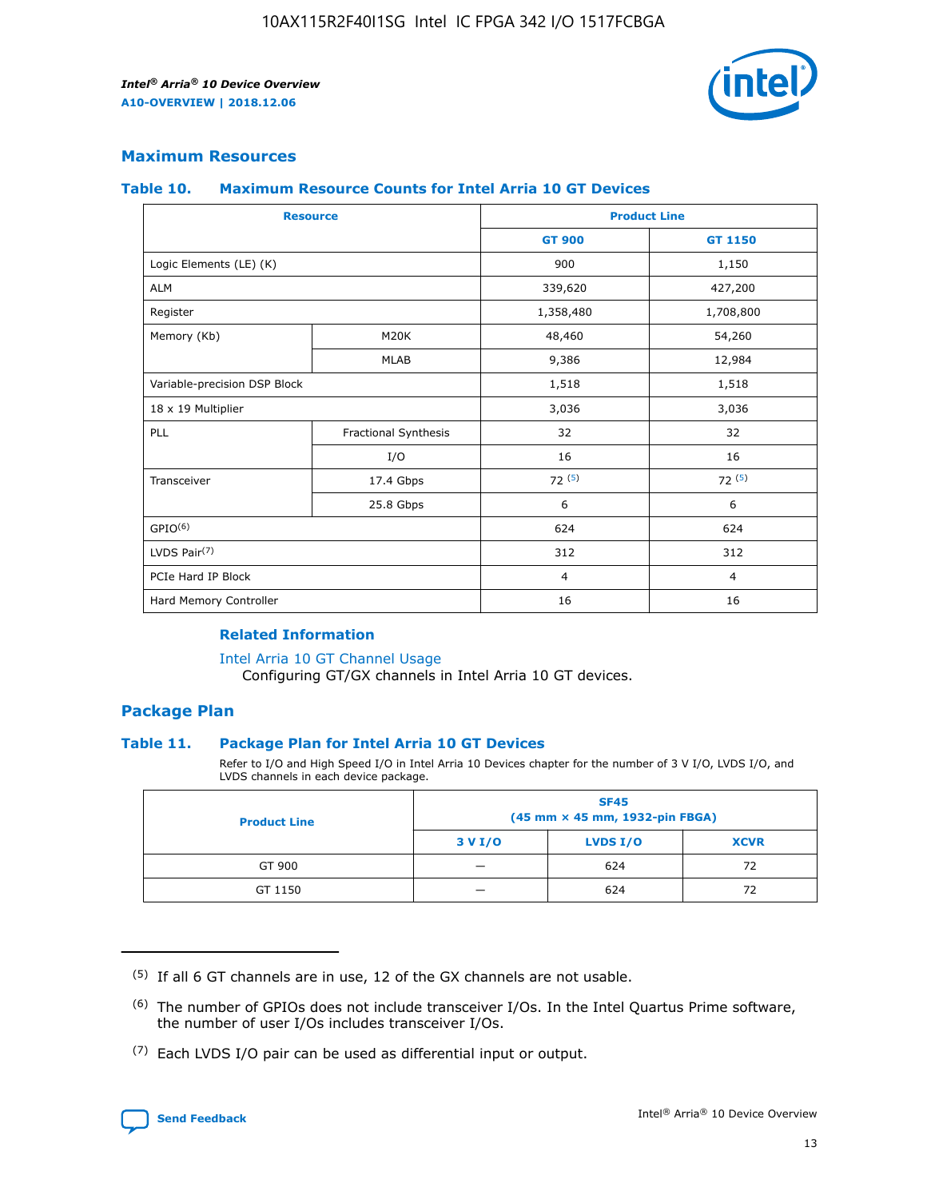## Maximum Resources

### Table 10. Maximum Resource Counts for Intel Arria 10 GT Devices

| Resource | | Product Line | |
|---|---|---|---|
| | | GT 900 | GT 1150 |
| Logic Elements (LE) (K) | | 900 | 1,150 |
| ALM | | 339,620 | 427,200 |
| Register | | 1,358,480 | 1,708,800 |
| Memory (Kb) | M20K | 48,460 | 54,260 |
| | MLAB | 9,386 | 12,984 |
| Variable-precision DSP Block | | 1,518 | 1,518 |
| 18 x 19 Multiplier | | 3,036 | 3,036 |
| PLL | Fractional Synthesis | 32 | 32 |
| | I/O | 16 | 16 |
| Transceiver | 17.4 Gbps | 72 [(5)] | 72 [(5)] |
| | 25.8 Gbps | 6 | 6 |
| GPIO[(6)] | | 624 | 624 |
| LVDS Pair[(7)] | | 312 | 312 |
| PCIe Hard IP Block | | 4 | 4 |
| Hard Memory Controller | | 16 | 16 |

#### Related Information

Intel Arria 10 GT Channel Usage
Configuring GT/GX channels in Intel Arria 10 GT devices.

## Package Plan

### Table 11. Package Plan for Intel Arria 10 GT Devices

Refer to I/O and High Speed I/O in Intel Arria 10 Devices chapter for the number of 3 V I/O, LVDS I/O, and LVDS channels in each device package.

| Product Line | SF45 (45 mm × 45 mm, 1932-pin FBGA) | | |
|---|---|---|---|
| | 3 V I/O | LVDS I/O | XCVR |
| GT 900 | — | 624 | 72 |
| GT 1150 | — | 624 | 72 |

(5) If all 6 GT channels are in use, 12 of the GX channels are not usable.

(6) The number of GPIOs does not include transceiver I/Os. In the Intel Quartus Prime software, the number of user I/Os includes transceiver I/Os.

(7) Each LVDS I/O pair can be used as differential input or output.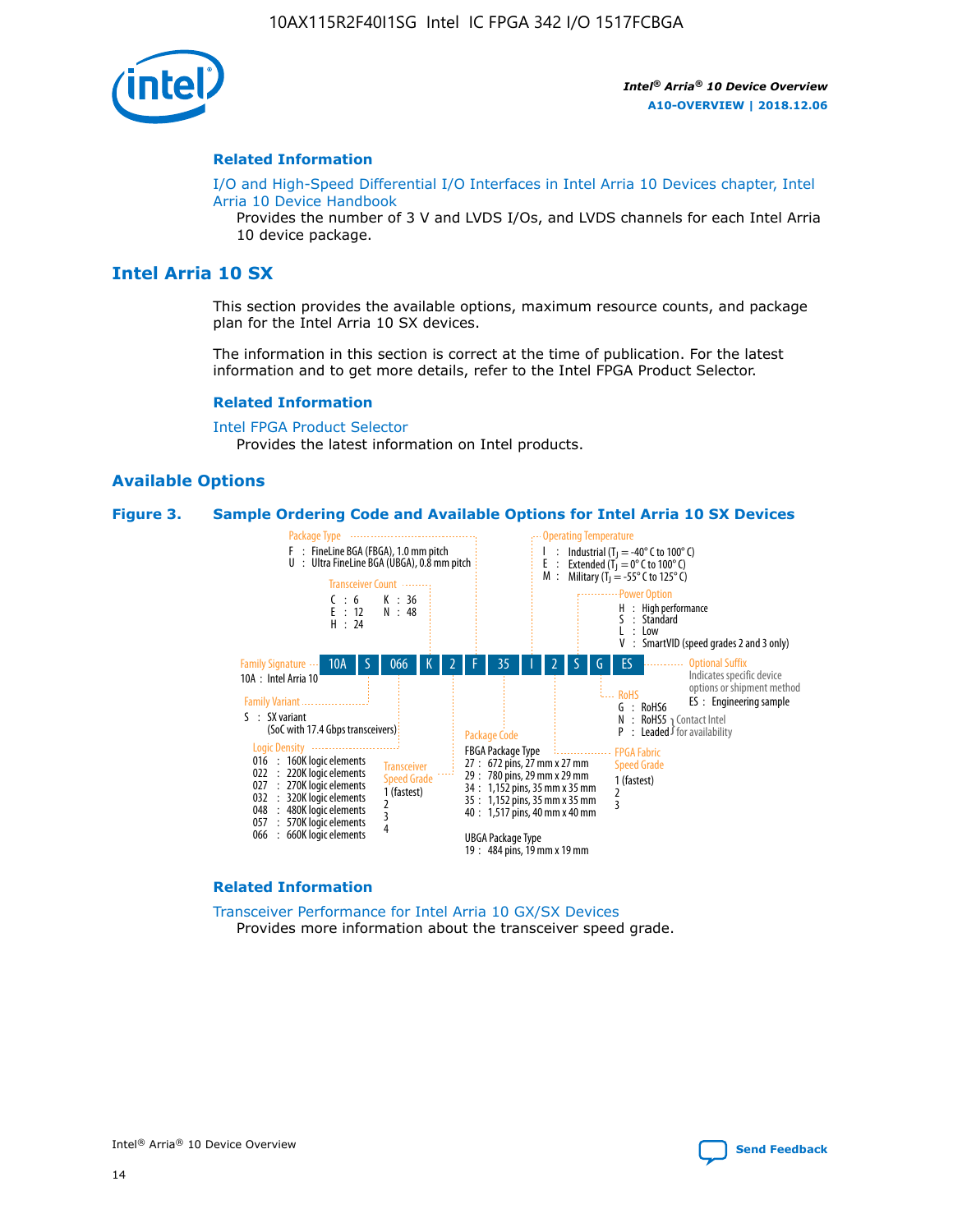**Related Information**

I/O and High-Speed Differential I/O Interfaces in Intel Arria 10 Devices chapter, Intel Arria 10 Device Handbook

Provides the number of 3 V and LVDS I/Os, and LVDS channels for each Intel Arria 10 device package.

## Intel Arria 10 SX

This section provides the available options, maximum resource counts, and package plan for the Intel Arria 10 SX devices.

The information in this section is correct at the time of publication. For the latest information and to get more details, refer to the Intel FPGA Product Selector.

**Related Information**

Intel FPGA Product Selector

Provides the latest information on Intel products.

### Available Options

**Figure 3. Sample Ordering Code and Available Options for Intel Arria 10 SX Devices**

Sample ordering code: 10A S 066 K 2 F 35 I 2 S G ES

- **Family Signature**
  - 10A : Intel Arria 10
- **Family Variant**
  - S : SX variant (SoC with 17.4 Gbps transceivers)
- **Logic Density**
  - 016 : 160K logic elements
  - 022 : 220K logic elements
  - 027 : 270K logic elements
  - 032 : 320K logic elements
  - 048 : 480K logic elements
  - 057 : 570K logic elements
  - 066 : 660K logic elements
- **Transceiver Count**
  - C : 6
  - E : 12
  - H : 24
  - K : 36
  - N : 48
- **Transceiver Speed Grade**
  - 1 (fastest)
  - 2
  - 3
  - 4
- **Package Type**
  - F : FineLine BGA (FBGA), 1.0 mm pitch
  - U : Ultra FineLine BGA (UBGA), 0.8 mm pitch
- **Package Code**
  - FBGA Package Type
    - 27 : 672 pins, 27 mm x 27 mm
    - 29 : 780 pins, 29 mm x 29 mm
    - 34 : 1,152 pins, 35 mm x 35 mm
    - 35 : 1,152 pins, 35 mm x 35 mm
    - 40 : 1,517 pins, 40 mm x 40 mm
  - UBGA Package Type
    - 19 : 484 pins, 19 mm x 19 mm
- **Operating Temperature**
  - I : Industrial ($T_J$ = -40° C to 100° C)
  - E : Extended ($T_J$ = 0° C to 100° C)
  - M : Military ($T_J$ = -55° C to 125° C)
- **FPGA Fabric Speed Grade**
  - 1 (fastest)
  - 2
  - 3
- **Power Option**
  - H : High performance
  - S : Standard
  - L : Low
  - V : SmartVID (speed grades 2 and 3 only)
- **RoHS**
  - G : RoHS6
  - N : RoHS5 (Contact Intel for availability)
  - P : Leaded (Contact Intel for availability)
- **Optional Suffix**
  - Indicates specific device options or shipment method
  - ES : Engineering sample

**Related Information**

Transceiver Performance for Intel Arria 10 GX/SX Devices

Provides more information about the transceiver speed grade.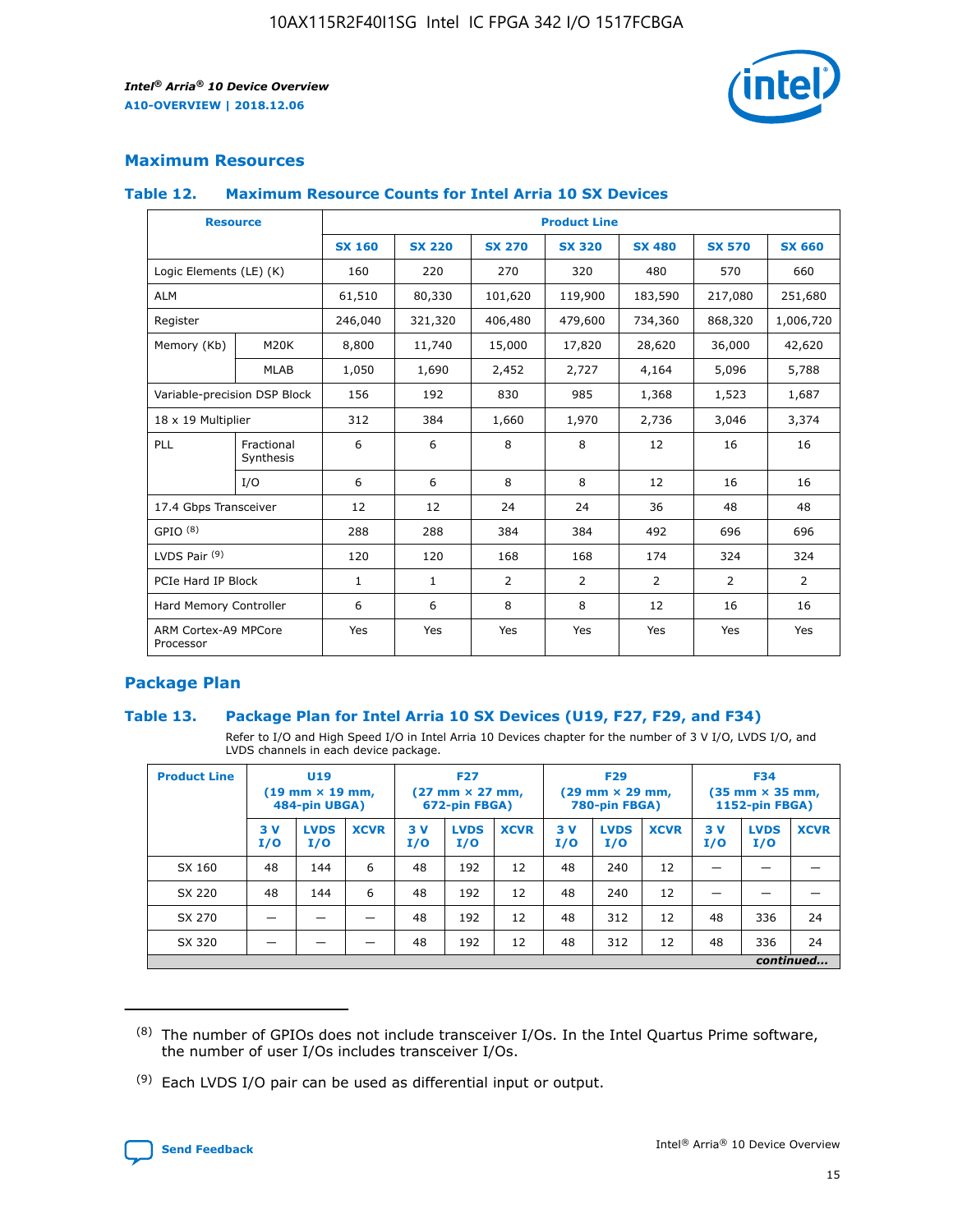## Maximum Resources

### Table 12. Maximum Resource Counts for Intel Arria 10 SX Devices

| Resource | | Product Line | | | | | | |
|---|---|---|---|---|---|---|---|---|
| | | SX 160 | SX 220 | SX 270 | SX 320 | SX 480 | SX 570 | SX 660 |
| Logic Elements (LE) (K) | | 160 | 220 | 270 | 320 | 480 | 570 | 660 |
| ALM | | 61,510 | 80,330 | 101,620 | 119,900 | 183,590 | 217,080 | 251,680 |
| Register | | 246,040 | 321,320 | 406,480 | 479,600 | 734,360 | 868,320 | 1,006,720 |
| Memory (Kb) | M20K | 8,800 | 11,740 | 15,000 | 17,820 | 28,620 | 36,000 | 42,620 |
| | MLAB | 1,050 | 1,690 | 2,452 | 2,727 | 4,164 | 5,096 | 5,788 |
| Variable-precision DSP Block | | 156 | 192 | 830 | 985 | 1,368 | 1,523 | 1,687 |
| 18 x 19 Multiplier | | 312 | 384 | 1,660 | 1,970 | 2,736 | 3,046 | 3,374 |
| PLL | Fractional Synthesis | 6 | 6 | 8 | 8 | 12 | 16 | 16 |
| | I/O | 6 | 6 | 8 | 8 | 12 | 16 | 16 |
| 17.4 Gbps Transceiver | | 12 | 12 | 24 | 24 | 36 | 48 | 48 |
| GPIO [8] | | 288 | 288 | 384 | 384 | 492 | 696 | 696 |
| LVDS Pair [9] | | 120 | 120 | 168 | 168 | 174 | 324 | 324 |
| PCIe Hard IP Block | | 1 | 1 | 2 | 2 | 2 | 2 | 2 |
| Hard Memory Controller | | 6 | 6 | 8 | 8 | 12 | 16 | 16 |
| ARM Cortex-A9 MPCore Processor | | Yes | Yes | Yes | Yes | Yes | Yes | Yes |

## Package Plan

### Table 13. Package Plan for Intel Arria 10 SX Devices (U19, F27, F29, and F34)

Refer to I/O and High Speed I/O in Intel Arria 10 Devices chapter for the number of 3 V I/O, LVDS I/O, and LVDS channels in each device package.

| Product Line | U19 (19 mm × 19 mm, 484-pin UBGA) | | | F27 (27 mm × 27 mm, 672-pin FBGA) | | | F29 (29 mm × 29 mm, 780-pin FBGA) | | | F34 (35 mm × 35 mm, 1152-pin FBGA) | | |
|---|---|---|---|---|---|---|---|---|---|---|---|---|
| | 3 V I/O | LVDS I/O | XCVR | 3 V I/O | LVDS I/O | XCVR | 3 V I/O | LVDS I/O | XCVR | 3 V I/O | LVDS I/O | XCVR |
| SX 160 | 48 | 144 | 6 | 48 | 192 | 12 | 48 | 240 | 12 | — | — | — |
| SX 220 | 48 | 144 | 6 | 48 | 192 | 12 | 48 | 240 | 12 | — | — | — |
| SX 270 | — | — | — | 48 | 192 | 12 | 48 | 312 | 12 | 48 | 336 | 24 |
| SX 320 | — | — | — | 48 | 192 | 12 | 48 | 312 | 12 | 48 | 336 | 24 |

*continued...*

(8) The number of GPIOs does not include transceiver I/Os. In the Intel Quartus Prime software, the number of user I/Os includes transceiver I/Os.

(9) Each LVDS I/O pair can be used as differential input or output.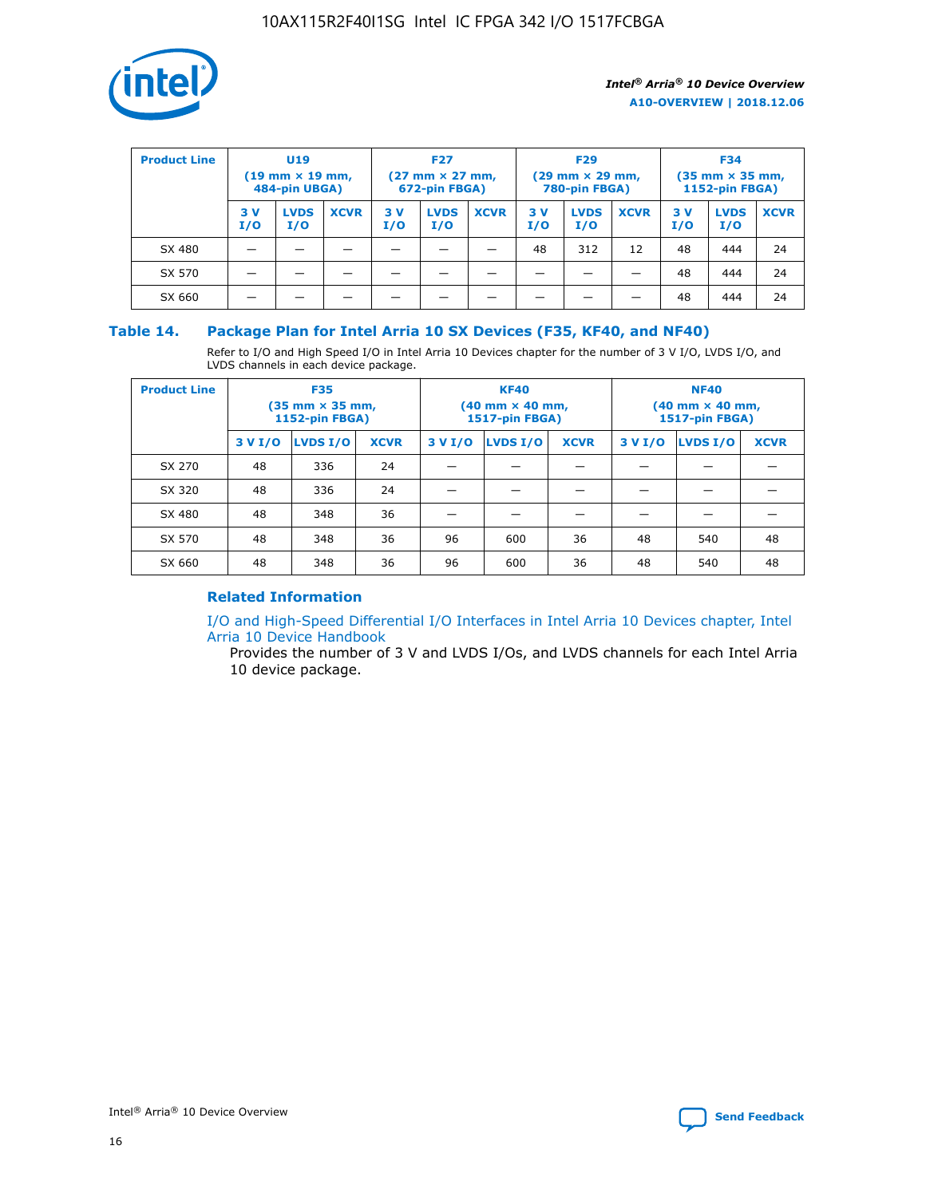| Product Line | U19 (19 mm × 19 mm, 484-pin UBGA) | | | F27 (27 mm × 27 mm, 672-pin FBGA) | | | F29 (29 mm × 29 mm, 780-pin FBGA) | | | F34 (35 mm × 35 mm, 1152-pin FBGA) | | |
|---|---|---|---|---|---|---|---|---|---|---|---|---|
| | 3 V I/O | LVDS I/O | XCVR | 3 V I/O | LVDS I/O | XCVR | 3 V I/O | LVDS I/O | XCVR | 3 V I/O | LVDS I/O | XCVR |
| SX 480 | — | — | — | — | — | — | 48 | 312 | 12 | 48 | 444 | 24 |
| SX 570 | — | — | — | — | — | — | — | — | — | 48 | 444 | 24 |
| SX 660 | — | — | — | — | — | — | — | — | — | 48 | 444 | 24 |

## Table 14. Package Plan for Intel Arria 10 SX Devices (F35, KF40, and NF40)

Refer to I/O and High Speed I/O in Intel Arria 10 Devices chapter for the number of 3 V I/O, LVDS I/O, and LVDS channels in each device package.

| Product Line | F35 (35 mm × 35 mm, 1152-pin FBGA) | | | KF40 (40 mm × 40 mm, 1517-pin FBGA) | | | NF40 (40 mm × 40 mm, 1517-pin FBGA) | | |
|---|---|---|---|---|---|---|---|---|---|
| | 3 V I/O | LVDS I/O | XCVR | 3 V I/O | LVDS I/O | XCVR | 3 V I/O | LVDS I/O | XCVR |
| SX 270 | 48 | 336 | 24 | — | — | — | — | — | — |
| SX 320 | 48 | 336 | 24 | — | — | — | — | — | — |
| SX 480 | 48 | 348 | 36 | — | — | — | — | — | — |
| SX 570 | 48 | 348 | 36 | 96 | 600 | 36 | 48 | 540 | 48 |
| SX 660 | 48 | 348 | 36 | 96 | 600 | 36 | 48 | 540 | 48 |

### Related Information

I/O and High-Speed Differential I/O Interfaces in Intel Arria 10 Devices chapter, Intel Arria 10 Device Handbook

Provides the number of 3 V and LVDS I/Os, and LVDS channels for each Intel Arria 10 device package.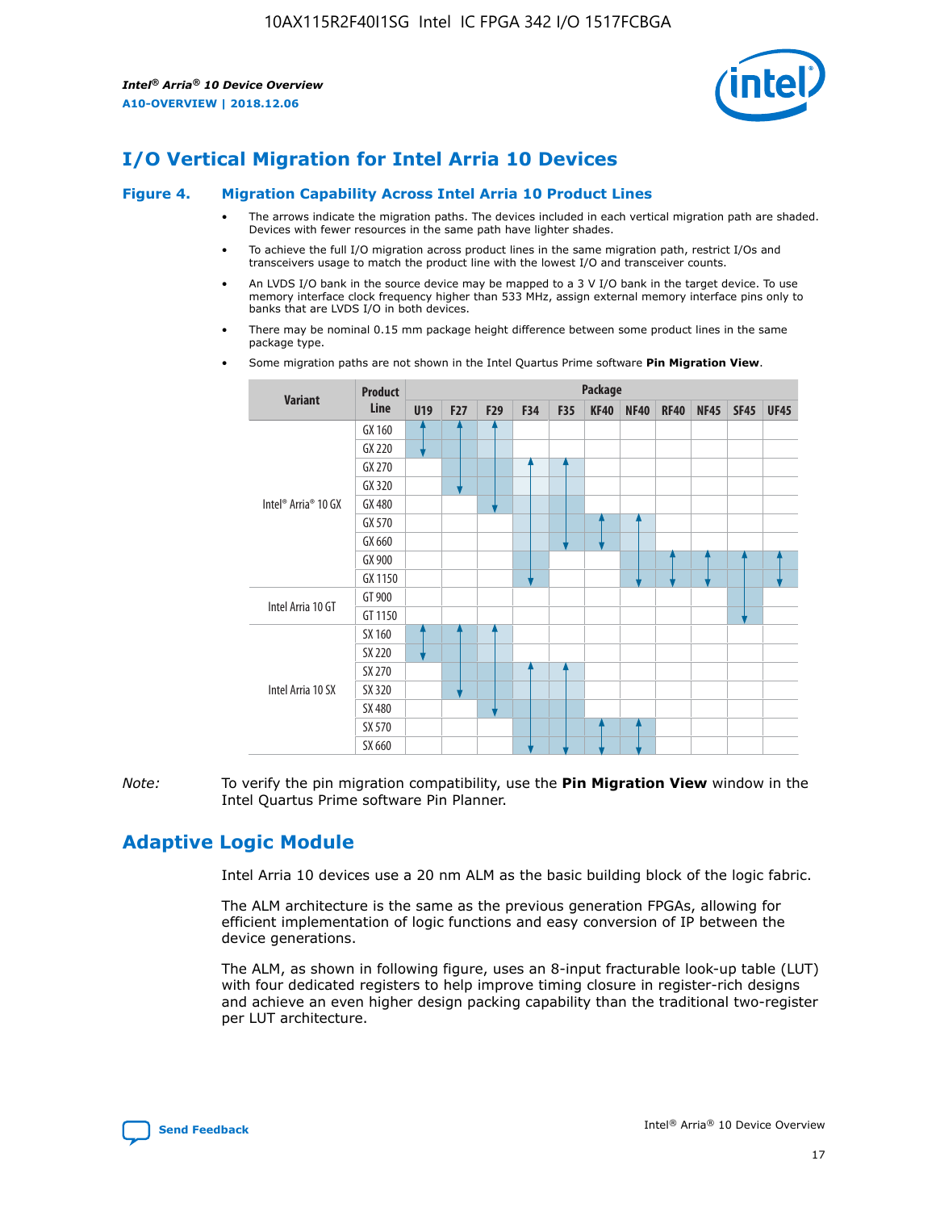# I/O Vertical Migration for Intel Arria 10 Devices

**Figure 4. Migration Capability Across Intel Arria 10 Product Lines**

- The arrows indicate the migration paths. The devices included in each vertical migration path are shaded. Devices with fewer resources in the same path have lighter shades.
- To achieve the full I/O migration across product lines in the same migration path, restrict I/Os and transceivers usage to match the product line with the lowest I/O and transceiver counts.
- An LVDS I/O bank in the source device may be mapped to a 3 V I/O bank in the target device. To use memory interface clock frequency higher than 533 MHz, assign external memory interface pins only to banks that are LVDS I/O in both devices.
- There may be nominal 0.15 mm package height difference between some product lines in the same package type.
- Some migration paths are not shown in the Intel Quartus Prime software **Pin Migration View**.

| Variant | Product Line | Package | | | | | | | | | | |
|---|---|---|---|---|---|---|---|---|---|---|---|---|
| | | U19 | F27 | F29 | F34 | F35 | KF40 | NF40 | RF40 | NF45 | SF45 | UF45 |
| Intel® Arria® 10 GX | GX 160 | | | | | | | | | | | |
| | GX 220 | | | | | | | | | | | |
| | GX 270 | | | | | | | | | | | |
| | GX 320 | | | | | | | | | | | |
| | GX 480 | | | | | | | | | | | |
| | GX 570 | | | | | | | | | | | |
| | GX 660 | | | | | | | | | | | |
| | GX 900 | | | | | | | | | | | |
| | GX 1150 | | | | | | | | | | | |
| Intel Arria 10 GT | GT 900 | | | | | | | | | | | |
| | GT 1150 | | | | | | | | | | | |
| Intel Arria 10 SX | SX 160 | | | | | | | | | | | |
| | SX 220 | | | | | | | | | | | |
| | SX 270 | | | | | | | | | | | |
| | SX 320 | | | | | | | | | | | |
| | SX 480 | | | | | | | | | | | |
| | SX 570 | | | | | | | | | | | |
| | SX 660 | | | | | | | | | | | |

*Note:* To verify the pin migration compatibility, use the **Pin Migration View** window in the Intel Quartus Prime software Pin Planner.

# Adaptive Logic Module

Intel Arria 10 devices use a 20 nm ALM as the basic building block of the logic fabric.

The ALM architecture is the same as the previous generation FPGAs, allowing for efficient implementation of logic functions and easy conversion of IP between the device generations.

The ALM, as shown in following figure, uses an 8-input fracturable look-up table (LUT) with four dedicated registers to help improve timing closure in register-rich designs and achieve an even higher design packing capability than the traditional two-register per LUT architecture.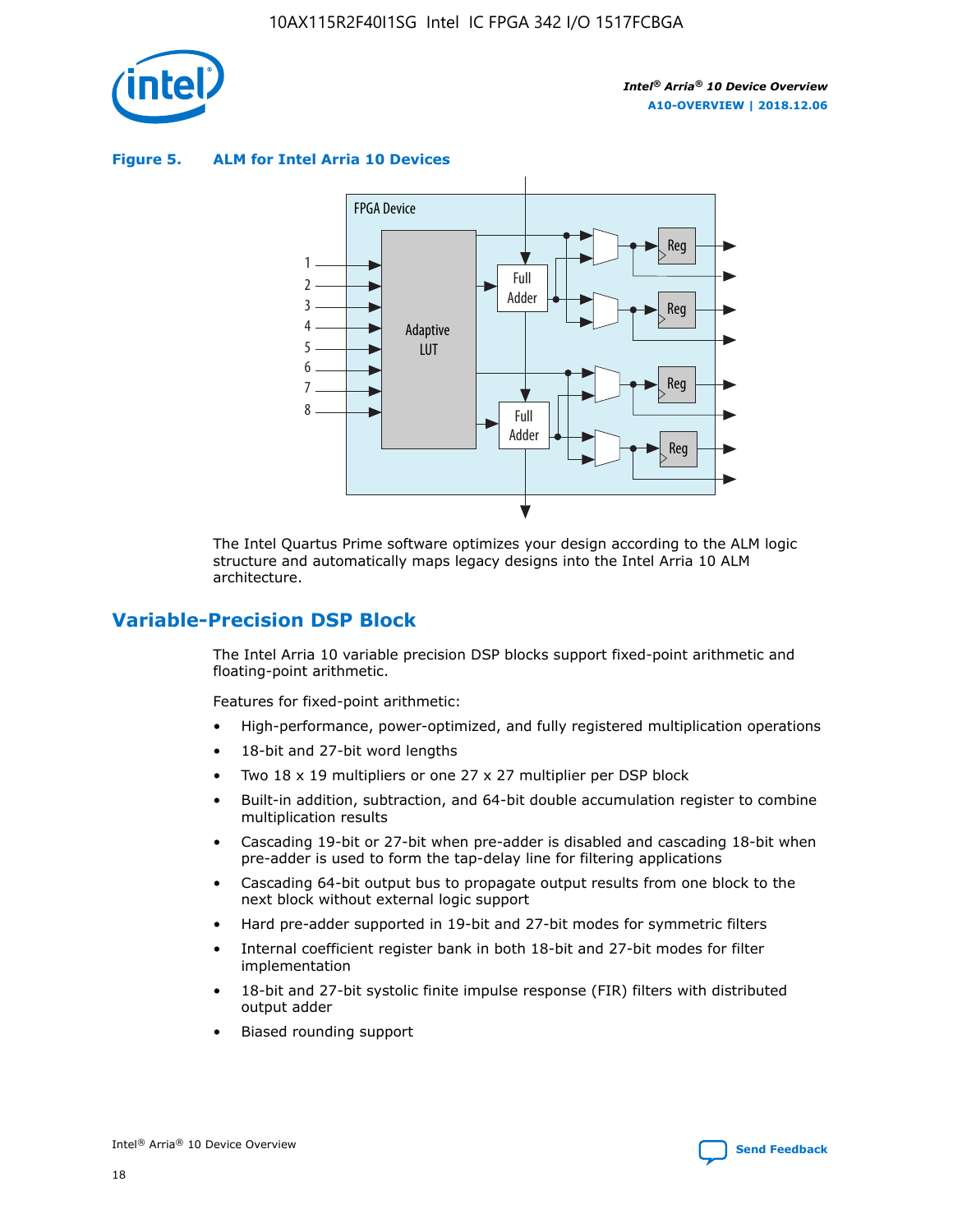**Figure 5. ALM for Intel Arria 10 Devices**

The Intel Quartus Prime software optimizes your design according to the ALM logic structure and automatically maps legacy designs into the Intel Arria 10 ALM architecture.

## Variable-Precision DSP Block

The Intel Arria 10 variable precision DSP blocks support fixed-point arithmetic and floating-point arithmetic.

Features for fixed-point arithmetic:

- High-performance, power-optimized, and fully registered multiplication operations
- 18-bit and 27-bit word lengths
- Two 18 x 19 multipliers or one 27 x 27 multiplier per DSP block
- Built-in addition, subtraction, and 64-bit double accumulation register to combine multiplication results
- Cascading 19-bit or 27-bit when pre-adder is disabled and cascading 18-bit when pre-adder is used to form the tap-delay line for filtering applications
- Cascading 64-bit output bus to propagate output results from one block to the next block without external logic support
- Hard pre-adder supported in 19-bit and 27-bit modes for symmetric filters
- Internal coefficient register bank in both 18-bit and 27-bit modes for filter implementation
- 18-bit and 27-bit systolic finite impulse response (FIR) filters with distributed output adder
- Biased rounding support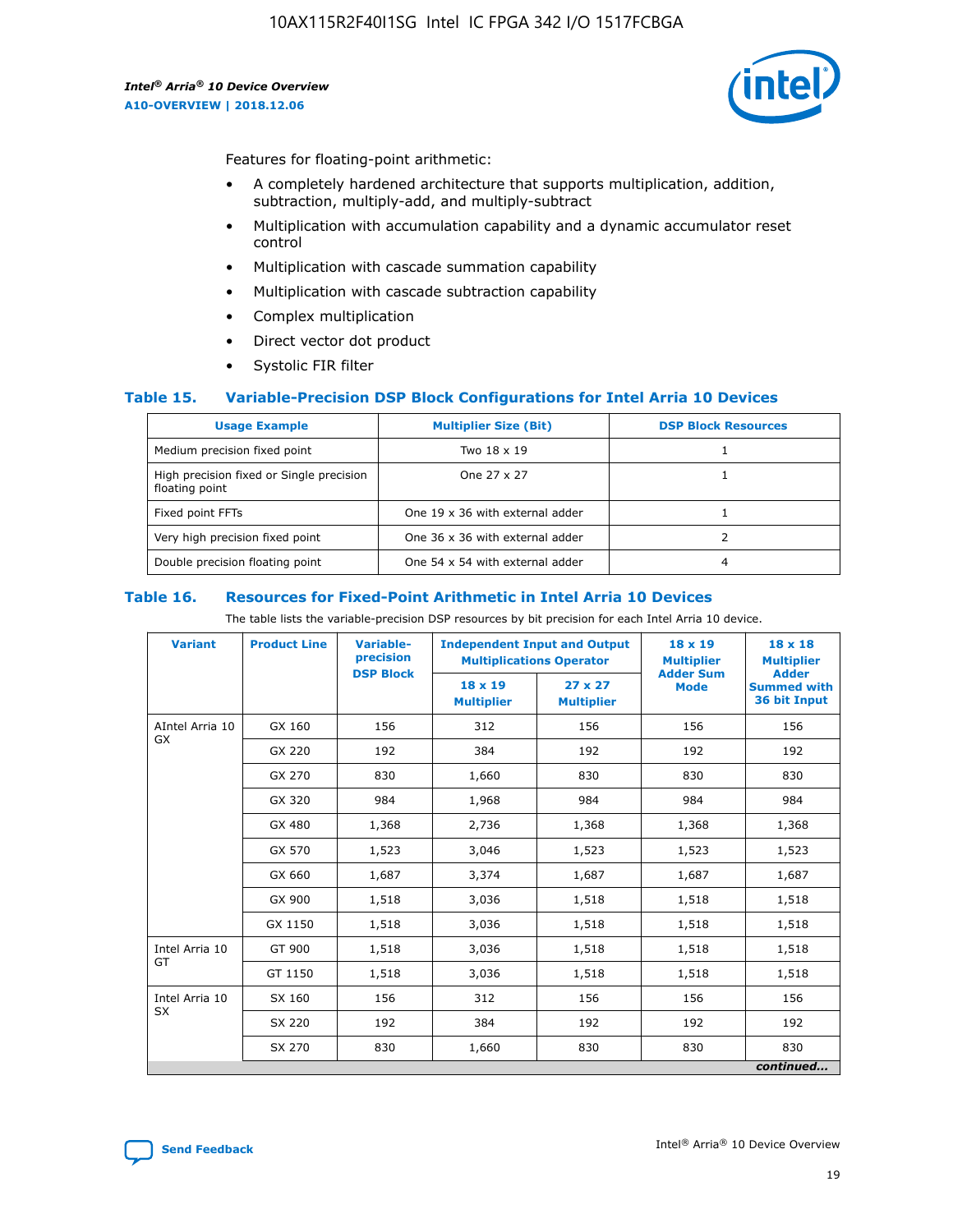Features for floating-point arithmetic:

- A completely hardened architecture that supports multiplication, addition, subtraction, multiply-add, and multiply-subtract
- Multiplication with accumulation capability and a dynamic accumulator reset control
- Multiplication with cascade summation capability
- Multiplication with cascade subtraction capability
- Complex multiplication
- Direct vector dot product
- Systolic FIR filter

### Table 15. Variable-Precision DSP Block Configurations for Intel Arria 10 Devices

| Usage Example | Multiplier Size (Bit) | DSP Block Resources |
|---|---|---|
| Medium precision fixed point | Two 18 x 19 | 1 |
| High precision fixed or Single precision floating point | One 27 x 27 | 1 |
| Fixed point FFTs | One 19 x 36 with external adder | 1 |
| Very high precision fixed point | One 36 x 36 with external adder | 2 |
| Double precision floating point | One 54 x 54 with external adder | 4 |

### Table 16. Resources for Fixed-Point Arithmetic in Intel Arria 10 Devices

The table lists the variable-precision DSP resources by bit precision for each Intel Arria 10 device.

| Variant | Product Line | Variable-precision DSP Block | Independent Input and Output Multiplications Operator | | 18 x 19 Multiplier Adder Sum Mode | 18 x 18 Multiplier Adder Summed with 36 bit Input |
|---|---|---|---|---|---|---|
| | | | 18 x 19 Multiplier | 27 x 27 Multiplier | | |
| AIntel Arria 10 GX | GX 160 | 156 | 312 | 156 | 156 | 156 |
| | GX 220 | 192 | 384 | 192 | 192 | 192 |
| | GX 270 | 830 | 1,660 | 830 | 830 | 830 |
| | GX 320 | 984 | 1,968 | 984 | 984 | 984 |
| | GX 480 | 1,368 | 2,736 | 1,368 | 1,368 | 1,368 |
| | GX 570 | 1,523 | 3,046 | 1,523 | 1,523 | 1,523 |
| | GX 660 | 1,687 | 3,374 | 1,687 | 1,687 | 1,687 |
| | GX 900 | 1,518 | 3,036 | 1,518 | 1,518 | 1,518 |
| | GX 1150 | 1,518 | 3,036 | 1,518 | 1,518 | 1,518 |
| Intel Arria 10 GT | GT 900 | 1,518 | 3,036 | 1,518 | 1,518 | 1,518 |
| | GT 1150 | 1,518 | 3,036 | 1,518 | 1,518 | 1,518 |
| Intel Arria 10 SX | SX 160 | 156 | 312 | 156 | 156 | 156 |
| | SX 220 | 192 | 384 | 192 | 192 | 192 |
| | SX 270 | 830 | 1,660 | 830 | 830 | 830 |

*continued...*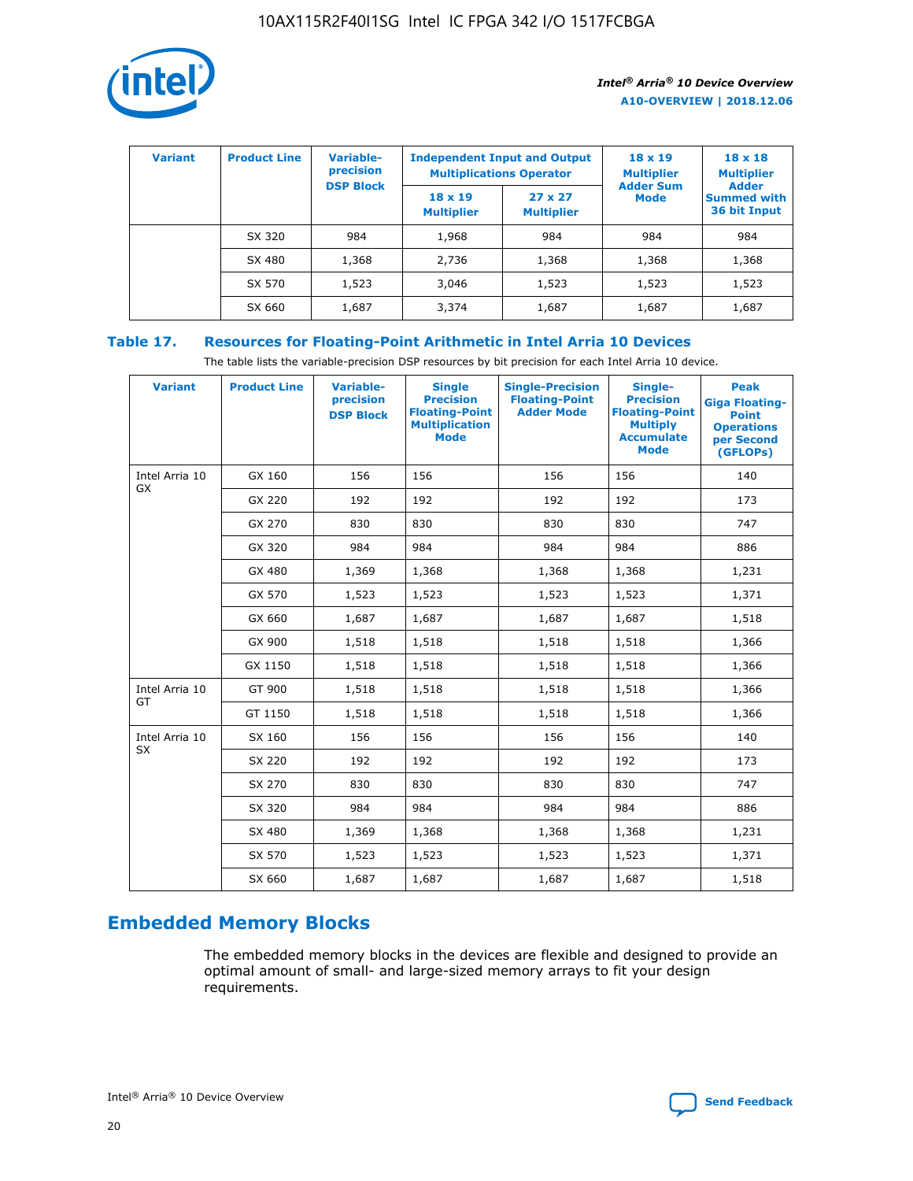| Variant | Product Line | Variable-precision DSP Block | Independent Input and Output Multiplications Operator | | 18 x 19 Multiplier Adder Sum Mode | 18 x 18 Multiplier Adder Summed with 36 bit Input |
|---|---|---|---|---|---|---|
| | | | 18 x 19 Multiplier | 27 x 27 Multiplier | | |
| | SX 320 | 984 | 1,968 | 984 | 984 | 984 |
| | SX 480 | 1,368 | 2,736 | 1,368 | 1,368 | 1,368 |
| | SX 570 | 1,523 | 3,046 | 1,523 | 1,523 | 1,523 |
| | SX 660 | 1,687 | 3,374 | 1,687 | 1,687 | 1,687 |

**Table 17. Resources for Floating-Point Arithmetic in Intel Arria 10 Devices**

The table lists the variable-precision DSP resources by bit precision for each Intel Arria 10 device.

| Variant | Product Line | Variable-precision DSP Block | Single Precision Floating-Point Multiplication Mode | Single-Precision Floating-Point Adder Mode | Single-Precision Floating-Point Multiply Accumulate Mode | Peak Giga Floating-Point Operations per Second (GFLOPs) |
|---|---|---|---|---|---|---|
| Intel Arria 10 GX | GX 160 | 156 | 156 | 156 | 156 | 140 |
| | GX 220 | 192 | 192 | 192 | 192 | 173 |
| | GX 270 | 830 | 830 | 830 | 830 | 747 |
| | GX 320 | 984 | 984 | 984 | 984 | 886 |
| | GX 480 | 1,369 | 1,368 | 1,368 | 1,368 | 1,231 |
| | GX 570 | 1,523 | 1,523 | 1,523 | 1,523 | 1,371 |
| | GX 660 | 1,687 | 1,687 | 1,687 | 1,687 | 1,518 |
| | GX 900 | 1,518 | 1,518 | 1,518 | 1,518 | 1,366 |
| | GX 1150 | 1,518 | 1,518 | 1,518 | 1,518 | 1,366 |
| Intel Arria 10 GT | GT 900 | 1,518 | 1,518 | 1,518 | 1,518 | 1,366 |
| | GT 1150 | 1,518 | 1,518 | 1,518 | 1,518 | 1,366 |
| Intel Arria 10 SX | SX 160 | 156 | 156 | 156 | 156 | 140 |
| | SX 220 | 192 | 192 | 192 | 192 | 173 |
| | SX 270 | 830 | 830 | 830 | 830 | 747 |
| | SX 320 | 984 | 984 | 984 | 984 | 886 |
| | SX 480 | 1,369 | 1,368 | 1,368 | 1,368 | 1,231 |
| | SX 570 | 1,523 | 1,523 | 1,523 | 1,523 | 1,371 |
| | SX 660 | 1,687 | 1,687 | 1,687 | 1,687 | 1,518 |

## Embedded Memory Blocks

The embedded memory blocks in the devices are flexible and designed to provide an optimal amount of small- and large-sized memory arrays to fit your design requirements.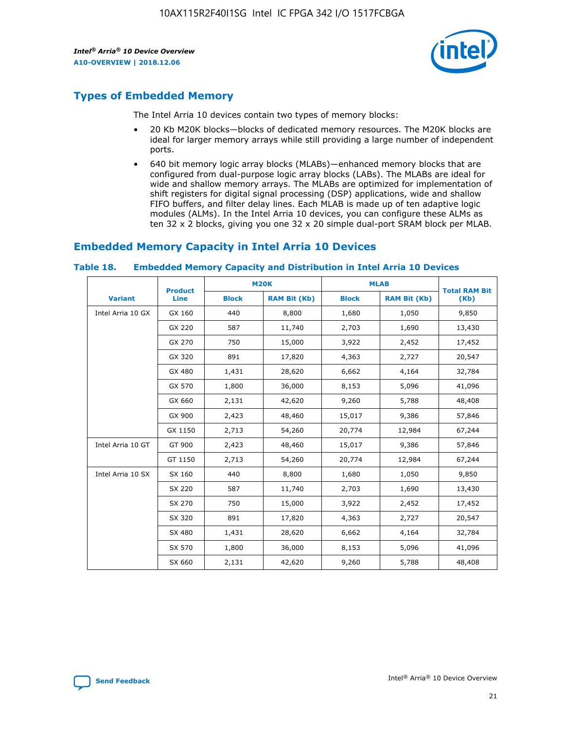## Types of Embedded Memory

The Intel Arria 10 devices contain two types of memory blocks:

- 20 Kb M20K blocks—blocks of dedicated memory resources. The M20K blocks are ideal for larger memory arrays while still providing a large number of independent ports.
- 640 bit memory logic array blocks (MLABs)—enhanced memory blocks that are configured from dual-purpose logic array blocks (LABs). The MLABs are ideal for wide and shallow memory arrays. The MLABs are optimized for implementation of shift registers for digital signal processing (DSP) applications, wide and shallow FIFO buffers, and filter delay lines. Each MLAB is made up of ten adaptive logic modules (ALMs). In the Intel Arria 10 devices, you can configure these ALMs as ten 32 x 2 blocks, giving you one 32 x 20 simple dual-port SRAM block per MLAB.

## Embedded Memory Capacity in Intel Arria 10 Devices

**Table 18. Embedded Memory Capacity and Distribution in Intel Arria 10 Devices**

| Variant | Product Line | M20K | | MLAB | | Total RAM Bit (Kb) |
|---|---|---|---|---|---|---|
| | | Block | RAM Bit (Kb) | Block | RAM Bit (Kb) | |
| Intel Arria 10 GX | GX 160 | 440 | 8,800 | 1,680 | 1,050 | 9,850 |
| | GX 220 | 587 | 11,740 | 2,703 | 1,690 | 13,430 |
| | GX 270 | 750 | 15,000 | 3,922 | 2,452 | 17,452 |
| | GX 320 | 891 | 17,820 | 4,363 | 2,727 | 20,547 |
| | GX 480 | 1,431 | 28,620 | 6,662 | 4,164 | 32,784 |
| | GX 570 | 1,800 | 36,000 | 8,153 | 5,096 | 41,096 |
| | GX 660 | 2,131 | 42,620 | 9,260 | 5,788 | 48,408 |
| | GX 900 | 2,423 | 48,460 | 15,017 | 9,386 | 57,846 |
| | GX 1150 | 2,713 | 54,260 | 20,774 | 12,984 | 67,244 |
| Intel Arria 10 GT | GT 900 | 2,423 | 48,460 | 15,017 | 9,386 | 57,846 |
| | GT 1150 | 2,713 | 54,260 | 20,774 | 12,984 | 67,244 |
| Intel Arria 10 SX | SX 160 | 440 | 8,800 | 1,680 | 1,050 | 9,850 |
| | SX 220 | 587 | 11,740 | 2,703 | 1,690 | 13,430 |
| | SX 270 | 750 | 15,000 | 3,922 | 2,452 | 17,452 |
| | SX 320 | 891 | 17,820 | 4,363 | 2,727 | 20,547 |
| | SX 480 | 1,431 | 28,620 | 6,662 | 4,164 | 32,784 |
| | SX 570 | 1,800 | 36,000 | 8,153 | 5,096 | 41,096 |
| | SX 660 | 2,131 | 42,620 | 9,260 | 5,788 | 48,408 |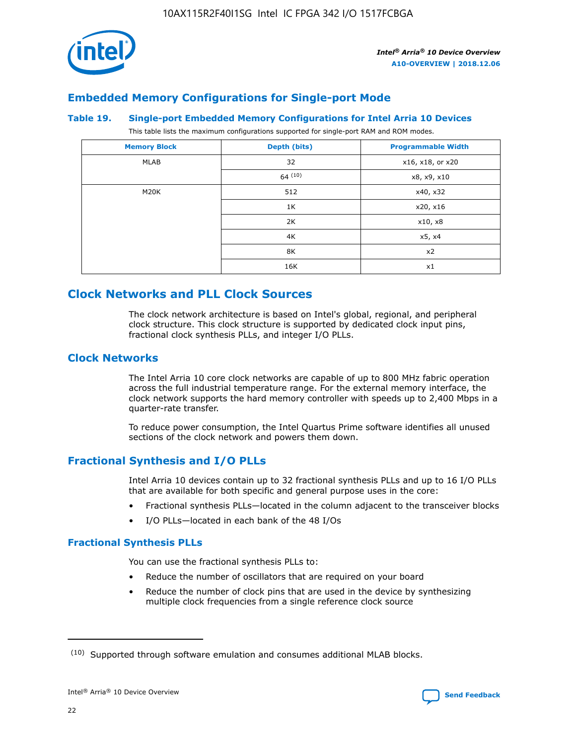## Embedded Memory Configurations for Single-port Mode

**Table 19. Single-port Embedded Memory Configurations for Intel Arria 10 Devices**

This table lists the maximum configurations supported for single-port RAM and ROM modes.

| Memory Block | Depth (bits) | Programmable Width |
| --- | --- | --- |
| MLAB | 32 | x16, x18, or x20 |
| | 64 [10] | x8, x9, x10 |
| M20K | 512 | x40, x32 |
| | 1K | x20, x16 |
| | 2K | x10, x8 |
| | 4K | x5, x4 |
| | 8K | x2 |
| | 16K | x1 |

## Clock Networks and PLL Clock Sources

The clock network architecture is based on Intel's global, regional, and peripheral clock structure. This clock structure is supported by dedicated clock input pins, fractional clock synthesis PLLs, and integer I/O PLLs.

## Clock Networks

The Intel Arria 10 core clock networks are capable of up to 800 MHz fabric operation across the full industrial temperature range. For the external memory interface, the clock network supports the hard memory controller with speeds up to 2,400 Mbps in a quarter-rate transfer.

To reduce power consumption, the Intel Quartus Prime software identifies all unused sections of the clock network and powers them down.

## Fractional Synthesis and I/O PLLs

Intel Arria 10 devices contain up to 32 fractional synthesis PLLs and up to 16 I/O PLLs that are available for both specific and general purpose uses in the core:

- Fractional synthesis PLLs—located in the column adjacent to the transceiver blocks
- I/O PLLs—located in each bank of the 48 I/Os

### Fractional Synthesis PLLs

You can use the fractional synthesis PLLs to:

- Reduce the number of oscillators that are required on your board
- Reduce the number of clock pins that are used in the device by synthesizing multiple clock frequencies from a single reference clock source

[10] Supported through software emulation and consumes additional MLAB blocks.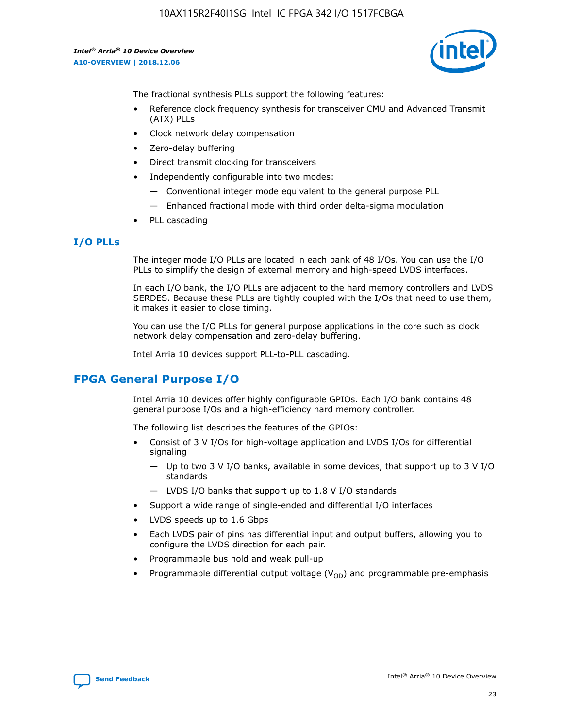The fractional synthesis PLLs support the following features:

- Reference clock frequency synthesis for transceiver CMU and Advanced Transmit (ATX) PLLs
- Clock network delay compensation
- Zero-delay buffering
- Direct transmit clocking for transceivers
- Independently configurable into two modes:
  - — Conventional integer mode equivalent to the general purpose PLL
  - — Enhanced fractional mode with third order delta-sigma modulation
- PLL cascading

### I/O PLLs

The integer mode I/O PLLs are located in each bank of 48 I/Os. You can use the I/O PLLs to simplify the design of external memory and high-speed LVDS interfaces.

In each I/O bank, the I/O PLLs are adjacent to the hard memory controllers and LVDS SERDES. Because these PLLs are tightly coupled with the I/Os that need to use them, it makes it easier to close timing.

You can use the I/O PLLs for general purpose applications in the core such as clock network delay compensation and zero-delay buffering.

Intel Arria 10 devices support PLL-to-PLL cascading.

## FPGA General Purpose I/O

Intel Arria 10 devices offer highly configurable GPIOs. Each I/O bank contains 48 general purpose I/Os and a high-efficiency hard memory controller.

The following list describes the features of the GPIOs:

- Consist of 3 V I/Os for high-voltage application and LVDS I/Os for differential signaling
  - — Up to two 3 V I/O banks, available in some devices, that support up to 3 V I/O standards
  - — LVDS I/O banks that support up to 1.8 V I/O standards
- Support a wide range of single-ended and differential I/O interfaces
- LVDS speeds up to 1.6 Gbps
- Each LVDS pair of pins has differential input and output buffers, allowing you to configure the LVDS direction for each pair.
- Programmable bus hold and weak pull-up
- Programmable differential output voltage ($V_{OD}$) and programmable pre-emphasis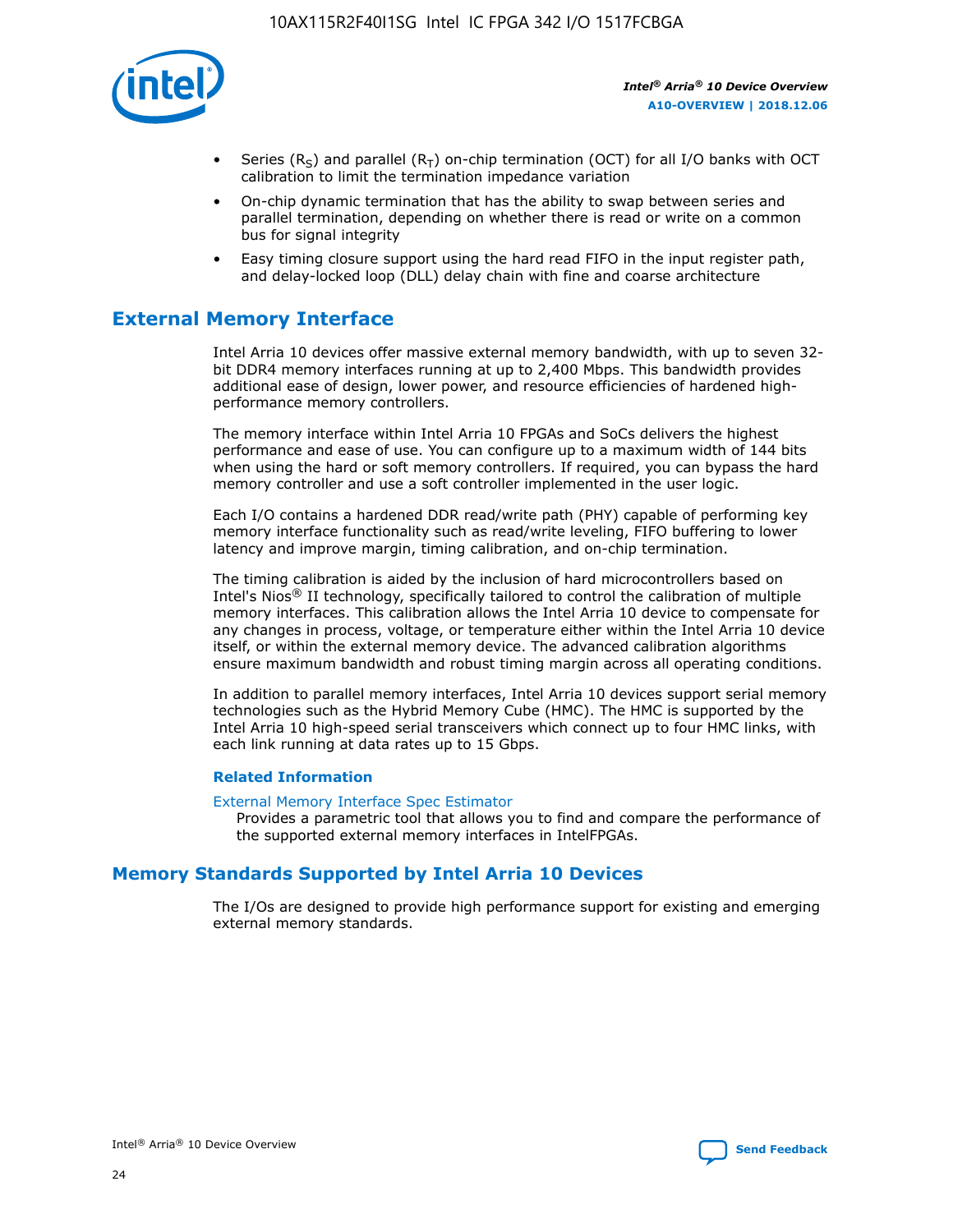- Series ($R_S$) and parallel ($R_T$) on-chip termination (OCT) for all I/O banks with OCT calibration to limit the termination impedance variation
- On-chip dynamic termination that has the ability to swap between series and parallel termination, depending on whether there is read or write on a common bus for signal integrity
- Easy timing closure support using the hard read FIFO in the input register path, and delay-locked loop (DLL) delay chain with fine and coarse architecture

## External Memory Interface

Intel Arria 10 devices offer massive external memory bandwidth, with up to seven 32-bit DDR4 memory interfaces running at up to 2,400 Mbps. This bandwidth provides additional ease of design, lower power, and resource efficiencies of hardened high-performance memory controllers.

The memory interface within Intel Arria 10 FPGAs and SoCs delivers the highest performance and ease of use. You can configure up to a maximum width of 144 bits when using the hard or soft memory controllers. If required, you can bypass the hard memory controller and use a soft controller implemented in the user logic.

Each I/O contains a hardened DDR read/write path (PHY) capable of performing key memory interface functionality such as read/write leveling, FIFO buffering to lower latency and improve margin, timing calibration, and on-chip termination.

The timing calibration is aided by the inclusion of hard microcontrollers based on Intel's Nios® II technology, specifically tailored to control the calibration of multiple memory interfaces. This calibration allows the Intel Arria 10 device to compensate for any changes in process, voltage, or temperature either within the Intel Arria 10 device itself, or within the external memory device. The advanced calibration algorithms ensure maximum bandwidth and robust timing margin across all operating conditions.

In addition to parallel memory interfaces, Intel Arria 10 devices support serial memory technologies such as the Hybrid Memory Cube (HMC). The HMC is supported by the Intel Arria 10 high-speed serial transceivers which connect up to four HMC links, with each link running at data rates up to 15 Gbps.

### Related Information

External Memory Interface Spec Estimator
Provides a parametric tool that allows you to find and compare the performance of the supported external memory interfaces in IntelFPGAs.

## Memory Standards Supported by Intel Arria 10 Devices

The I/Os are designed to provide high performance support for existing and emerging external memory standards.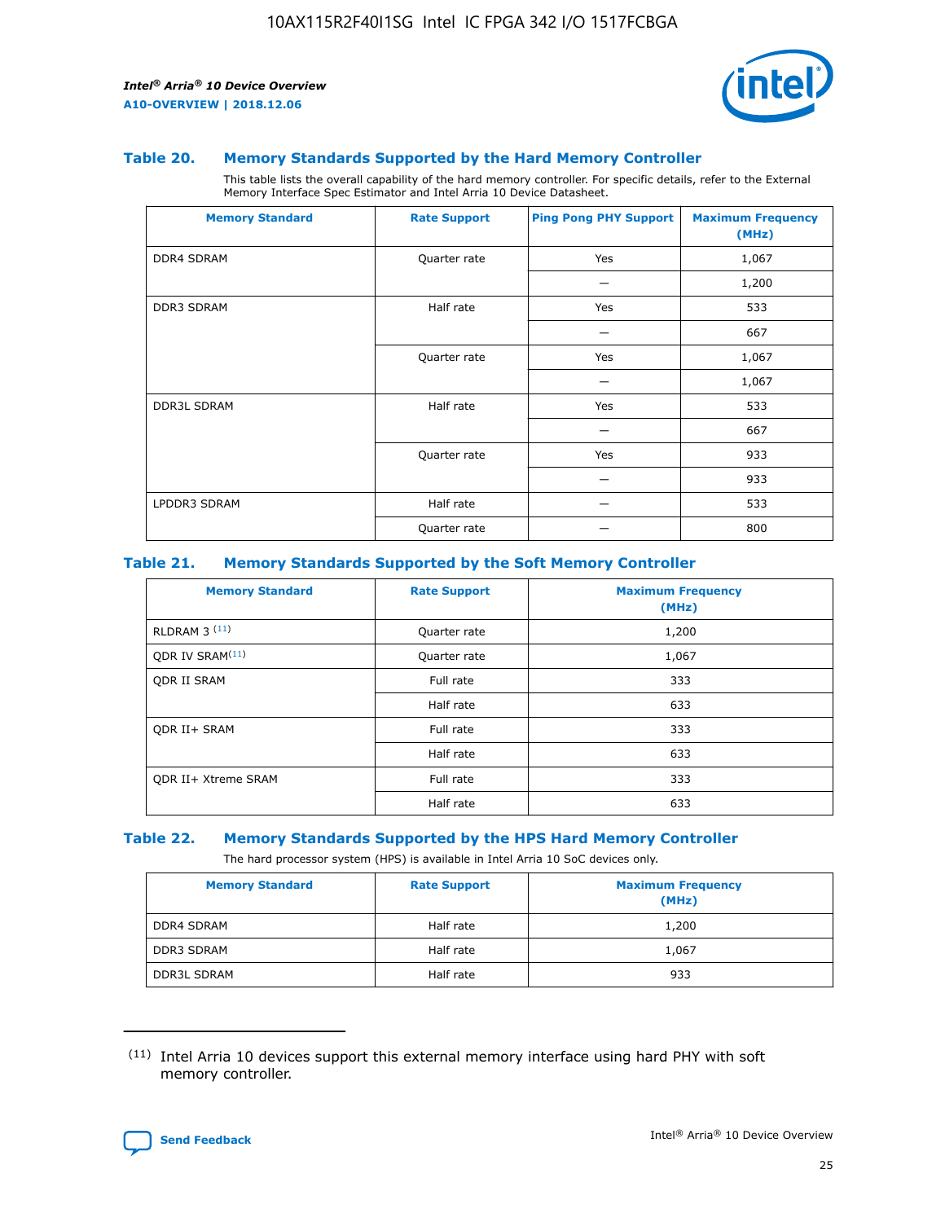### Table 20. Memory Standards Supported by the Hard Memory Controller

This table lists the overall capability of the hard memory controller. For specific details, refer to the External Memory Interface Spec Estimator and Intel Arria 10 Device Datasheet.

| Memory Standard | Rate Support | Ping Pong PHY Support | Maximum Frequency (MHz) |
|---|---|---|---|
| DDR4 SDRAM | Quarter rate | Yes | 1,067 |
| | | — | 1,200 |
| DDR3 SDRAM | Half rate | Yes | 533 |
| | | — | 667 |
| | Quarter rate | Yes | 1,067 |
| | | — | 1,067 |
| DDR3L SDRAM | Half rate | Yes | 533 |
| | | — | 667 |
| | Quarter rate | Yes | 933 |
| | | — | 933 |
| LPDDR3 SDRAM | Half rate | — | 533 |
| | Quarter rate | — | 800 |

### Table 21. Memory Standards Supported by the Soft Memory Controller

| Memory Standard | Rate Support | Maximum Frequency (MHz) |
|---|---|---|
| RLDRAM 3 (11) | Quarter rate | 1,200 |
| QDR IV SRAM(11) | Quarter rate | 1,067 |
| QDR II SRAM | Full rate | 333 |
| | Half rate | 633 |
| QDR II+ SRAM | Full rate | 333 |
| | Half rate | 633 |
| QDR II+ Xtreme SRAM | Full rate | 333 |
| | Half rate | 633 |

### Table 22. Memory Standards Supported by the HPS Hard Memory Controller

The hard processor system (HPS) is available in Intel Arria 10 SoC devices only.

| Memory Standard | Rate Support | Maximum Frequency (MHz) |
|---|---|---|
| DDR4 SDRAM | Half rate | 1,200 |
| DDR3 SDRAM | Half rate | 1,067 |
| DDR3L SDRAM | Half rate | 933 |

(11) Intel Arria 10 devices support this external memory interface using hard PHY with soft memory controller.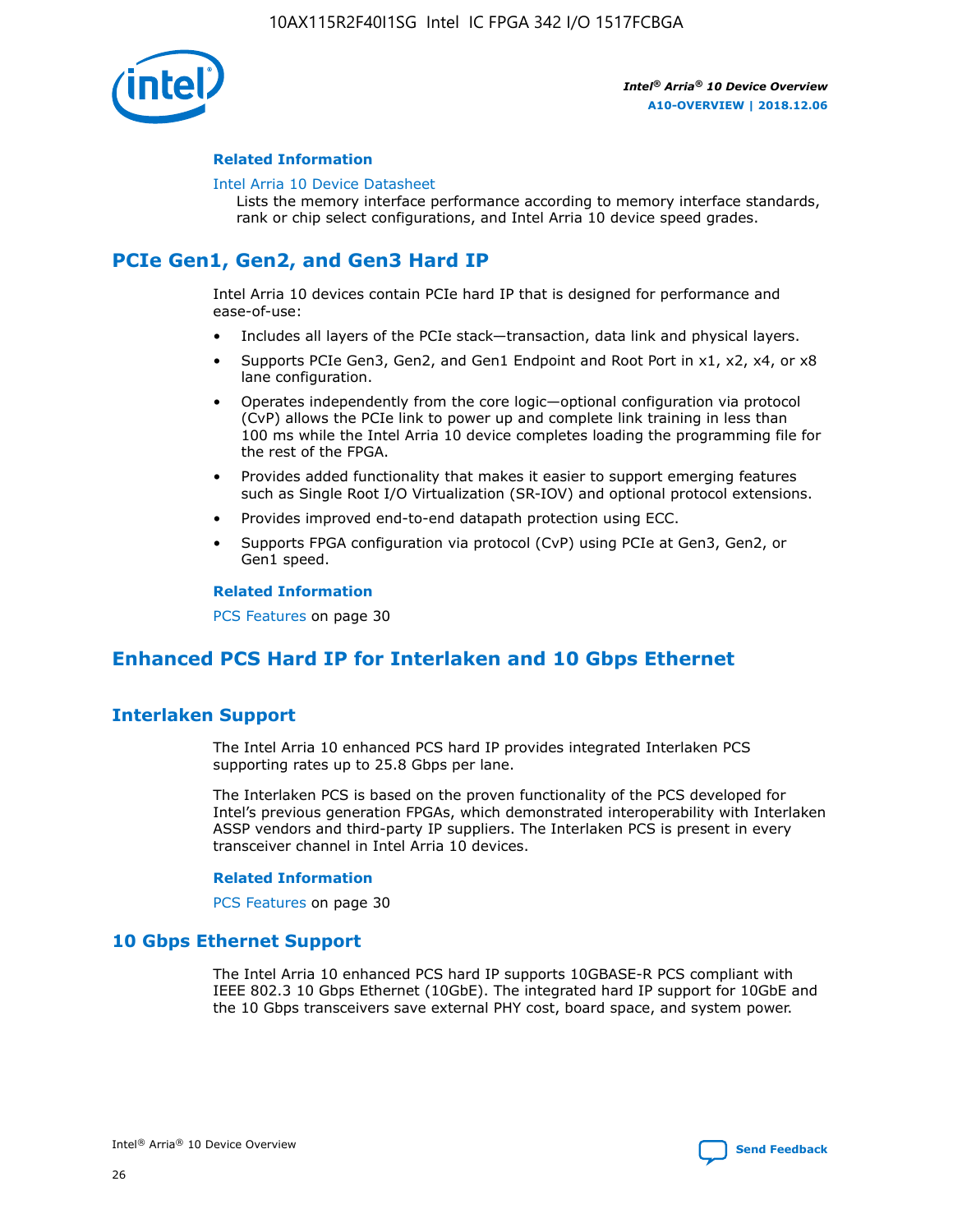### Related Information

Intel Arria 10 Device Datasheet

Lists the memory interface performance according to memory interface standards, rank or chip select configurations, and Intel Arria 10 device speed grades.

## PCIe Gen1, Gen2, and Gen3 Hard IP

Intel Arria 10 devices contain PCIe hard IP that is designed for performance and ease-of-use:

- Includes all layers of the PCIe stack—transaction, data link and physical layers.
- Supports PCIe Gen3, Gen2, and Gen1 Endpoint and Root Port in x1, x2, x4, or x8 lane configuration.
- Operates independently from the core logic—optional configuration via protocol (CvP) allows the PCIe link to power up and complete link training in less than 100 ms while the Intel Arria 10 device completes loading the programming file for the rest of the FPGA.
- Provides added functionality that makes it easier to support emerging features such as Single Root I/O Virtualization (SR-IOV) and optional protocol extensions.
- Provides improved end-to-end datapath protection using ECC.
- Supports FPGA configuration via protocol (CvP) using PCIe at Gen3, Gen2, or Gen1 speed.

### Related Information

PCS Features on page 30

## Enhanced PCS Hard IP for Interlaken and 10 Gbps Ethernet

## Interlaken Support

The Intel Arria 10 enhanced PCS hard IP provides integrated Interlaken PCS supporting rates up to 25.8 Gbps per lane.

The Interlaken PCS is based on the proven functionality of the PCS developed for Intel's previous generation FPGAs, which demonstrated interoperability with Interlaken ASSP vendors and third-party IP suppliers. The Interlaken PCS is present in every transceiver channel in Intel Arria 10 devices.

### Related Information

PCS Features on page 30

## 10 Gbps Ethernet Support

The Intel Arria 10 enhanced PCS hard IP supports 10GBASE-R PCS compliant with IEEE 802.3 10 Gbps Ethernet (10GbE). The integrated hard IP support for 10GbE and the 10 Gbps transceivers save external PHY cost, board space, and system power.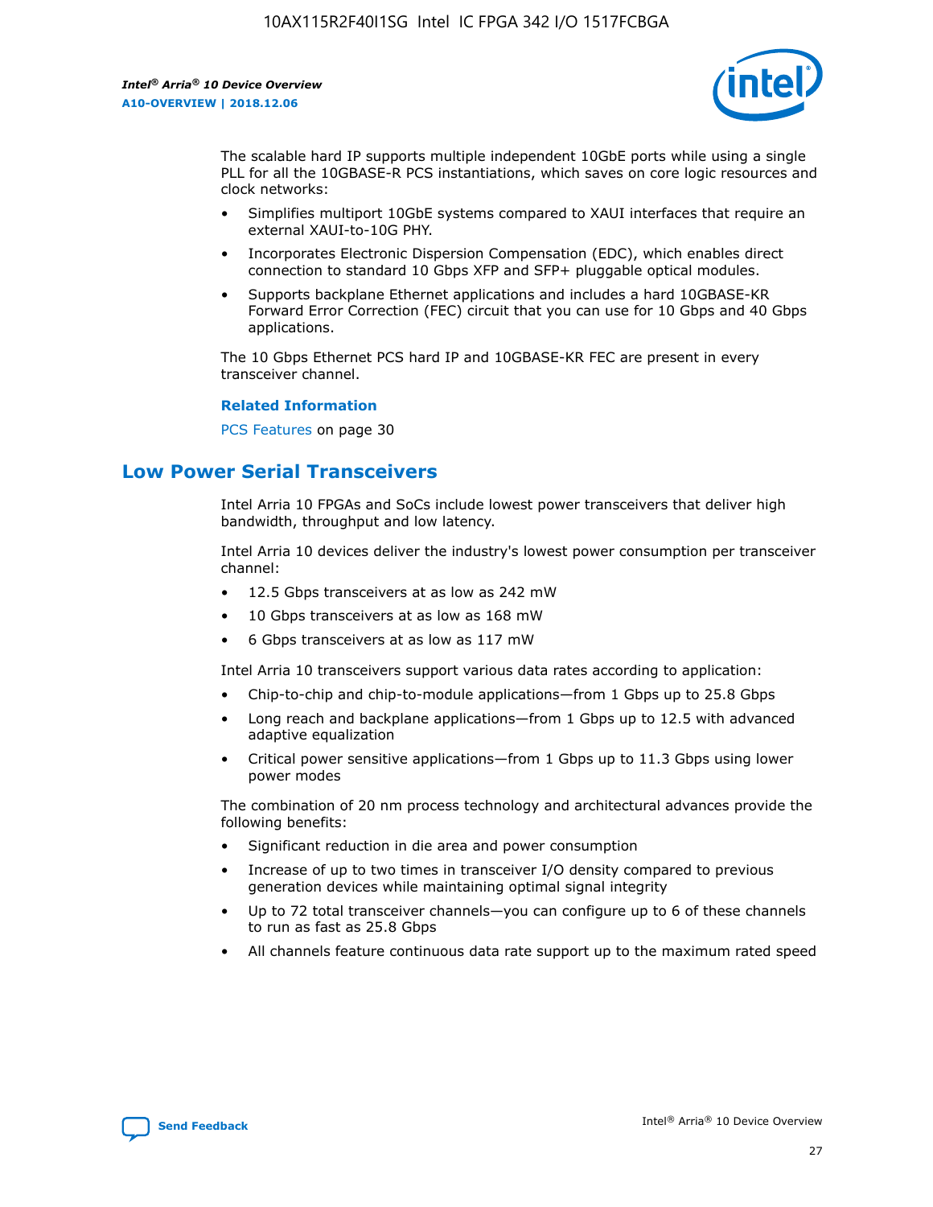The scalable hard IP supports multiple independent 10GbE ports while using a single PLL for all the 10GBASE-R PCS instantiations, which saves on core logic resources and clock networks:

- Simplifies multiport 10GbE systems compared to XAUI interfaces that require an external XAUI-to-10G PHY.
- Incorporates Electronic Dispersion Compensation (EDC), which enables direct connection to standard 10 Gbps XFP and SFP+ pluggable optical modules.
- Supports backplane Ethernet applications and includes a hard 10GBASE-KR Forward Error Correction (FEC) circuit that you can use for 10 Gbps and 40 Gbps applications.

The 10 Gbps Ethernet PCS hard IP and 10GBASE-KR FEC are present in every transceiver channel.

**Related Information**

PCS Features on page 30

## Low Power Serial Transceivers

Intel Arria 10 FPGAs and SoCs include lowest power transceivers that deliver high bandwidth, throughput and low latency.

Intel Arria 10 devices deliver the industry's lowest power consumption per transceiver channel:

- 12.5 Gbps transceivers at as low as 242 mW
- 10 Gbps transceivers at as low as 168 mW
- 6 Gbps transceivers at as low as 117 mW

Intel Arria 10 transceivers support various data rates according to application:

- Chip-to-chip and chip-to-module applications—from 1 Gbps up to 25.8 Gbps
- Long reach and backplane applications—from 1 Gbps up to 12.5 with advanced adaptive equalization
- Critical power sensitive applications—from 1 Gbps up to 11.3 Gbps using lower power modes

The combination of 20 nm process technology and architectural advances provide the following benefits:

- Significant reduction in die area and power consumption
- Increase of up to two times in transceiver I/O density compared to previous generation devices while maintaining optimal signal integrity
- Up to 72 total transceiver channels—you can configure up to 6 of these channels to run as fast as 25.8 Gbps
- All channels feature continuous data rate support up to the maximum rated speed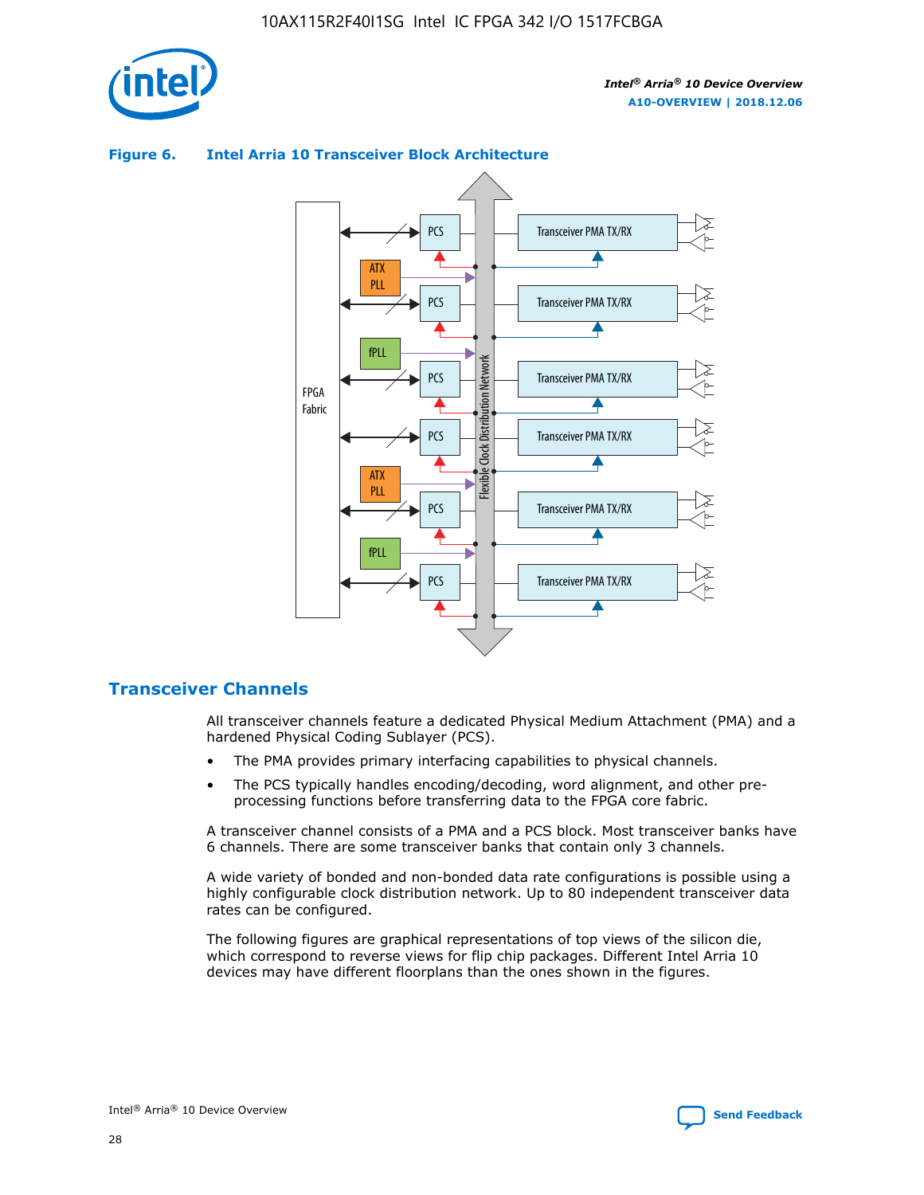**Figure 6. Intel Arria 10 Transceiver Block Architecture**

## Transceiver Channels

All transceiver channels feature a dedicated Physical Medium Attachment (PMA) and a hardened Physical Coding Sublayer (PCS).

- The PMA provides primary interfacing capabilities to physical channels.
- The PCS typically handles encoding/decoding, word alignment, and other pre-processing functions before transferring data to the FPGA core fabric.

A transceiver channel consists of a PMA and a PCS block. Most transceiver banks have 6 channels. There are some transceiver banks that contain only 3 channels.

A wide variety of bonded and non-bonded data rate configurations is possible using a highly configurable clock distribution network. Up to 80 independent transceiver data rates can be configured.

The following figures are graphical representations of top views of the silicon die, which correspond to reverse views for flip chip packages. Different Intel Arria 10 devices may have different floorplans than the ones shown in the figures.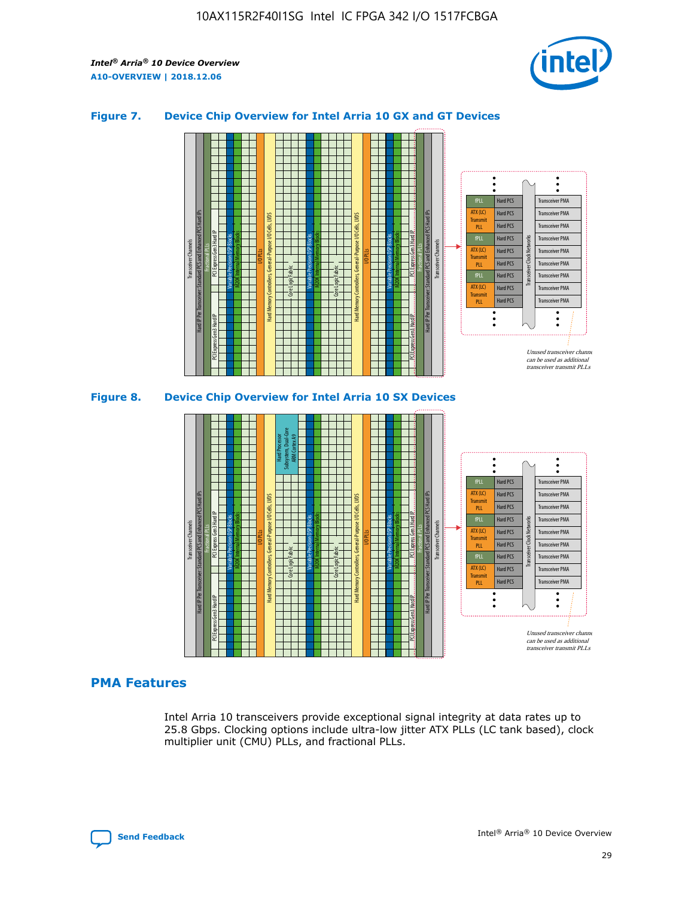### Figure 7. Device Chip Overview for Intel Arria 10 GX and GT Devices

### Figure 8. Device Chip Overview for Intel Arria 10 SX Devices

## PMA Features

Intel Arria 10 transceivers provide exceptional signal integrity at data rates up to 25.8 Gbps. Clocking options include ultra-low jitter ATX PLLs (LC tank based), clock multiplier unit (CMU) PLLs, and fractional PLLs.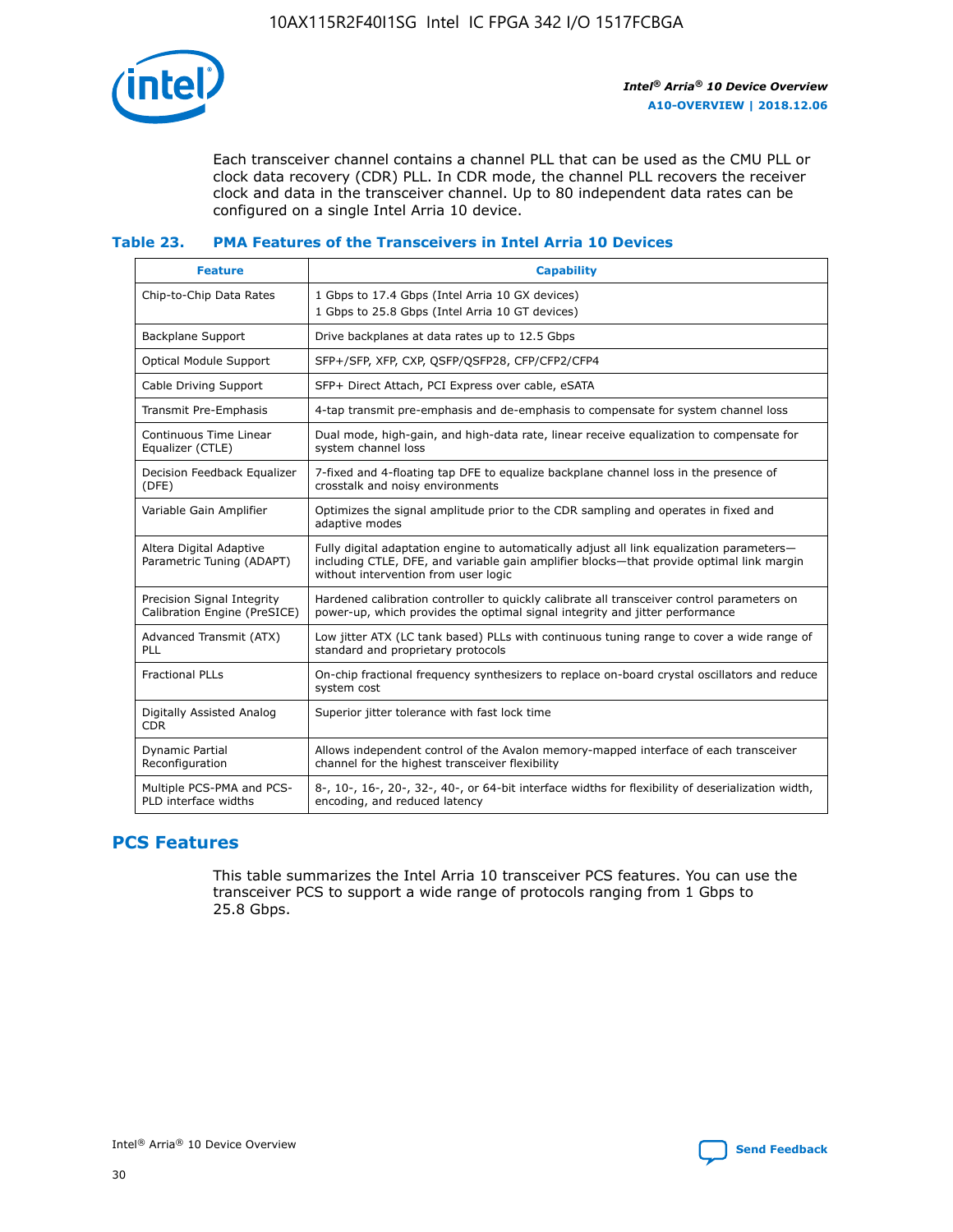Each transceiver channel contains a channel PLL that can be used as the CMU PLL or clock data recovery (CDR) PLL. In CDR mode, the channel PLL recovers the receiver clock and data in the transceiver channel. Up to 80 independent data rates can be configured on a single Intel Arria 10 device.

### Table 23. PMA Features of the Transceivers in Intel Arria 10 Devices

| Feature | Capability |
| --- | --- |
| Chip-to-Chip Data Rates | 1 Gbps to 17.4 Gbps (Intel Arria 10 GX devices)<br>1 Gbps to 25.8 Gbps (Intel Arria 10 GT devices) |
| Backplane Support | Drive backplanes at data rates up to 12.5 Gbps |
| Optical Module Support | SFP+/SFP, XFP, CXP, QSFP/QSFP28, CFP/CFP2/CFP4 |
| Cable Driving Support | SFP+ Direct Attach, PCI Express over cable, eSATA |
| Transmit Pre-Emphasis | 4-tap transmit pre-emphasis and de-emphasis to compensate for system channel loss |
| Continuous Time Linear Equalizer (CTLE) | Dual mode, high-gain, and high-data rate, linear receive equalization to compensate for system channel loss |
| Decision Feedback Equalizer (DFE) | 7-fixed and 4-floating tap DFE to equalize backplane channel loss in the presence of crosstalk and noisy environments |
| Variable Gain Amplifier | Optimizes the signal amplitude prior to the CDR sampling and operates in fixed and adaptive modes |
| Altera Digital Adaptive Parametric Tuning (ADAPT) | Fully digital adaptation engine to automatically adjust all link equalization parameters—including CTLE, DFE, and variable gain amplifier blocks—that provide optimal link margin without intervention from user logic |
| Precision Signal Integrity Calibration Engine (PreSICE) | Hardened calibration controller to quickly calibrate all transceiver control parameters on power-up, which provides the optimal signal integrity and jitter performance |
| Advanced Transmit (ATX) PLL | Low jitter ATX (LC tank based) PLLs with continuous tuning range to cover a wide range of standard and proprietary protocols |
| Fractional PLLs | On-chip fractional frequency synthesizers to replace on-board crystal oscillators and reduce system cost |
| Digitally Assisted Analog CDR | Superior jitter tolerance with fast lock time |
| Dynamic Partial Reconfiguration | Allows independent control of the Avalon memory-mapped interface of each transceiver channel for the highest transceiver flexibility |
| Multiple PCS-PMA and PCS-PLD interface widths | 8-, 10-, 16-, 20-, 32-, 40-, or 64-bit interface widths for flexibility of deserialization width, encoding, and reduced latency |

## PCS Features

This table summarizes the Intel Arria 10 transceiver PCS features. You can use the transceiver PCS to support a wide range of protocols ranging from 1 Gbps to 25.8 Gbps.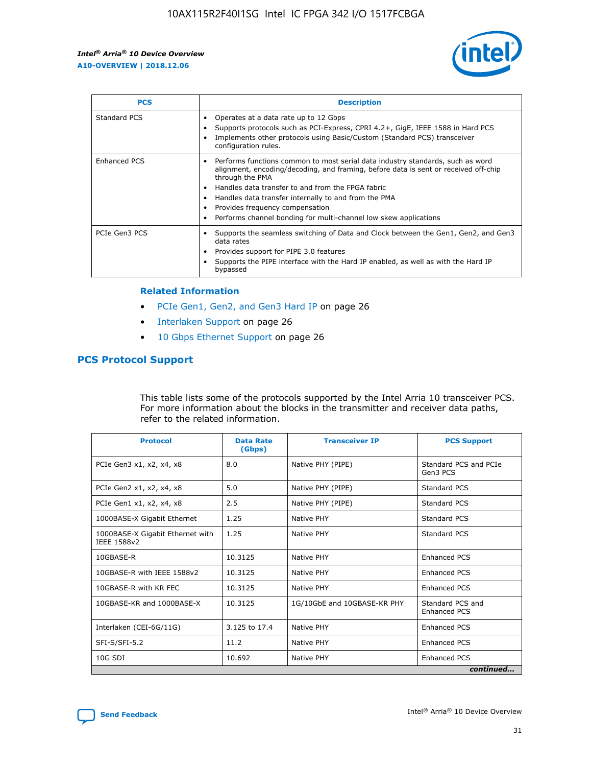| PCS | Description |
| --- | --- |
| Standard PCS | • Operates at a data rate up to 12 Gbps<br>• Supports protocols such as PCI-Express, CPRI 4.2+, GigE, IEEE 1588 in Hard PCS<br>• Implements other protocols using Basic/Custom (Standard PCS) transceiver configuration rules. |
| Enhanced PCS | • Performs functions common to most serial data industry standards, such as word alignment, encoding/decoding, and framing, before data is sent or received off-chip through the PMA<br>• Handles data transfer to and from the FPGA fabric<br>• Handles data transfer internally to and from the PMA<br>• Provides frequency compensation<br>• Performs channel bonding for multi-channel low skew applications |
| PCIe Gen3 PCS | • Supports the seamless switching of Data and Clock between the Gen1, Gen2, and Gen3 data rates<br>• Provides support for PIPE 3.0 features<br>• Supports the PIPE interface with the Hard IP enabled, as well as with the Hard IP bypassed |

### Related Information

- PCIe Gen1, Gen2, and Gen3 Hard IP on page 26
- Interlaken Support on page 26
- 10 Gbps Ethernet Support on page 26

## PCS Protocol Support

This table lists some of the protocols supported by the Intel Arria 10 transceiver PCS. For more information about the blocks in the transmitter and receiver data paths, refer to the related information.

| Protocol | Data Rate (Gbps) | Transceiver IP | PCS Support |
| --- | --- | --- | --- |
| PCIe Gen3 x1, x2, x4, x8 | 8.0 | Native PHY (PIPE) | Standard PCS and PCIe Gen3 PCS |
| PCIe Gen2 x1, x2, x4, x8 | 5.0 | Native PHY (PIPE) | Standard PCS |
| PCIe Gen1 x1, x2, x4, x8 | 2.5 | Native PHY (PIPE) | Standard PCS |
| 1000BASE-X Gigabit Ethernet | 1.25 | Native PHY | Standard PCS |
| 1000BASE-X Gigabit Ethernet with IEEE 1588v2 | 1.25 | Native PHY | Standard PCS |
| 10GBASE-R | 10.3125 | Native PHY | Enhanced PCS |
| 10GBASE-R with IEEE 1588v2 | 10.3125 | Native PHY | Enhanced PCS |
| 10GBASE-R with KR FEC | 10.3125 | Native PHY | Enhanced PCS |
| 10GBASE-KR and 1000BASE-X | 10.3125 | 1G/10GbE and 10GBASE-KR PHY | Standard PCS and Enhanced PCS |
| Interlaken (CEI-6G/11G) | 3.125 to 17.4 | Native PHY | Enhanced PCS |
| SFI-S/SFI-5.2 | 11.2 | Native PHY | Enhanced PCS |
| 10G SDI | 10.692 | Native PHY | Enhanced PCS |

*continued...*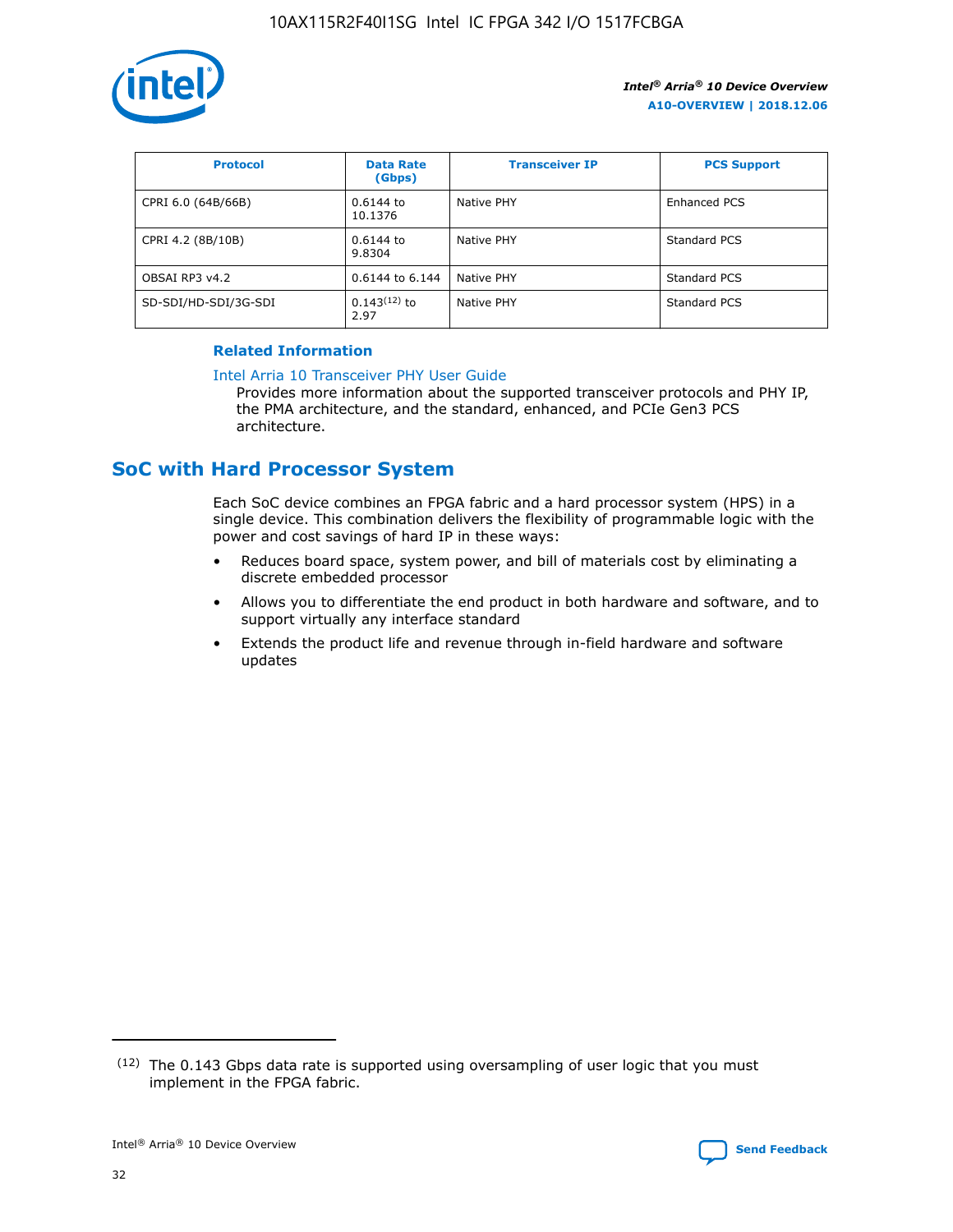| Protocol | Data Rate (Gbps) | Transceiver IP | PCS Support |
|---|---|---|---|
| CPRI 6.0 (64B/66B) | 0.6144 to 10.1376 | Native PHY | Enhanced PCS |
| CPRI 4.2 (8B/10B) | 0.6144 to 9.8304 | Native PHY | Standard PCS |
| OBSAI RP3 v4.2 | 0.6144 to 6.144 | Native PHY | Standard PCS |
| SD-SDI/HD-SDI/3G-SDI | 0.143[12] to 2.97 | Native PHY | Standard PCS |

**Related Information**

Intel Arria 10 Transceiver PHY User Guide

Provides more information about the supported transceiver protocols and PHY IP, the PMA architecture, and the standard, enhanced, and PCIe Gen3 PCS architecture.

## SoC with Hard Processor System

Each SoC device combines an FPGA fabric and a hard processor system (HPS) in a single device. This combination delivers the flexibility of programmable logic with the power and cost savings of hard IP in these ways:

- Reduces board space, system power, and bill of materials cost by eliminating a discrete embedded processor
- Allows you to differentiate the end product in both hardware and software, and to support virtually any interface standard
- Extends the product life and revenue through in-field hardware and software updates

(12) The 0.143 Gbps data rate is supported using oversampling of user logic that you must implement in the FPGA fabric.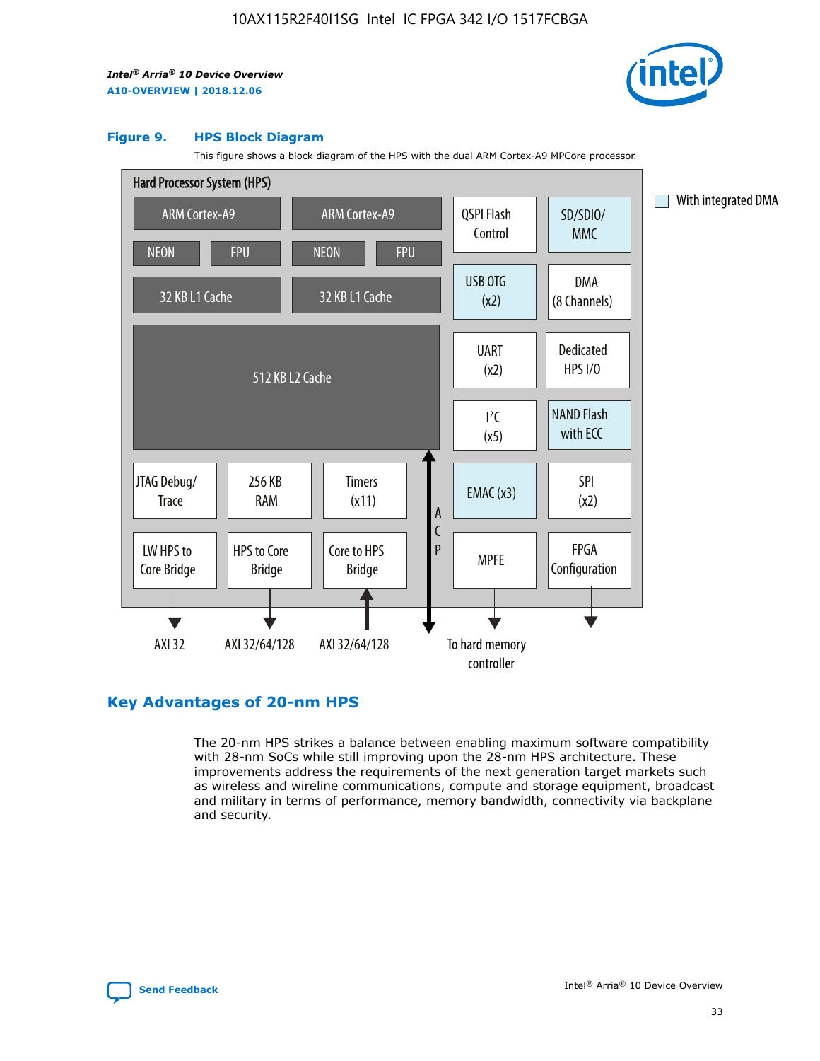**Figure 9. HPS Block Diagram**

This figure shows a block diagram of the HPS with the dual ARM Cortex-A9 MPCore processor.

Hard Processor System (HPS)

ARM Cortex-A9 | ARM Cortex-A9 | QSPI Flash Control | SD/SDIO/MMC

NEON | FPU | NEON | FPU

32 KB L1 Cache | 32 KB L1 Cache | USB OTG (x2) | DMA (8 Channels)

512 KB L2 Cache | UART (x2) | Dedicated HPS I/O | I²C (x5) | NAND Flash with ECC

JTAG Debug/Trace | 256 KB RAM | Timers (x11) | EMAC (x3) | SPI (x2)

LW HPS to Core Bridge | HPS to Core Bridge | Core to HPS Bridge | ACP | MPFE | FPGA Configuration

AXI 32 | AXI 32/64/128 | AXI 32/64/128 | To hard memory controller

With integrated DMA

## Key Advantages of 20-nm HPS

The 20-nm HPS strikes a balance between enabling maximum software compatibility with 28-nm SoCs while still improving upon the 28-nm HPS architecture. These improvements address the requirements of the next generation target markets such as wireless and wireline communications, compute and storage equipment, broadcast and military in terms of performance, memory bandwidth, connectivity via backplane and security.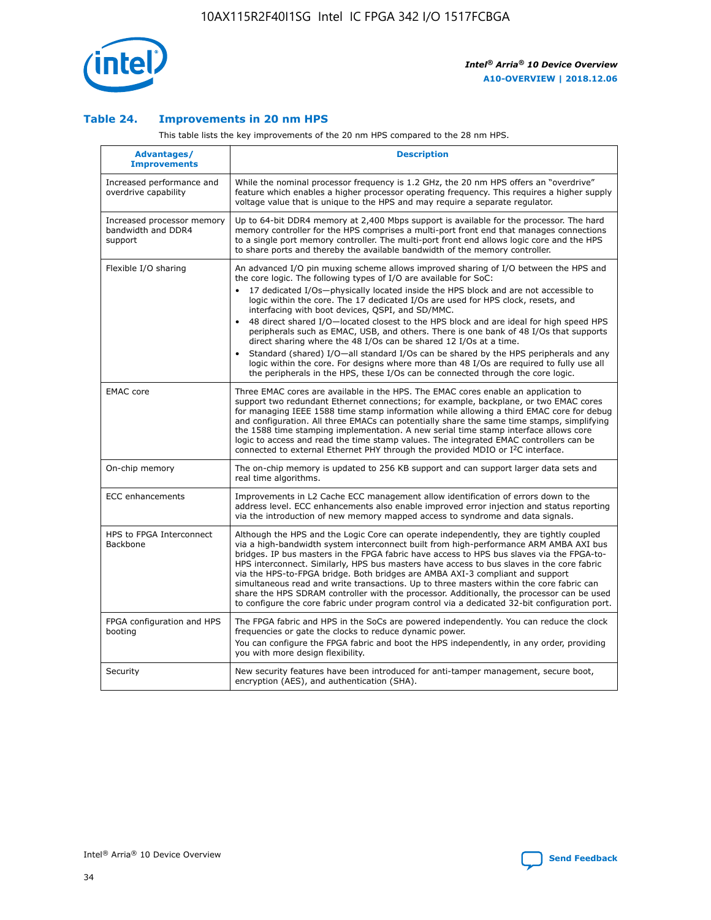### Table 24. Improvements in 20 nm HPS

This table lists the key improvements of the 20 nm HPS compared to the 28 nm HPS.

| Advantages/ Improvements | Description |
| --- | --- |
| Increased performance and overdrive capability | While the nominal processor frequency is 1.2 GHz, the 20 nm HPS offers an "overdrive" feature which enables a higher processor operating frequency. This requires a higher supply voltage value that is unique to the HPS and may require a separate regulator. |
| Increased processor memory bandwidth and DDR4 support | Up to 64-bit DDR4 memory at 2,400 Mbps support is available for the processor. The hard memory controller for the HPS comprises a multi-port front end that manages connections to a single port memory controller. The multi-port front end allows logic core and the HPS to share ports and thereby the available bandwidth of the memory controller. |
| Flexible I/O sharing | An advanced I/O pin muxing scheme allows improved sharing of I/O between the HPS and the core logic. The following types of I/O are available for SoC:<br>• 17 dedicated I/Os—physically located inside the HPS block and are not accessible to logic within the core. The 17 dedicated I/Os are used for HPS clock, resets, and interfacing with boot devices, QSPI, and SD/MMC.<br>• 48 direct shared I/O—located closest to the HPS block and are ideal for high speed HPS peripherals such as EMAC, USB, and others. There is one bank of 48 I/Os that supports direct sharing where the 48 I/Os can be shared 12 I/Os at a time.<br>• Standard (shared) I/O—all standard I/Os can be shared by the HPS peripherals and any logic within the core. For designs where more than 48 I/Os are required to fully use all the peripherals in the HPS, these I/Os can be connected through the core logic. |
| EMAC core | Three EMAC cores are available in the HPS. The EMAC cores enable an application to support two redundant Ethernet connections; for example, backplane, or two EMAC cores for managing IEEE 1588 time stamp information while allowing a third EMAC core for debug and configuration. All three EMACs can potentially share the same time stamps, simplifying the 1588 time stamping implementation. A new serial time stamp interface allows core logic to access and read the time stamp values. The integrated EMAC controllers can be connected to external Ethernet PHY through the provided MDIO or I$^2$C interface. |
| On-chip memory | The on-chip memory is updated to 256 KB support and can support larger data sets and real time algorithms. |
| ECC enhancements | Improvements in L2 Cache ECC management allow identification of errors down to the address level. ECC enhancements also enable improved error injection and status reporting via the introduction of new memory mapped access to syndrome and data signals. |
| HPS to FPGA Interconnect Backbone | Although the HPS and the Logic Core can operate independently, they are tightly coupled via a high-bandwidth system interconnect built from high-performance ARM AMBA AXI bus bridges. IP bus masters in the FPGA fabric have access to HPS bus slaves via the FPGA-to-HPS interconnect. Similarly, HPS bus masters have access to bus slaves in the core fabric via the HPS-to-FPGA bridge. Both bridges are AMBA AXI-3 compliant and support simultaneous read and write transactions. Up to three masters within the core fabric can share the HPS SDRAM controller with the processor. Additionally, the processor can be used to configure the core fabric under program control via a dedicated 32-bit configuration port. |
| FPGA configuration and HPS booting | The FPGA fabric and HPS in the SoCs are powered independently. You can reduce the clock frequencies or gate the clocks to reduce dynamic power.<br>You can configure the FPGA fabric and boot the HPS independently, in any order, providing you with more design flexibility. |
| Security | New security features have been introduced for anti-tamper management, secure boot, encryption (AES), and authentication (SHA). |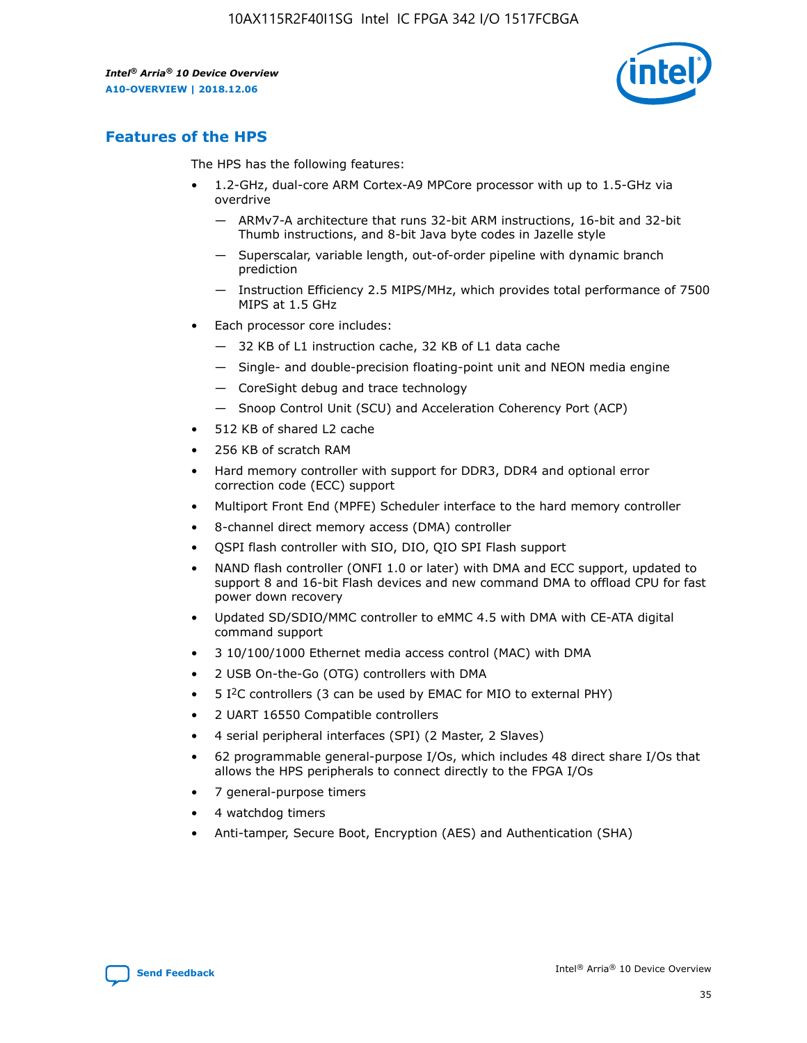## Features of the HPS

The HPS has the following features:

- 1.2-GHz, dual-core ARM Cortex-A9 MPCore processor with up to 1.5-GHz via overdrive
  - — ARMv7-A architecture that runs 32-bit ARM instructions, 16-bit and 32-bit Thumb instructions, and 8-bit Java byte codes in Jazelle style
  - — Superscalar, variable length, out-of-order pipeline with dynamic branch prediction
  - — Instruction Efficiency 2.5 MIPS/MHz, which provides total performance of 7500 MIPS at 1.5 GHz
- Each processor core includes:
  - — 32 KB of L1 instruction cache, 32 KB of L1 data cache
  - — Single- and double-precision floating-point unit and NEON media engine
  - — CoreSight debug and trace technology
  - — Snoop Control Unit (SCU) and Acceleration Coherency Port (ACP)
- 512 KB of shared L2 cache
- 256 KB of scratch RAM
- Hard memory controller with support for DDR3, DDR4 and optional error correction code (ECC) support
- Multiport Front End (MPFE) Scheduler interface to the hard memory controller
- 8-channel direct memory access (DMA) controller
- QSPI flash controller with SIO, DIO, QIO SPI Flash support
- NAND flash controller (ONFI 1.0 or later) with DMA and ECC support, updated to support 8 and 16-bit Flash devices and new command DMA to offload CPU for fast power down recovery
- Updated SD/SDIO/MMC controller to eMMC 4.5 with DMA with CE-ATA digital command support
- 3 10/100/1000 Ethernet media access control (MAC) with DMA
- 2 USB On-the-Go (OTG) controllers with DMA
- 5 I$^2$C controllers (3 can be used by EMAC for MIO to external PHY)
- 2 UART 16550 Compatible controllers
- 4 serial peripheral interfaces (SPI) (2 Master, 2 Slaves)
- 62 programmable general-purpose I/Os, which includes 48 direct share I/Os that allows the HPS peripherals to connect directly to the FPGA I/Os
- 7 general-purpose timers
- 4 watchdog timers
- Anti-tamper, Secure Boot, Encryption (AES) and Authentication (SHA)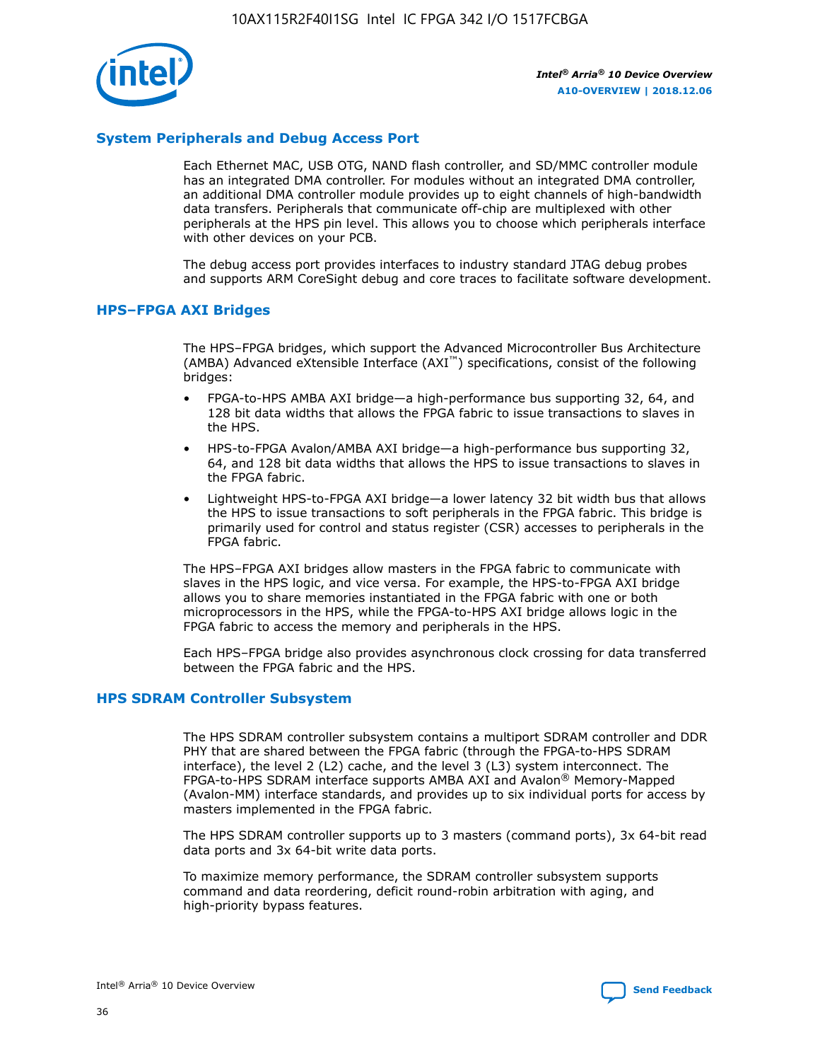## System Peripherals and Debug Access Port

Each Ethernet MAC, USB OTG, NAND flash controller, and SD/MMC controller module has an integrated DMA controller. For modules without an integrated DMA controller, an additional DMA controller module provides up to eight channels of high-bandwidth data transfers. Peripherals that communicate off-chip are multiplexed with other peripherals at the HPS pin level. This allows you to choose which peripherals interface with other devices on your PCB.

The debug access port provides interfaces to industry standard JTAG debug probes and supports ARM CoreSight debug and core traces to facilitate software development.

## HPS–FPGA AXI Bridges

The HPS–FPGA bridges, which support the Advanced Microcontroller Bus Architecture (AMBA) Advanced eXtensible Interface (AXI™) specifications, consist of the following bridges:

- FPGA-to-HPS AMBA AXI bridge—a high-performance bus supporting 32, 64, and 128 bit data widths that allows the FPGA fabric to issue transactions to slaves in the HPS.
- HPS-to-FPGA Avalon/AMBA AXI bridge—a high-performance bus supporting 32, 64, and 128 bit data widths that allows the HPS to issue transactions to slaves in the FPGA fabric.
- Lightweight HPS-to-FPGA AXI bridge—a lower latency 32 bit width bus that allows the HPS to issue transactions to soft peripherals in the FPGA fabric. This bridge is primarily used for control and status register (CSR) accesses to peripherals in the FPGA fabric.

The HPS–FPGA AXI bridges allow masters in the FPGA fabric to communicate with slaves in the HPS logic, and vice versa. For example, the HPS-to-FPGA AXI bridge allows you to share memories instantiated in the FPGA fabric with one or both microprocessors in the HPS, while the FPGA-to-HPS AXI bridge allows logic in the FPGA fabric to access the memory and peripherals in the HPS.

Each HPS–FPGA bridge also provides asynchronous clock crossing for data transferred between the FPGA fabric and the HPS.

## HPS SDRAM Controller Subsystem

The HPS SDRAM controller subsystem contains a multiport SDRAM controller and DDR PHY that are shared between the FPGA fabric (through the FPGA-to-HPS SDRAM interface), the level 2 (L2) cache, and the level 3 (L3) system interconnect. The FPGA-to-HPS SDRAM interface supports AMBA AXI and Avalon® Memory-Mapped (Avalon-MM) interface standards, and provides up to six individual ports for access by masters implemented in the FPGA fabric.

The HPS SDRAM controller supports up to 3 masters (command ports), 3x 64-bit read data ports and 3x 64-bit write data ports.

To maximize memory performance, the SDRAM controller subsystem supports command and data reordering, deficit round-robin arbitration with aging, and high-priority bypass features.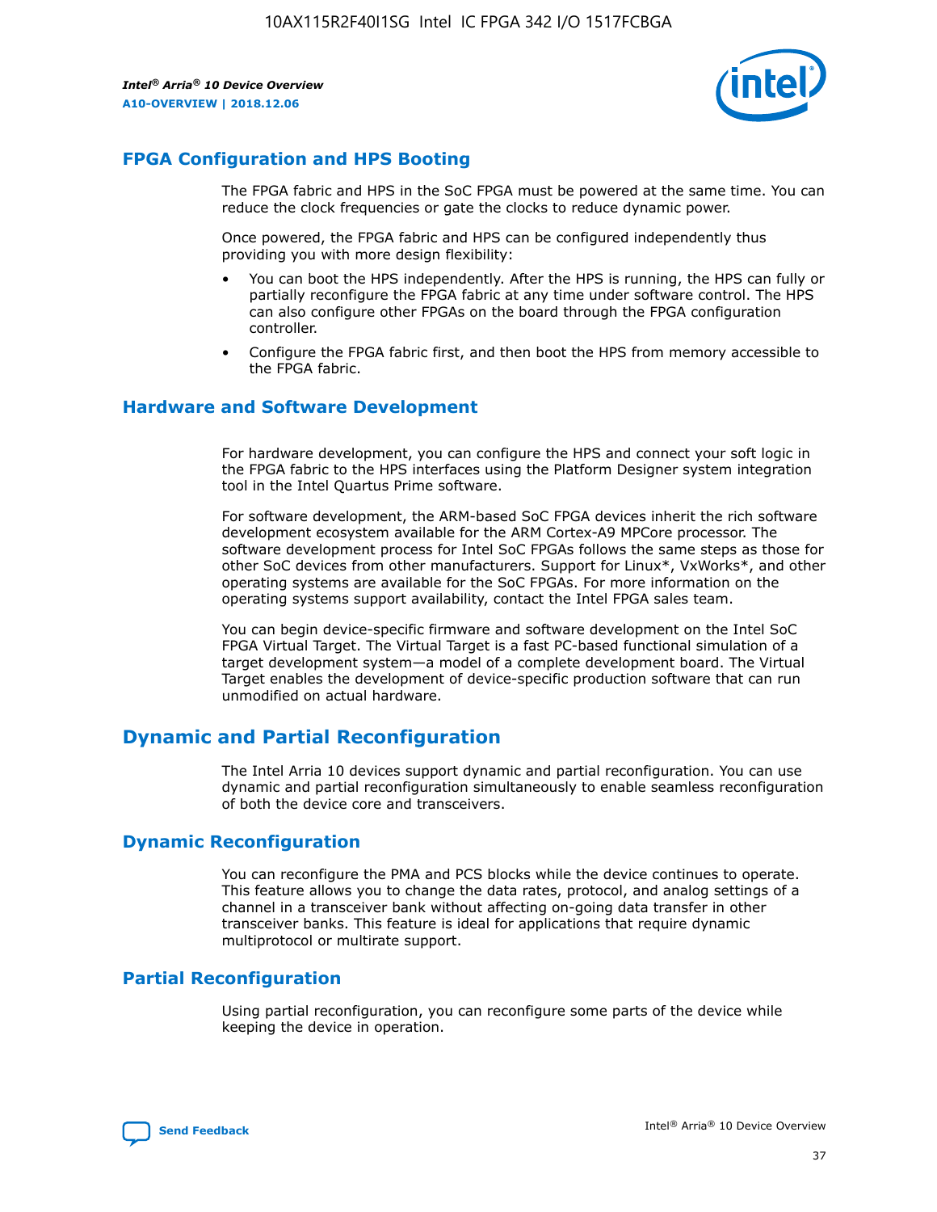## FPGA Configuration and HPS Booting

The FPGA fabric and HPS in the SoC FPGA must be powered at the same time. You can reduce the clock frequencies or gate the clocks to reduce dynamic power.

Once powered, the FPGA fabric and HPS can be configured independently thus providing you with more design flexibility:

- You can boot the HPS independently. After the HPS is running, the HPS can fully or partially reconfigure the FPGA fabric at any time under software control. The HPS can also configure other FPGAs on the board through the FPGA configuration controller.
- Configure the FPGA fabric first, and then boot the HPS from memory accessible to the FPGA fabric.

## Hardware and Software Development

For hardware development, you can configure the HPS and connect your soft logic in the FPGA fabric to the HPS interfaces using the Platform Designer system integration tool in the Intel Quartus Prime software.

For software development, the ARM-based SoC FPGA devices inherit the rich software development ecosystem available for the ARM Cortex-A9 MPCore processor. The software development process for Intel SoC FPGAs follows the same steps as those for other SoC devices from other manufacturers. Support for Linux*, VxWorks*, and other operating systems are available for the SoC FPGAs. For more information on the operating systems support availability, contact the Intel FPGA sales team.

You can begin device-specific firmware and software development on the Intel SoC FPGA Virtual Target. The Virtual Target is a fast PC-based functional simulation of a target development system—a model of a complete development board. The Virtual Target enables the development of device-specific production software that can run unmodified on actual hardware.

# Dynamic and Partial Reconfiguration

The Intel Arria 10 devices support dynamic and partial reconfiguration. You can use dynamic and partial reconfiguration simultaneously to enable seamless reconfiguration of both the device core and transceivers.

## Dynamic Reconfiguration

You can reconfigure the PMA and PCS blocks while the device continues to operate. This feature allows you to change the data rates, protocol, and analog settings of a channel in a transceiver bank without affecting on-going data transfer in other transceiver banks. This feature is ideal for applications that require dynamic multiprotocol or multirate support.

## Partial Reconfiguration

Using partial reconfiguration, you can reconfigure some parts of the device while keeping the device in operation.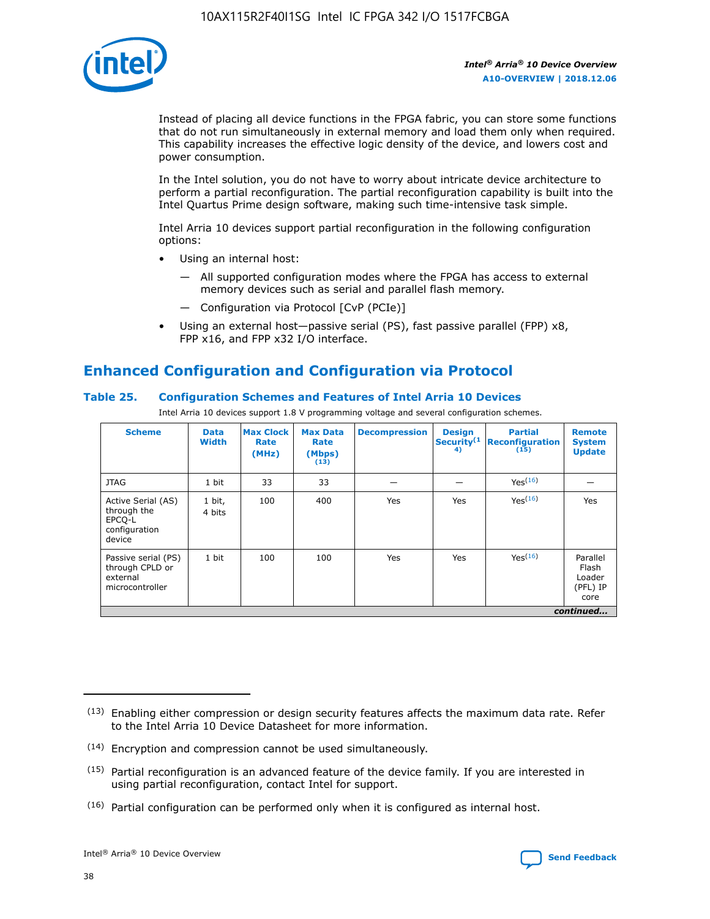Instead of placing all device functions in the FPGA fabric, you can store some functions that do not run simultaneously in external memory and load them only when required. This capability increases the effective logic density of the device, and lowers cost and power consumption.

In the Intel solution, you do not have to worry about intricate device architecture to perform a partial reconfiguration. The partial reconfiguration capability is built into the Intel Quartus Prime design software, making such time-intensive task simple.

Intel Arria 10 devices support partial reconfiguration in the following configuration options:

- Using an internal host:
  - — All supported configuration modes where the FPGA has access to external memory devices such as serial and parallel flash memory.
  - — Configuration via Protocol [CvP (PCIe)]
- Using an external host—passive serial (PS), fast passive parallel (FPP) x8, FPP x16, and FPP x32 I/O interface.

## Enhanced Configuration and Configuration via Protocol

### Table 25. Configuration Schemes and Features of Intel Arria 10 Devices

Intel Arria 10 devices support 1.8 V programming voltage and several configuration schemes.

| Scheme | Data Width | Max Clock Rate (MHz) | Max Data Rate (Mbps) (13) | Decompression | Design Security (14) | Partial Reconfiguration (15) | Remote System Update |
|---|---|---|---|---|---|---|---|
| JTAG | 1 bit | 33 | 33 | — | — | Yes(16) | — |
| Active Serial (AS) through the EPCQ-L configuration device | 1 bit, 4 bits | 100 | 400 | Yes | Yes | Yes(16) | Yes |
| Passive serial (PS) through CPLD or external microcontroller | 1 bit | 100 | 100 | Yes | Yes | Yes(16) | Parallel Flash Loader (PFL) IP core |

*continued...*

(13) Enabling either compression or design security features affects the maximum data rate. Refer to the Intel Arria 10 Device Datasheet for more information.

(14) Encryption and compression cannot be used simultaneously.

(15) Partial reconfiguration is an advanced feature of the device family. If you are interested in using partial reconfiguration, contact Intel for support.

(16) Partial configuration can be performed only when it is configured as internal host.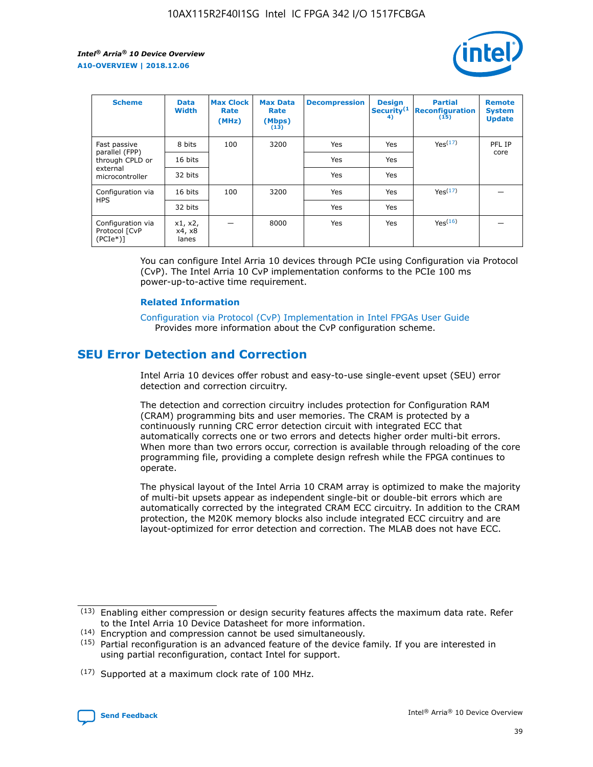| Scheme | Data Width | Max Clock Rate (MHz) | Max Data Rate (Mbps) (13) | Decompression | Design Security(14) | Partial Reconfiguration (15) | Remote System Update |
| --- | --- | --- | --- | --- | --- | --- | --- |
| Fast passive parallel (FPP) through CPLD or external microcontroller | 8 bits | 100 | 3200 | Yes | Yes | Yes(17) | PFL IP core |
| | 16 bits | | | Yes | Yes | | |
| | 32 bits | | | Yes | Yes | | |
| Configuration via HPS | 16 bits | 100 | 3200 | Yes | Yes | Yes(17) | — |
| | 32 bits | | | Yes | Yes | | |
| Configuration via Protocol [CvP (PCIe*)] | x1, x2, x4, x8 lanes | — | 8000 | Yes | Yes | Yes(16) | — |

You can configure Intel Arria 10 devices through PCIe using Configuration via Protocol (CvP). The Intel Arria 10 CvP implementation conforms to the PCIe 100 ms power-up-to-active time requirement.

**Related Information**

Configuration via Protocol (CvP) Implementation in Intel FPGAs User Guide
Provides more information about the CvP configuration scheme.

## SEU Error Detection and Correction

Intel Arria 10 devices offer robust and easy-to-use single-event upset (SEU) error detection and correction circuitry.

The detection and correction circuitry includes protection for Configuration RAM (CRAM) programming bits and user memories. The CRAM is protected by a continuously running CRC error detection circuit with integrated ECC that automatically corrects one or two errors and detects higher order multi-bit errors. When more than two errors occur, correction is available through reloading of the core programming file, providing a complete design refresh while the FPGA continues to operate.

The physical layout of the Intel Arria 10 CRAM array is optimized to make the majority of multi-bit upsets appear as independent single-bit or double-bit errors which are automatically corrected by the integrated CRAM ECC circuitry. In addition to the CRAM protection, the M20K memory blocks also include integrated ECC circuitry and are layout-optimized for error detection and correction. The MLAB does not have ECC.

(13) Enabling either compression or design security features affects the maximum data rate. Refer to the Intel Arria 10 Device Datasheet for more information.

(14) Encryption and compression cannot be used simultaneously.

(15) Partial reconfiguration is an advanced feature of the device family. If you are interested in using partial reconfiguration, contact Intel for support.

(17) Supported at a maximum clock rate of 100 MHz.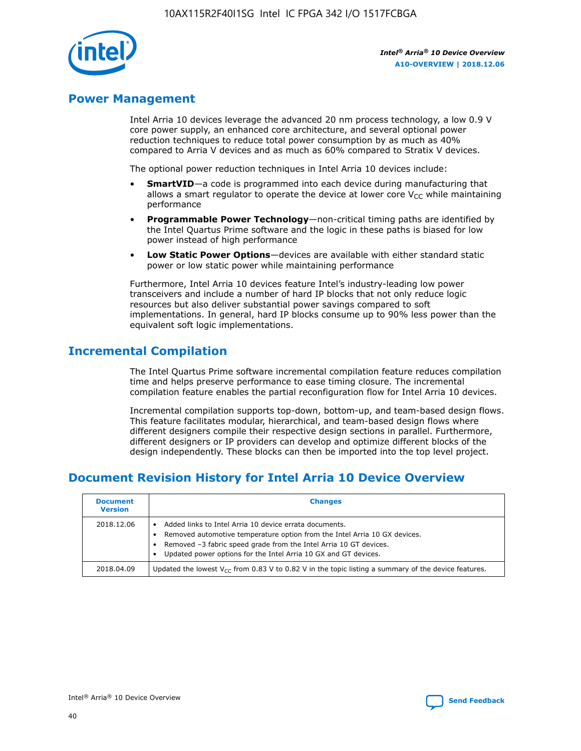## Power Management

Intel Arria 10 devices leverage the advanced 20 nm process technology, a low 0.9 V core power supply, an enhanced core architecture, and several optional power reduction techniques to reduce total power consumption by as much as 40% compared to Arria V devices and as much as 60% compared to Stratix V devices.

The optional power reduction techniques in Intel Arria 10 devices include:

- **SmartVID**—a code is programmed into each device during manufacturing that allows a smart regulator to operate the device at lower core $V_{CC}$ while maintaining performance
- **Programmable Power Technology**—non-critical timing paths are identified by the Intel Quartus Prime software and the logic in these paths is biased for low power instead of high performance
- **Low Static Power Options**—devices are available with either standard static power or low static power while maintaining performance

Furthermore, Intel Arria 10 devices feature Intel's industry-leading low power transceivers and include a number of hard IP blocks that not only reduce logic resources but also deliver substantial power savings compared to soft implementations. In general, hard IP blocks consume up to 90% less power than the equivalent soft logic implementations.

## Incremental Compilation

The Intel Quartus Prime software incremental compilation feature reduces compilation time and helps preserve performance to ease timing closure. The incremental compilation feature enables the partial reconfiguration flow for Intel Arria 10 devices.

Incremental compilation supports top-down, bottom-up, and team-based design flows. This feature facilitates modular, hierarchical, and team-based design flows where different designers compile their respective design sections in parallel. Furthermore, different designers or IP providers can develop and optimize different blocks of the design independently. These blocks can then be imported into the top level project.

## Document Revision History for Intel Arria 10 Device Overview

| Document Version | Changes |
|---|---|
| 2018.12.06 | • Added links to Intel Arria 10 device errata documents.<br>• Removed automotive temperature option from the Intel Arria 10 GX devices.<br>• Removed –3 fabric speed grade from the Intel Arria 10 GT devices.<br>• Updated power options for the Intel Arria 10 GX and GT devices. |
| 2018.04.09 | Updated the lowest $V_{CC}$ from 0.83 V to 0.82 V in the topic listing a summary of the device features. |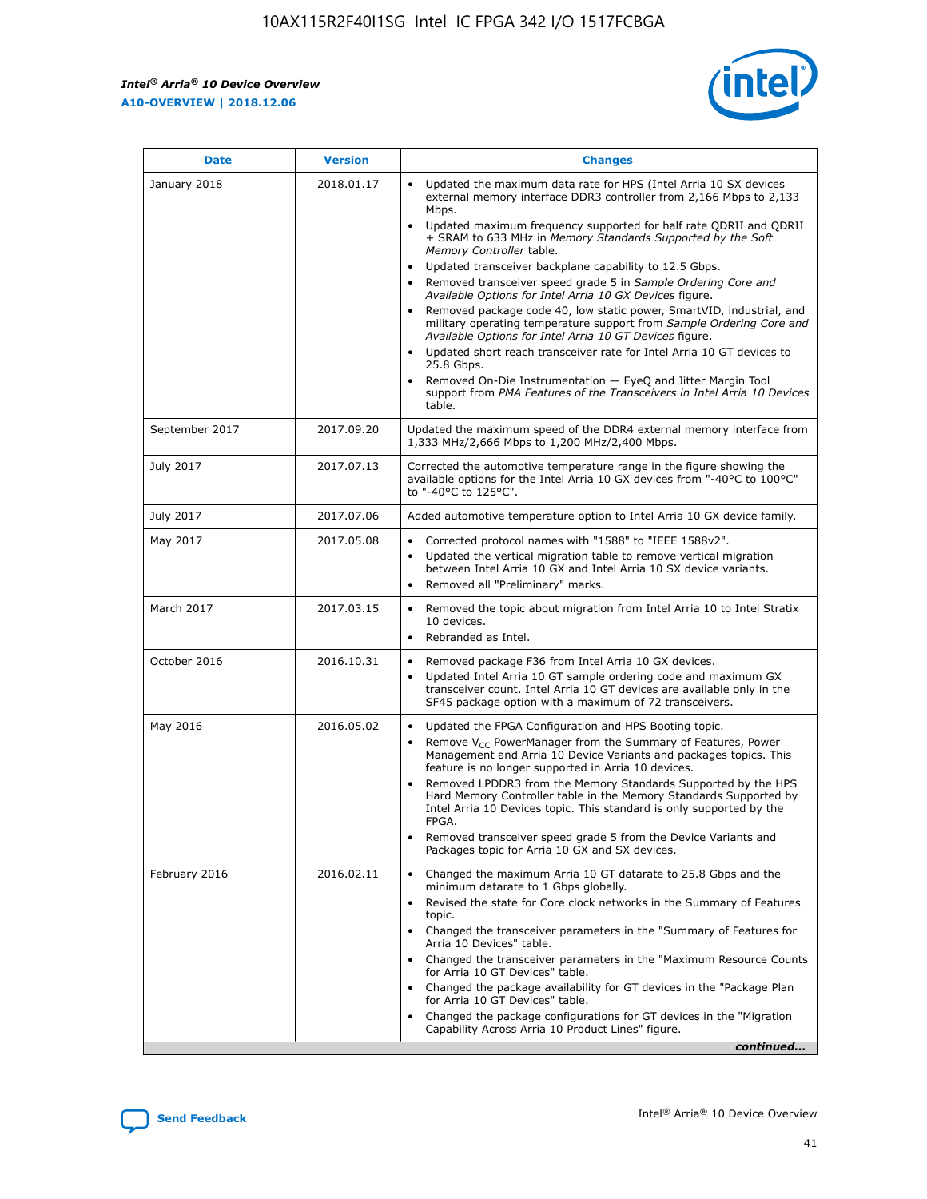| Date | Version | Changes |
| --- | --- | --- |
| January 2018 | 2018.01.17 | • Updated the maximum data rate for HPS (Intel Arria 10 SX devices external memory interface DDR3 controller from 2,166 Mbps to 2,133 Mbps.<br>• Updated maximum frequency supported for half rate QDRII and QDRII + SRAM to 633 MHz in *Memory Standards Supported by the Soft Memory Controller* table.<br>• Updated transceiver backplane capability to 12.5 Gbps.<br>• Removed transceiver speed grade 5 in *Sample Ordering Core and Available Options for Intel Arria 10 GX Devices* figure.<br>• Removed package code 40, low static power, SmartVID, industrial, and military operating temperature support from *Sample Ordering Core and Available Options for Intel Arria 10 GT Devices* figure.<br>• Updated short reach transceiver rate for Intel Arria 10 GT devices to 25.8 Gbps.<br>• Removed On-Die Instrumentation — EyeQ and Jitter Margin Tool support from *PMA Features of the Transceivers in Intel Arria 10 Devices* table. |
| September 2017 | 2017.09.20 | Updated the maximum speed of the DDR4 external memory interface from 1,333 MHz/2,666 Mbps to 1,200 MHz/2,400 Mbps. |
| July 2017 | 2017.07.13 | Corrected the automotive temperature range in the figure showing the available options for the Intel Arria 10 GX devices from "-40°C to 100°C" to "-40°C to 125°C". |
| July 2017 | 2017.07.06 | Added automotive temperature option to Intel Arria 10 GX device family. |
| May 2017 | 2017.05.08 | • Corrected protocol names with "1588" to "IEEE 1588v2".<br>• Updated the vertical migration table to remove vertical migration between Intel Arria 10 GX and Intel Arria 10 SX device variants.<br>• Removed all "Preliminary" marks. |
| March 2017 | 2017.03.15 | • Removed the topic about migration from Intel Arria 10 to Intel Stratix 10 devices.<br>• Rebranded as Intel. |
| October 2016 | 2016.10.31 | • Removed package F36 from Intel Arria 10 GX devices.<br>• Updated Intel Arria 10 GT sample ordering code and maximum GX transceiver count. Intel Arria 10 GT devices are available only in the SF45 package option with a maximum of 72 transceivers. |
| May 2016 | 2016.05.02 | • Updated the FPGA Configuration and HPS Booting topic.<br>• Remove $V_{CC}$ PowerManager from the Summary of Features, Power Management and Arria 10 Device Variants and packages topics. This feature is no longer supported in Arria 10 devices.<br>• Removed LPDDR3 from the Memory Standards Supported by the HPS Hard Memory Controller table in the Memory Standards Supported by Intel Arria 10 Devices topic. This standard is only supported by the FPGA.<br>• Removed transceiver speed grade 5 from the Device Variants and Packages topic for Arria 10 GX and SX devices. |
| February 2016 | 2016.02.11 | • Changed the maximum Arria 10 GT datarate to 25.8 Gbps and the minimum datarate to 1 Gbps globally.<br>• Revised the state for Core clock networks in the Summary of Features topic.<br>• Changed the transceiver parameters in the "Summary of Features for Arria 10 Devices" table.<br>• Changed the transceiver parameters in the "Maximum Resource Counts for Arria 10 GT Devices" table.<br>• Changed the package availability for GT devices in the "Package Plan for Arria 10 GT Devices" table.<br>• Changed the package configurations for GT devices in the "Migration Capability Across Arria 10 Product Lines" figure. |

*continued...*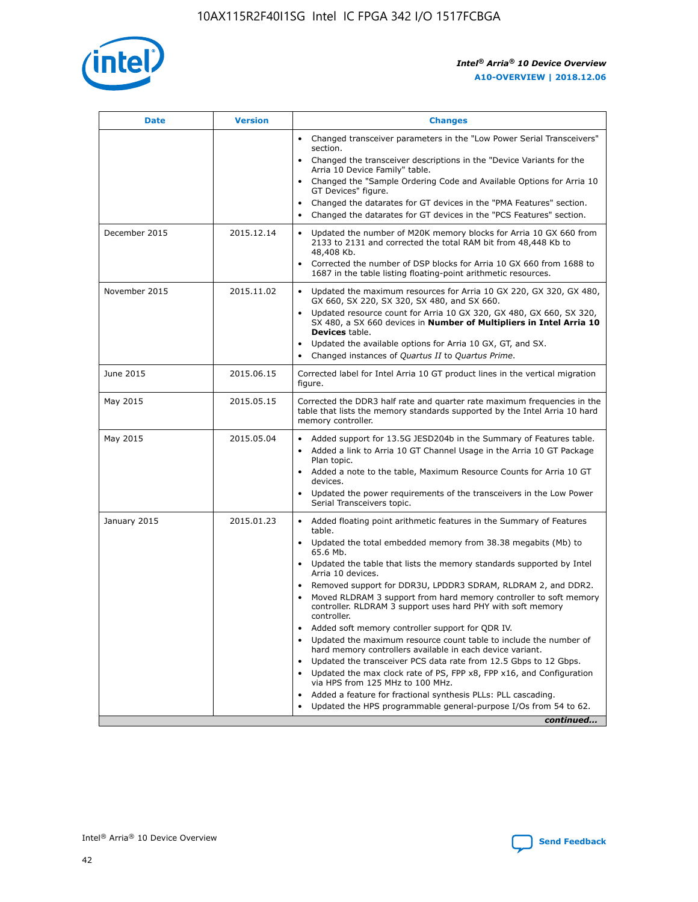| Date | Version | Changes |
| --- | --- | --- |
| | | • Changed transceiver parameters in the "Low Power Serial Transceivers" section.<br>• Changed the transceiver descriptions in the "Device Variants for the Arria 10 Device Family" table.<br>• Changed the "Sample Ordering Code and Available Options for Arria 10 GT Devices" figure.<br>• Changed the datarates for GT devices in the "PMA Features" section.<br>• Changed the datarates for GT devices in the "PCS Features" section. |
| December 2015 | 2015.12.14 | • Updated the number of M20K memory blocks for Arria 10 GX 660 from 2133 to 2131 and corrected the total RAM bit from 48,448 Kb to 48,408 Kb.<br>• Corrected the number of DSP blocks for Arria 10 GX 660 from 1688 to 1687 in the table listing floating-point arithmetic resources. |
| November 2015 | 2015.11.02 | • Updated the maximum resources for Arria 10 GX 220, GX 320, GX 480, GX 660, SX 220, SX 320, SX 480, and SX 660.<br>• Updated resource count for Arria 10 GX 320, GX 480, GX 660, SX 320, SX 480, a SX 660 devices in **Number of Multipliers in Intel Arria 10 Devices** table.<br>• Updated the available options for Arria 10 GX, GT, and SX.<br>• Changed instances of *Quartus II* to *Quartus Prime*. |
| June 2015 | 2015.06.15 | Corrected label for Intel Arria 10 GT product lines in the vertical migration figure. |
| May 2015 | 2015.05.15 | Corrected the DDR3 half rate and quarter rate maximum frequencies in the table that lists the memory standards supported by the Intel Arria 10 hard memory controller. |
| May 2015 | 2015.05.04 | • Added support for 13.5G JESD204b in the Summary of Features table.<br>• Added a link to Arria 10 GT Channel Usage in the Arria 10 GT Package Plan topic.<br>• Added a note to the table, Maximum Resource Counts for Arria 10 GT devices.<br>• Updated the power requirements of the transceivers in the Low Power Serial Transceivers topic. |
| January 2015 | 2015.01.23 | • Added floating point arithmetic features in the Summary of Features table.<br>• Updated the total embedded memory from 38.38 megabits (Mb) to 65.6 Mb.<br>• Updated the table that lists the memory standards supported by Intel Arria 10 devices.<br>• Removed support for DDR3U, LPDDR3 SDRAM, RLDRAM 2, and DDR2.<br>• Moved RLDRAM 3 support from hard memory controller to soft memory controller. RLDRAM 3 support uses hard PHY with soft memory controller.<br>• Added soft memory controller support for QDR IV.<br>• Updated the maximum resource count table to include the number of hard memory controllers available in each device variant.<br>• Updated the transceiver PCS data rate from 12.5 Gbps to 12 Gbps.<br>• Updated the max clock rate of PS, FPP x8, FPP x16, and Configuration via HPS from 125 MHz to 100 MHz.<br>• Added a feature for fractional synthesis PLLs: PLL cascading.<br>• Updated the HPS programmable general-purpose I/Os from 54 to 62. |

*continued...*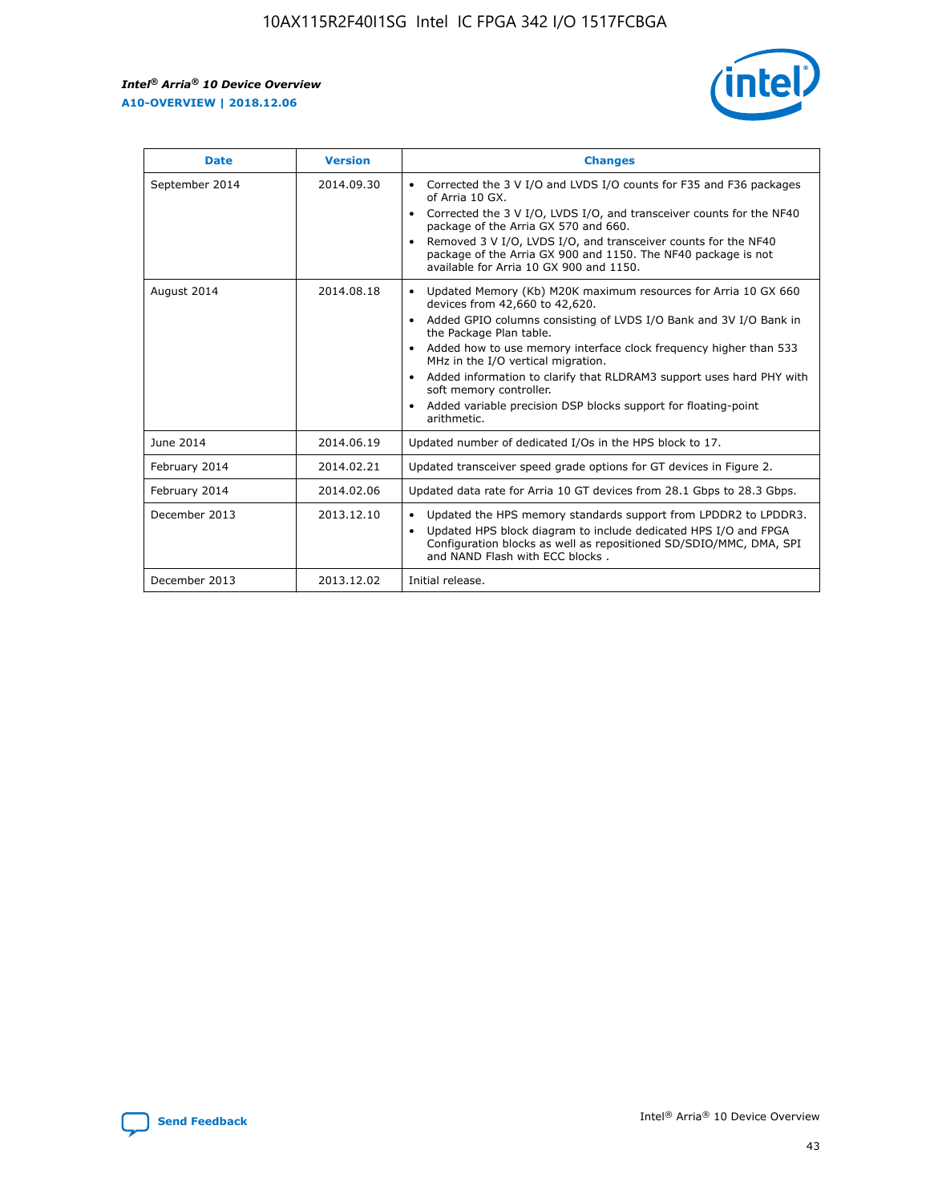| Date | Version | Changes |
| --- | --- | --- |
| September 2014 | 2014.09.30 | • Corrected the 3 V I/O and LVDS I/O counts for F35 and F36 packages of Arria 10 GX.<br>• Corrected the 3 V I/O, LVDS I/O, and transceiver counts for the NF40 package of the Arria GX 570 and 660.<br>• Removed 3 V I/O, LVDS I/O, and transceiver counts for the NF40 package of the Arria GX 900 and 1150. The NF40 package is not available for Arria 10 GX 900 and 1150. |
| August 2014 | 2014.08.18 | • Updated Memory (Kb) M20K maximum resources for Arria 10 GX 660 devices from 42,660 to 42,620.<br>• Added GPIO columns consisting of LVDS I/O Bank and 3V I/O Bank in the Package Plan table.<br>• Added how to use memory interface clock frequency higher than 533 MHz in the I/O vertical migration.<br>• Added information to clarify that RLDRAM3 support uses hard PHY with soft memory controller.<br>• Added variable precision DSP blocks support for floating-point arithmetic. |
| June 2014 | 2014.06.19 | Updated number of dedicated I/Os in the HPS block to 17. |
| February 2014 | 2014.02.21 | Updated transceiver speed grade options for GT devices in Figure 2. |
| February 2014 | 2014.02.06 | Updated data rate for Arria 10 GT devices from 28.1 Gbps to 28.3 Gbps. |
| December 2013 | 2013.12.10 | • Updated the HPS memory standards support from LPDDR2 to LPDDR3.<br>• Updated HPS block diagram to include dedicated HPS I/O and FPGA Configuration blocks as well as repositioned SD/SDIO/MMC, DMA, SPI and NAND Flash with ECC blocks . |
| December 2013 | 2013.12.02 | Initial release. |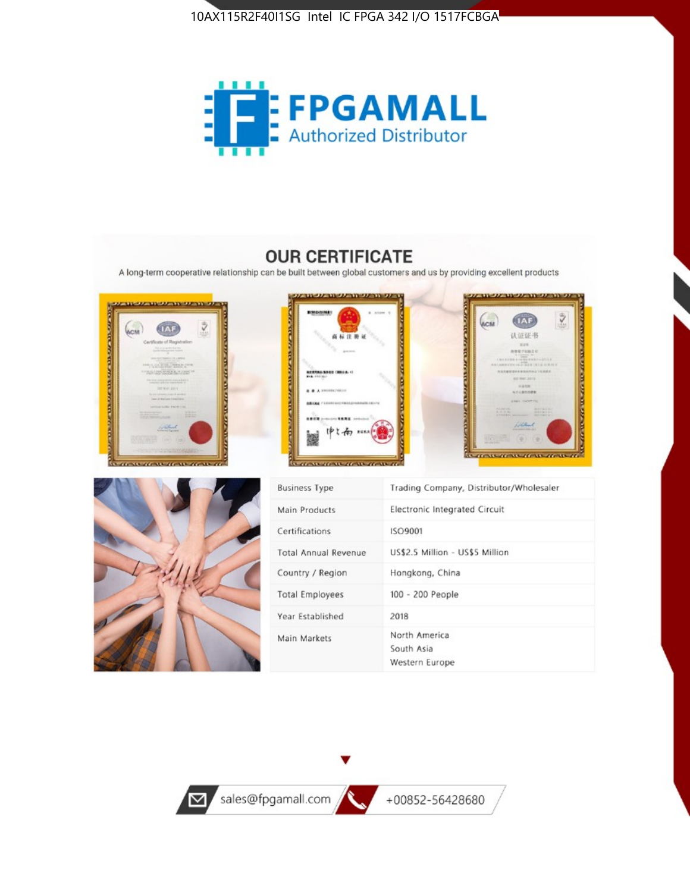FPGAMALL
Authorized Distributor

## OUR CERTIFICATE

A long-term cooperative relationship can be built between global customers and us by providing excellent products

| | |
|---|---|
| Business Type | Trading Company, Distributor/Wholesaler |
| Main Products | Electronic Integrated Circuit |
| Certifications | ISO9001 |
| Total Annual Revenue | US$2.5 Million - US$5 Million |
| Country / Region | Hongkong, China |
| Total Employees | 100 - 200 People |
| Year Established | 2018 |
| Main Markets | North America<br>South Asia<br>Western Europe |

sales@fpgamall.com

+00852-56428680